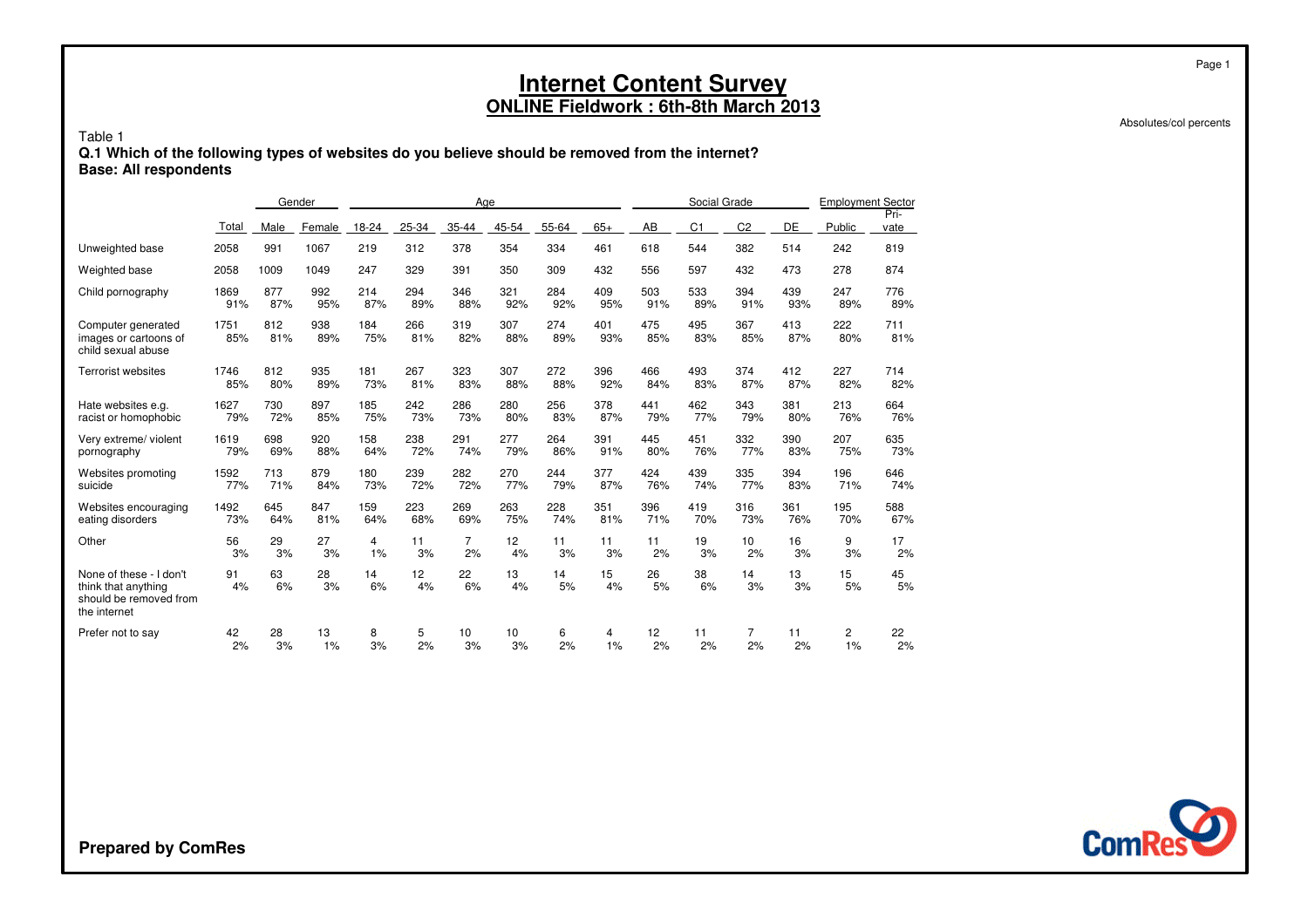# Internet Content Survey

## ONLINE Fieldwork : 6th-8th March 2013

Absolutes/col percents

Table 1

**Q.1 Which of the following types of websites do you believe should be removed from the internet?**

**Base: All respondents**

| | | Gender | | Age | | | | | | Social Grade | | | | Employment Sector | |
|---|---|---|---|---|---|---|---|---|---|---|---|---|---|---|---|
| | Total | Male | Female | 18-24 | 25-34 | 35-44 | 45-54 | 55-64 | 65+ | AB | C1 | C2 | DE | Public | Private |
| Unweighted base | 2058 | 991 | 1067 | 219 | 312 | 378 | 354 | 334 | 461 | 618 | 544 | 382 | 514 | 242 | 819 |
| Weighted base | 2058 | 1009 | 1049 | 247 | 329 | 391 | 350 | 309 | 432 | 556 | 597 | 432 | 473 | 278 | 874 |
| Child pornography | 1869<br>91% | 877<br>87% | 992<br>95% | 214<br>87% | 294<br>89% | 346<br>88% | 321<br>92% | 284<br>92% | 409<br>95% | 503<br>91% | 533<br>89% | 394<br>91% | 439<br>93% | 247<br>89% | 776<br>89% |
| Computer generated images or cartoons of child sexual abuse | 1751<br>85% | 812<br>81% | 938<br>89% | 184<br>75% | 266<br>81% | 319<br>82% | 307<br>88% | 274<br>89% | 401<br>93% | 475<br>85% | 495<br>83% | 367<br>85% | 413<br>87% | 222<br>80% | 711<br>81% |
| Terrorist websites | 1746<br>85% | 812<br>80% | 935<br>89% | 181<br>73% | 267<br>81% | 323<br>83% | 307<br>88% | 272<br>88% | 396<br>92% | 466<br>84% | 493<br>83% | 374<br>87% | 412<br>87% | 227<br>82% | 714<br>82% |
| Hate websites e.g. racist or homophobic | 1627<br>79% | 730<br>72% | 897<br>85% | 185<br>75% | 242<br>73% | 286<br>73% | 280<br>80% | 256<br>83% | 378<br>87% | 441<br>79% | 462<br>77% | 343<br>79% | 381<br>80% | 213<br>76% | 664<br>76% |
| Very extreme/ violent pornography | 1619<br>79% | 698<br>69% | 920<br>88% | 158<br>64% | 238<br>72% | 291<br>74% | 277<br>79% | 264<br>86% | 391<br>91% | 445<br>80% | 451<br>76% | 332<br>77% | 390<br>83% | 207<br>75% | 635<br>73% |
| Websites promoting suicide | 1592<br>77% | 713<br>71% | 879<br>84% | 180<br>73% | 239<br>72% | 282<br>72% | 270<br>77% | 244<br>79% | 377<br>87% | 424<br>76% | 439<br>74% | 335<br>77% | 394<br>83% | 196<br>71% | 646<br>74% |
| Websites encouraging eating disorders | 1492<br>73% | 645<br>64% | 847<br>81% | 159<br>64% | 223<br>68% | 269<br>69% | 263<br>75% | 228<br>74% | 351<br>81% | 396<br>71% | 419<br>70% | 316<br>73% | 361<br>76% | 195<br>70% | 588<br>67% |
| Other | 56<br>3% | 29<br>3% | 27<br>3% | 4<br>1% | 11<br>3% | 7<br>2% | 12<br>4% | 11<br>3% | 11<br>3% | 11<br>2% | 19<br>3% | 10<br>2% | 16<br>3% | 9<br>3% | 17<br>2% |
| None of these - I don't think that anything should be removed from the internet | 91<br>4% | 63<br>6% | 28<br>3% | 14<br>6% | 12<br>4% | 22<br>6% | 13<br>4% | 14<br>5% | 15<br>4% | 26<br>5% | 38<br>6% | 14<br>3% | 13<br>3% | 15<br>5% | 45<br>5% |
| Prefer not to say | 42<br>2% | 28<br>3% | 13<br>1% | 8<br>3% | 5<br>2% | 10<br>3% | 10<br>3% | 6<br>2% | 4<br>1% | 12<br>2% | 11<br>2% | 7<br>2% | 11<br>2% | 2<br>1% | 22<br>2% |

**Prepared by ComRes**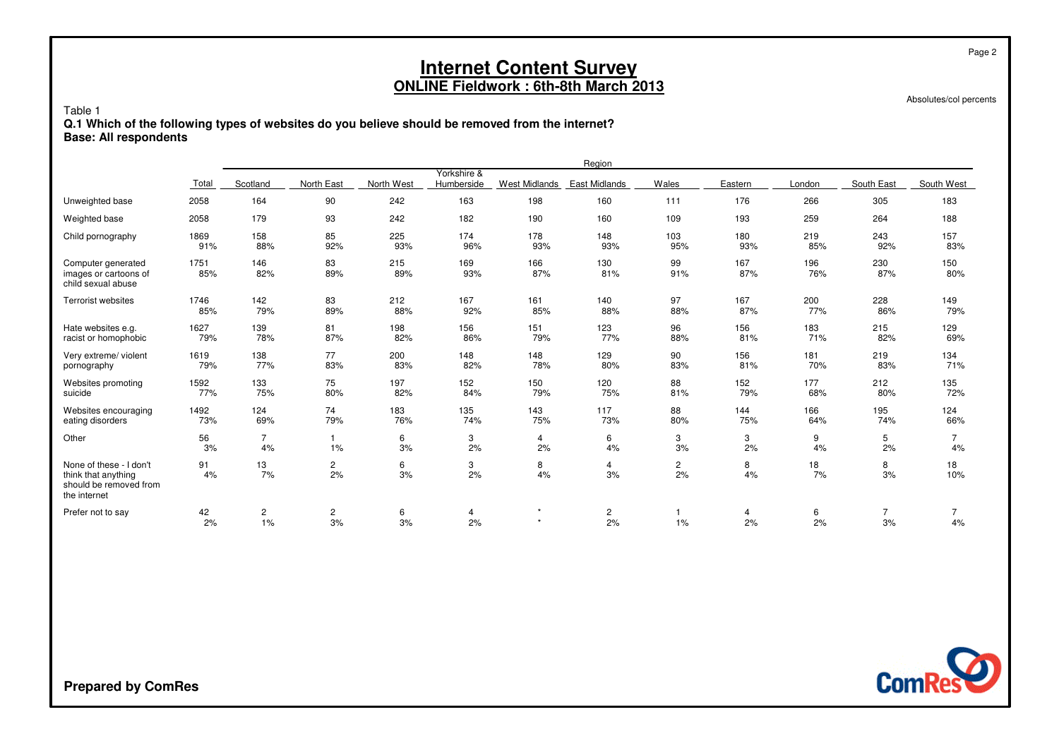# Internet Content Survey
## ONLINE Fieldwork : 6th-8th March 2013

Absolutes/col percents

Table 1
**Q.1 Which of the following types of websites do you believe should be removed from the internet?**
**Base: All respondents**

| | Total | Region | | | | | | | | | | |
|---|---|---|---|---|---|---|---|---|---|---|---|---|
| | | Scotland | North East | North West | Yorkshire & Humberside | West Midlands | East Midlands | Wales | Eastern | London | South East | South West |
| Unweighted base | 2058 | 164 | 90 | 242 | 163 | 198 | 160 | 111 | 176 | 266 | 305 | 183 |
| Weighted base | 2058 | 179 | 93 | 242 | 182 | 190 | 160 | 109 | 193 | 259 | 264 | 188 |
| Child pornography | 1869<br>91% | 158<br>88% | 85<br>92% | 225<br>93% | 174<br>96% | 178<br>93% | 148<br>93% | 103<br>95% | 180<br>93% | 219<br>85% | 243<br>92% | 157<br>83% |
| Computer generated images or cartoons of child sexual abuse | 1751<br>85% | 146<br>82% | 83<br>89% | 215<br>89% | 169<br>93% | 166<br>87% | 130<br>81% | 99<br>91% | 167<br>87% | 196<br>76% | 230<br>87% | 150<br>80% |
| Terrorist websites | 1746<br>85% | 142<br>79% | 83<br>89% | 212<br>88% | 167<br>92% | 161<br>85% | 140<br>88% | 97<br>88% | 167<br>87% | 200<br>77% | 228<br>86% | 149<br>79% |
| Hate websites e.g. racist or homophobic | 1627<br>79% | 139<br>78% | 81<br>87% | 198<br>82% | 156<br>86% | 151<br>79% | 123<br>77% | 96<br>88% | 156<br>81% | 183<br>71% | 215<br>82% | 129<br>69% |
| Very extreme/ violent pornography | 1619<br>79% | 138<br>77% | 77<br>83% | 200<br>83% | 148<br>82% | 148<br>78% | 129<br>80% | 90<br>83% | 156<br>81% | 181<br>70% | 219<br>83% | 134<br>71% |
| Websites promoting suicide | 1592<br>77% | 133<br>75% | 75<br>80% | 197<br>82% | 152<br>84% | 150<br>79% | 120<br>75% | 88<br>81% | 152<br>79% | 177<br>68% | 212<br>80% | 135<br>72% |
| Websites encouraging eating disorders | 1492<br>73% | 124<br>69% | 74<br>79% | 183<br>76% | 135<br>74% | 143<br>75% | 117<br>73% | 88<br>80% | 144<br>75% | 166<br>64% | 195<br>74% | 124<br>66% |
| Other | 56<br>3% | 7<br>4% | 1<br>1% | 6<br>3% | 3<br>2% | 4<br>2% | 6<br>4% | 3<br>3% | 3<br>2% | 9<br>4% | 5<br>2% | 7<br>4% |
| None of these - I don't think that anything should be removed from the internet | 91<br>4% | 13<br>7% | 2<br>2% | 6<br>3% | 3<br>2% | 8<br>4% | 4<br>3% | 2<br>2% | 8<br>4% | 18<br>7% | 8<br>3% | 18<br>10% |
| Prefer not to say | 42<br>2% | 2<br>1% | 2<br>3% | 6<br>3% | 4<br>2% | *<br>* | 2<br>2% | 1<br>1% | 4<br>2% | 6<br>2% | 7<br>3% | 7<br>4% |

**Prepared by ComRes**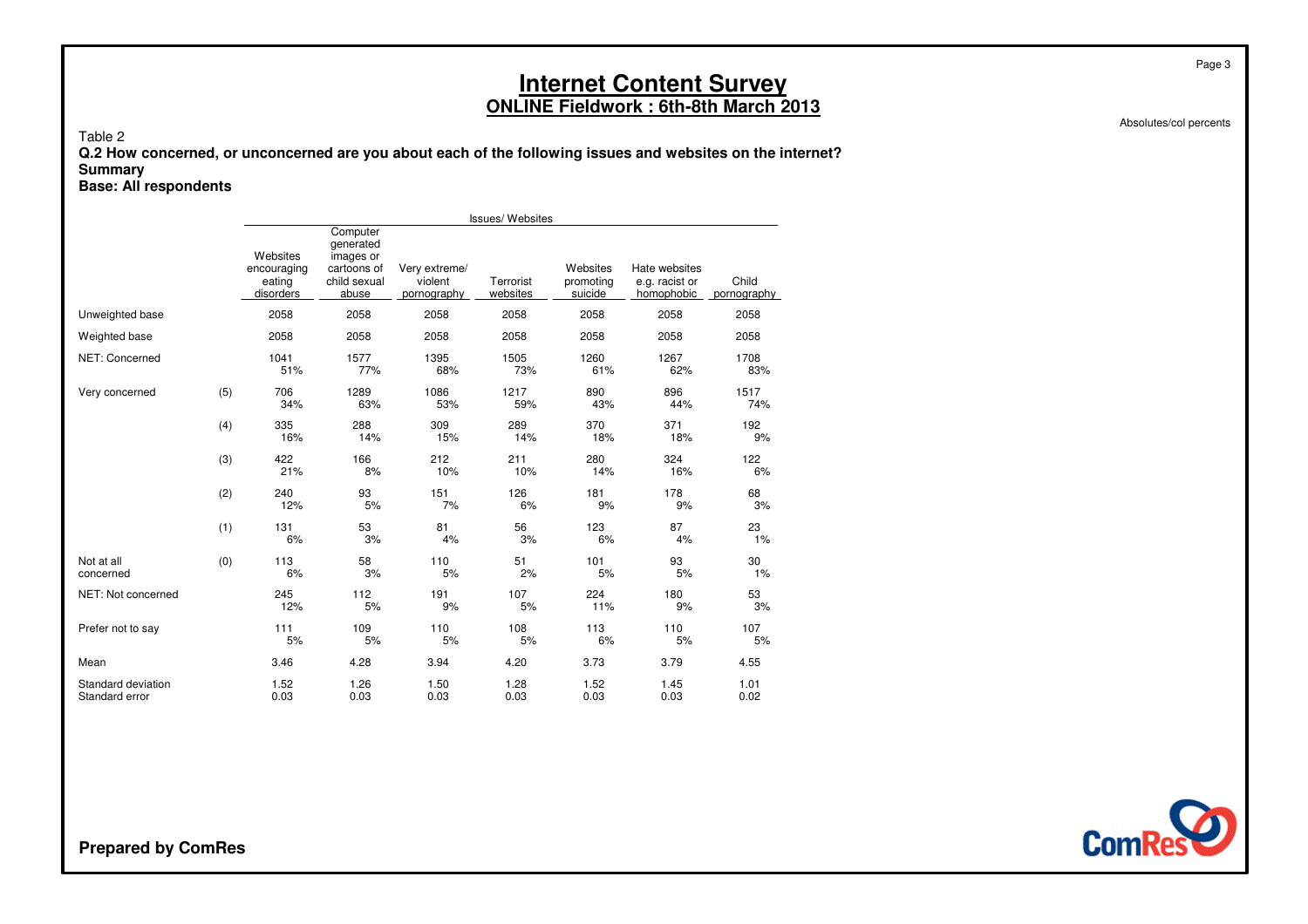# Internet Content Survey

## ONLINE Fieldwork : 6th-8th March 2013

Absolutes/col percents

Table 2

**Q.2 How concerned, or unconcerned are you about each of the following issues and websites on the internet?**

**Summary**

**Base: All respondents**

| | | Issues/ Websites | | | | | | |
|---|---|---|---|---|---|---|---|---|
| | | Websites encouraging eating disorders | Computer generated images or cartoons of child sexual abuse | Very extreme/ violent pornography | Terrorist websites | Websites promoting suicide | Hate websites e.g. racist or homophobic | Child pornography |
| Unweighted base | | 2058 | 2058 | 2058 | 2058 | 2058 | 2058 | 2058 |
| Weighted base | | 2058 | 2058 | 2058 | 2058 | 2058 | 2058 | 2058 |
| NET: Concerned | | 1041<br>51% | 1577<br>77% | 1395<br>68% | 1505<br>73% | 1260<br>61% | 1267<br>62% | 1708<br>83% |
| Very concerned | (5) | 706<br>34% | 1289<br>63% | 1086<br>53% | 1217<br>59% | 890<br>43% | 896<br>44% | 1517<br>74% |
| | (4) | 335<br>16% | 288<br>14% | 309<br>15% | 289<br>14% | 370<br>18% | 371<br>18% | 192<br>9% |
| | (3) | 422<br>21% | 166<br>8% | 212<br>10% | 211<br>10% | 280<br>14% | 324<br>16% | 122<br>6% |
| | (2) | 240<br>12% | 93<br>5% | 151<br>7% | 126<br>6% | 181<br>9% | 178<br>9% | 68<br>3% |
| | (1) | 131<br>6% | 53<br>3% | 81<br>4% | 56<br>3% | 123<br>6% | 87<br>4% | 23<br>1% |
| Not at all concerned | (0) | 113<br>6% | 58<br>3% | 110<br>5% | 51<br>2% | 101<br>5% | 93<br>5% | 30<br>1% |
| NET: Not concerned | | 245<br>12% | 112<br>5% | 191<br>9% | 107<br>5% | 224<br>11% | 180<br>9% | 53<br>3% |
| Prefer not to say | | 111<br>5% | 109<br>5% | 110<br>5% | 108<br>5% | 113<br>6% | 110<br>5% | 107<br>5% |
| Mean | | 3.46 | 4.28 | 3.94 | 4.20 | 3.73 | 3.79 | 4.55 |
| Standard deviation | | 1.52 | 1.26 | 1.50 | 1.28 | 1.52 | 1.45 | 1.01 |
| Standard error | | 0.03 | 0.03 | 0.03 | 0.03 | 0.03 | 0.03 | 0.02 |

**Prepared by ComRes**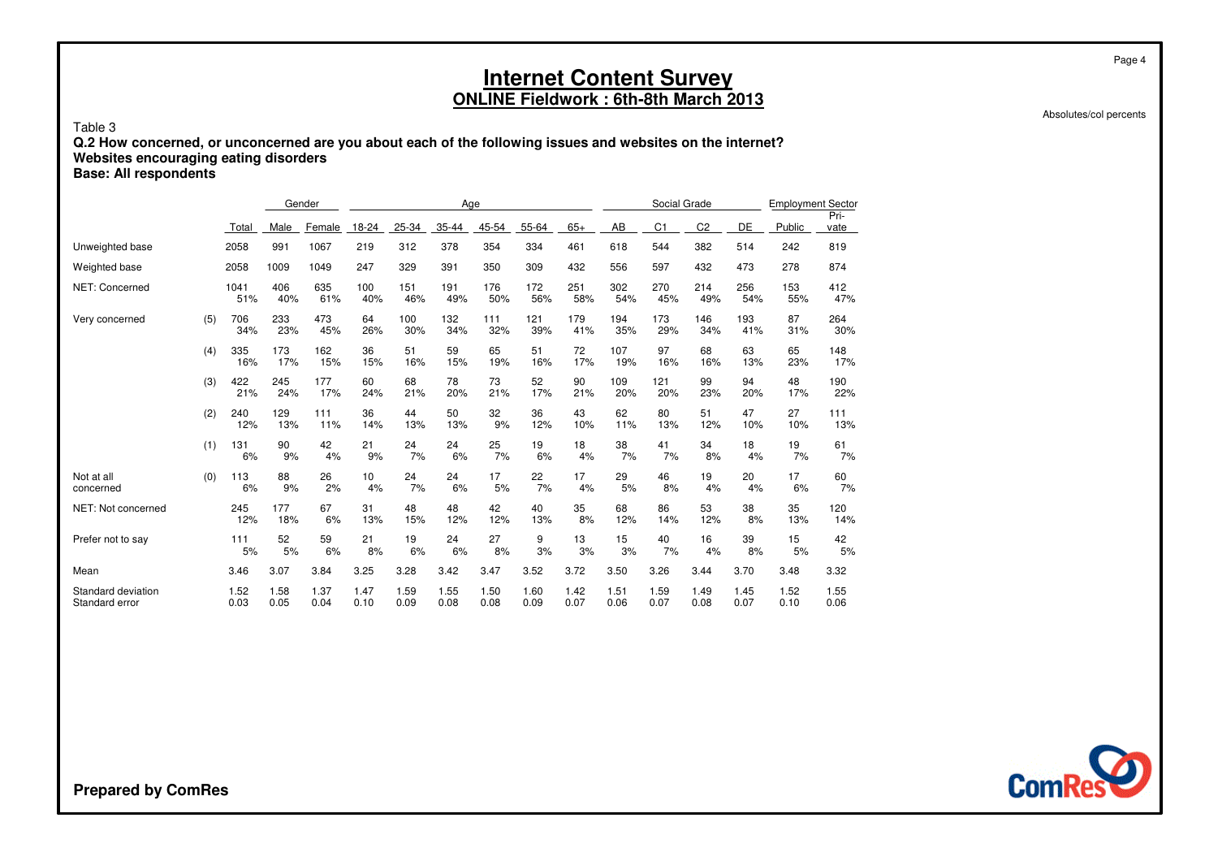# Internet Content Survey

## ONLINE Fieldwork : 6th-8th March 2013

Absolutes/col percents

Table 3

**Q.2 How concerned, or unconcerned are you about each of the following issues and websites on the internet?**
**Websites encouraging eating disorders**
**Base: All respondents**

| | | | Gender | | Age | | | | | | Social Grade | | | | Employment Sector | |
|---|---|---|---|---|---|---|---|---|---|---|---|---|---|---|---|---|
| | | Total | Male | Female | 18-24 | 25-34 | 35-44 | 45-54 | 55-64 | 65+ | AB | C1 | C2 | DE | Public | Pri-vate |
| Unweighted base | | 2058 | 991 | 1067 | 219 | 312 | 378 | 354 | 334 | 461 | 618 | 544 | 382 | 514 | 242 | 819 |
| Weighted base | | 2058 | 1009 | 1049 | 247 | 329 | 391 | 350 | 309 | 432 | 556 | 597 | 432 | 473 | 278 | 874 |
| NET: Concerned | | 1041 | 406 | 635 | 100 | 151 | 191 | 176 | 172 | 251 | 302 | 270 | 214 | 256 | 153 | 412 |
| | | 51% | 40% | 61% | 40% | 46% | 49% | 50% | 56% | 58% | 54% | 45% | 49% | 54% | 55% | 47% |
| Very concerned | (5) | 706 | 233 | 473 | 64 | 100 | 132 | 111 | 121 | 179 | 194 | 173 | 146 | 193 | 87 | 264 |
| | | 34% | 23% | 45% | 26% | 30% | 34% | 32% | 39% | 41% | 35% | 29% | 34% | 41% | 31% | 30% |
| | (4) | 335 | 173 | 162 | 36 | 51 | 59 | 65 | 51 | 72 | 107 | 97 | 68 | 63 | 65 | 148 |
| | | 16% | 17% | 15% | 15% | 16% | 15% | 19% | 16% | 17% | 19% | 16% | 16% | 13% | 23% | 17% |
| | (3) | 422 | 245 | 177 | 60 | 68 | 78 | 73 | 52 | 90 | 109 | 121 | 99 | 94 | 48 | 190 |
| | | 21% | 24% | 17% | 24% | 21% | 20% | 21% | 17% | 21% | 20% | 20% | 23% | 20% | 17% | 22% |
| | (2) | 240 | 129 | 111 | 36 | 44 | 50 | 32 | 36 | 43 | 62 | 80 | 51 | 47 | 27 | 111 |
| | | 12% | 13% | 11% | 14% | 13% | 13% | 9% | 12% | 10% | 11% | 13% | 12% | 10% | 10% | 13% |
| | (1) | 131 | 90 | 42 | 21 | 24 | 24 | 25 | 19 | 18 | 38 | 41 | 34 | 18 | 19 | 61 |
| | | 6% | 9% | 4% | 9% | 7% | 6% | 7% | 6% | 4% | 7% | 7% | 8% | 4% | 7% | 7% |
| Not at all concerned | (0) | 113 | 88 | 26 | 10 | 24 | 24 | 17 | 22 | 17 | 29 | 46 | 19 | 20 | 17 | 60 |
| | | 6% | 9% | 2% | 4% | 7% | 6% | 5% | 7% | 4% | 5% | 8% | 4% | 4% | 6% | 7% |
| NET: Not concerned | | 245 | 177 | 67 | 31 | 48 | 48 | 42 | 40 | 35 | 68 | 86 | 53 | 38 | 35 | 120 |
| | | 12% | 18% | 6% | 13% | 15% | 12% | 12% | 13% | 8% | 12% | 14% | 12% | 8% | 13% | 14% |
| Prefer not to say | | 111 | 52 | 59 | 21 | 19 | 24 | 27 | 9 | 13 | 15 | 40 | 16 | 39 | 15 | 42 |
| | | 5% | 5% | 6% | 8% | 6% | 6% | 8% | 3% | 3% | 3% | 7% | 4% | 8% | 5% | 5% |
| Mean | | 3.46 | 3.07 | 3.84 | 3.25 | 3.28 | 3.42 | 3.47 | 3.52 | 3.72 | 3.50 | 3.26 | 3.44 | 3.70 | 3.48 | 3.32 |
| Standard deviation | | 1.52 | 1.58 | 1.37 | 1.47 | 1.59 | 1.55 | 1.50 | 1.60 | 1.42 | 1.51 | 1.59 | 1.49 | 1.45 | 1.52 | 1.55 |
| Standard error | | 0.03 | 0.05 | 0.04 | 0.10 | 0.09 | 0.08 | 0.08 | 0.09 | 0.07 | 0.06 | 0.07 | 0.08 | 0.07 | 0.10 | 0.06 |

**Prepared by ComRes**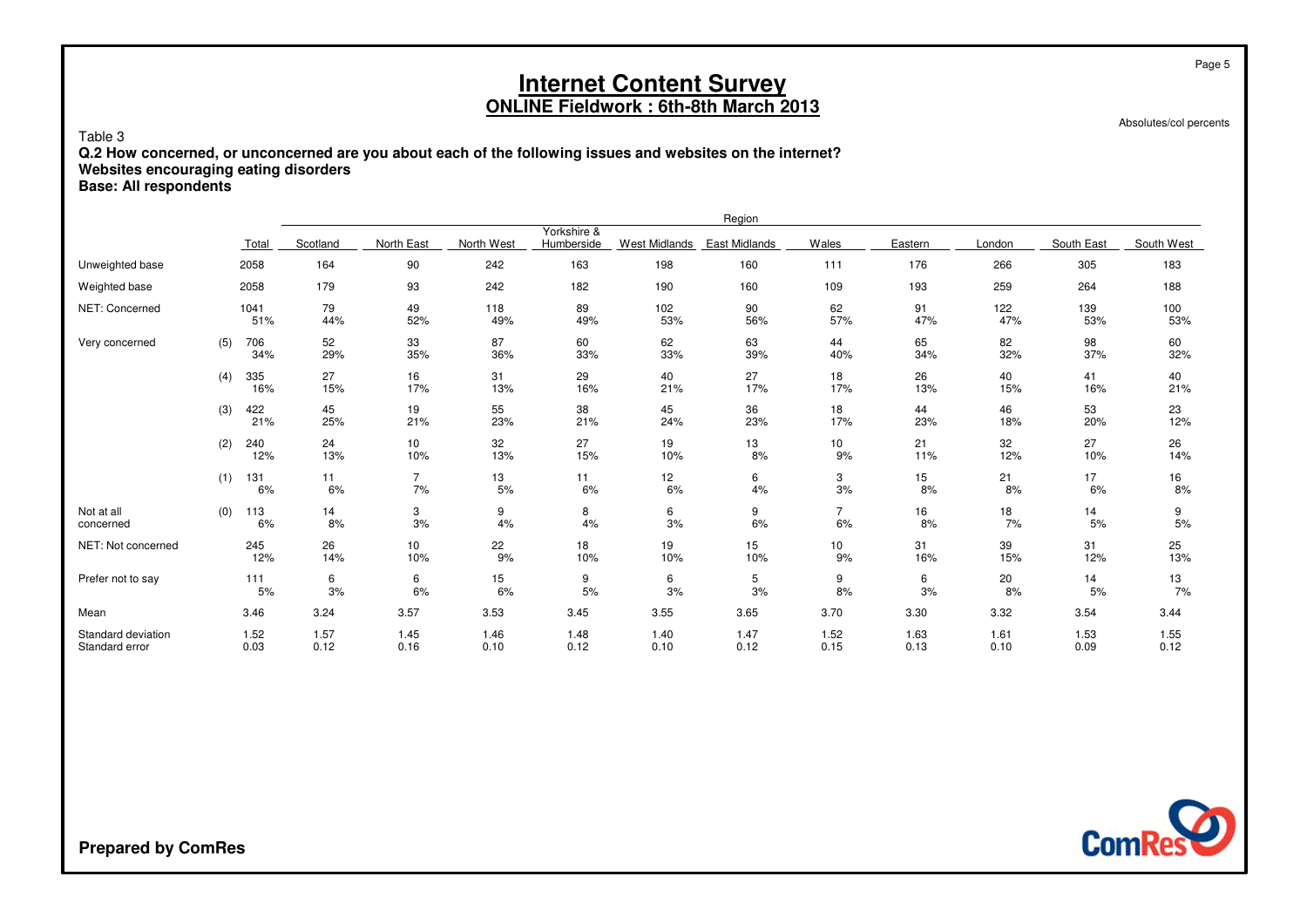# Internet Content Survey

## ONLINE Fieldwork : 6th-8th March 2013

Absolutes/col percents

Table 3

**Q.2 How concerned, or unconcerned are you about each of the following issues and websites on the internet?**
**Websites encouraging eating disorders**
**Base: All respondents**

| | | | Region | | | | | | | | | | |
|---|---|---|---|---|---|---|---|---|---|---|---|---|---|
| | | Total | Scotland | North East | North West | Yorkshire & Humberside | West Midlands | East Midlands | Wales | Eastern | London | South East | South West |
| Unweighted base | | 2058 | 164 | 90 | 242 | 163 | 198 | 160 | 111 | 176 | 266 | 305 | 183 |
| Weighted base | | 2058 | 179 | 93 | 242 | 182 | 190 | 160 | 109 | 193 | 259 | 264 | 188 |
| NET: Concerned | | 1041 | 79 | 49 | 118 | 89 | 102 | 90 | 62 | 91 | 122 | 139 | 100 |
| | | 51% | 44% | 52% | 49% | 49% | 53% | 56% | 57% | 47% | 47% | 53% | 53% |
| Very concerned | (5) | 706 | 52 | 33 | 87 | 60 | 62 | 63 | 44 | 65 | 82 | 98 | 60 |
| | | 34% | 29% | 35% | 36% | 33% | 33% | 39% | 40% | 34% | 32% | 37% | 32% |
| | (4) | 335 | 27 | 16 | 31 | 29 | 40 | 27 | 18 | 26 | 40 | 41 | 40 |
| | | 16% | 15% | 17% | 13% | 16% | 21% | 17% | 17% | 13% | 15% | 16% | 21% |
| | (3) | 422 | 45 | 19 | 55 | 38 | 45 | 36 | 18 | 44 | 46 | 53 | 23 |
| | | 21% | 25% | 21% | 23% | 21% | 24% | 23% | 17% | 23% | 18% | 20% | 12% |
| | (2) | 240 | 24 | 10 | 32 | 27 | 19 | 13 | 10 | 21 | 32 | 27 | 26 |
| | | 12% | 13% | 10% | 13% | 15% | 10% | 8% | 9% | 11% | 12% | 10% | 14% |
| | (1) | 131 | 11 | 7 | 13 | 11 | 12 | 6 | 3 | 15 | 21 | 17 | 16 |
| | | 6% | 6% | 7% | 5% | 6% | 6% | 4% | 3% | 8% | 8% | 6% | 8% |
| Not at all concerned | (0) | 113 | 14 | 3 | 9 | 8 | 6 | 9 | 7 | 16 | 18 | 14 | 9 |
| | | 6% | 8% | 3% | 4% | 4% | 3% | 6% | 6% | 8% | 7% | 5% | 5% |
| NET: Not concerned | | 245 | 26 | 10 | 22 | 18 | 19 | 15 | 10 | 31 | 39 | 31 | 25 |
| | | 12% | 14% | 10% | 9% | 10% | 10% | 10% | 9% | 16% | 15% | 12% | 13% |
| Prefer not to say | | 111 | 6 | 6 | 15 | 9 | 6 | 5 | 9 | 6 | 20 | 14 | 13 |
| | | 5% | 3% | 6% | 6% | 5% | 3% | 3% | 8% | 3% | 8% | 5% | 7% |
| Mean | | 3.46 | 3.24 | 3.57 | 3.53 | 3.45 | 3.55 | 3.65 | 3.70 | 3.30 | 3.32 | 3.54 | 3.44 |
| Standard deviation | | 1.52 | 1.57 | 1.45 | 1.46 | 1.48 | 1.40 | 1.47 | 1.52 | 1.63 | 1.61 | 1.53 | 1.55 |
| Standard error | | 0.03 | 0.12 | 0.16 | 0.10 | 0.12 | 0.10 | 0.12 | 0.15 | 0.13 | 0.10 | 0.09 | 0.12 |

**Prepared by ComRes**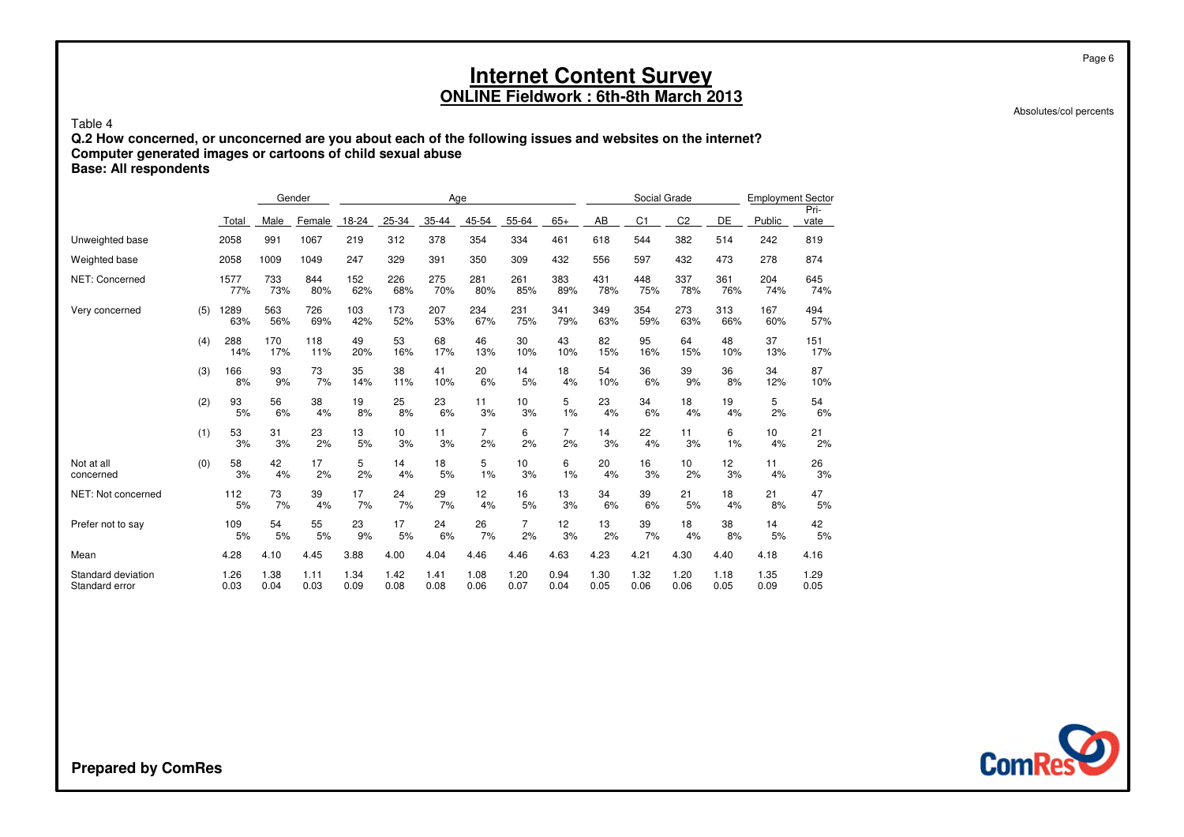# Internet Content Survey

## ONLINE Fieldwork : 6th-8th March 2013

Absolutes/col percents

Table 4

**Q.2 How concerned, or unconcerned are you about each of the following issues and websites on the internet?**
**Computer generated images or cartoons of child sexual abuse**
**Base: All respondents**

| | | | Gender | | Age | | | | | | Social Grade | | | | Employment Sector | |
|---|---|---|---|---|---|---|---|---|---|---|---|---|---|---|---|---|
| | | Total | Male | Female | 18-24 | 25-34 | 35-44 | 45-54 | 55-64 | 65+ | AB | C1 | C2 | DE | Public | Pri-vate |
| Unweighted base | | 2058 | 991 | 1067 | 219 | 312 | 378 | 354 | 334 | 461 | 618 | 544 | 382 | 514 | 242 | 819 |
| Weighted base | | 2058 | 1009 | 1049 | 247 | 329 | 391 | 350 | 309 | 432 | 556 | 597 | 432 | 473 | 278 | 874 |
| NET: Concerned | | 1577 | 733 | 844 | 152 | 226 | 275 | 281 | 261 | 383 | 431 | 448 | 337 | 361 | 204 | 645 |
| | | 77% | 73% | 80% | 62% | 68% | 70% | 80% | 85% | 89% | 78% | 75% | 78% | 76% | 74% | 74% |
| Very concerned | (5) | 1289 | 563 | 726 | 103 | 173 | 207 | 234 | 231 | 341 | 349 | 354 | 273 | 313 | 167 | 494 |
| | | 63% | 56% | 69% | 42% | 52% | 53% | 67% | 75% | 79% | 63% | 59% | 63% | 66% | 60% | 57% |
| | (4) | 288 | 170 | 118 | 49 | 53 | 68 | 46 | 30 | 43 | 82 | 95 | 64 | 48 | 37 | 151 |
| | | 14% | 17% | 11% | 20% | 16% | 17% | 13% | 10% | 10% | 15% | 16% | 15% | 10% | 13% | 17% |
| | (3) | 166 | 93 | 73 | 35 | 38 | 41 | 20 | 14 | 18 | 54 | 36 | 39 | 36 | 34 | 87 |
| | | 8% | 9% | 7% | 14% | 11% | 10% | 6% | 5% | 4% | 10% | 6% | 9% | 8% | 12% | 10% |
| | (2) | 93 | 56 | 38 | 19 | 25 | 23 | 11 | 10 | 5 | 23 | 34 | 18 | 19 | 5 | 54 |
| | | 5% | 6% | 4% | 8% | 8% | 6% | 3% | 3% | 1% | 4% | 6% | 4% | 4% | 2% | 6% |
| | (1) | 53 | 31 | 23 | 13 | 10 | 11 | 7 | 6 | 7 | 14 | 22 | 11 | 6 | 10 | 21 |
| | | 3% | 3% | 2% | 5% | 3% | 3% | 2% | 2% | 2% | 3% | 4% | 3% | 1% | 4% | 2% |
| Not at all concerned | (0) | 58 | 42 | 17 | 5 | 14 | 18 | 5 | 10 | 6 | 20 | 16 | 10 | 12 | 11 | 26 |
| | | 3% | 4% | 2% | 2% | 4% | 5% | 1% | 3% | 1% | 4% | 3% | 2% | 3% | 4% | 3% |
| NET: Not concerned | | 112 | 73 | 39 | 17 | 24 | 29 | 12 | 16 | 13 | 34 | 39 | 21 | 18 | 21 | 47 |
| | | 5% | 7% | 4% | 7% | 7% | 7% | 4% | 5% | 3% | 6% | 6% | 5% | 4% | 8% | 5% |
| Prefer not to say | | 109 | 54 | 55 | 23 | 17 | 24 | 26 | 7 | 12 | 13 | 39 | 18 | 38 | 14 | 42 |
| | | 5% | 5% | 5% | 9% | 5% | 6% | 7% | 2% | 3% | 2% | 7% | 4% | 8% | 5% | 5% |
| Mean | | 4.28 | 4.10 | 4.45 | 3.88 | 4.00 | 4.04 | 4.46 | 4.46 | 4.63 | 4.23 | 4.21 | 4.30 | 4.40 | 4.18 | 4.16 |
| Standard deviation | | 1.26 | 1.38 | 1.11 | 1.34 | 1.42 | 1.41 | 1.08 | 1.20 | 0.94 | 1.30 | 1.32 | 1.20 | 1.18 | 1.35 | 1.29 |
| Standard error | | 0.03 | 0.04 | 0.03 | 0.09 | 0.08 | 0.08 | 0.06 | 0.07 | 0.04 | 0.05 | 0.06 | 0.06 | 0.05 | 0.09 | 0.05 |

**Prepared by ComRes**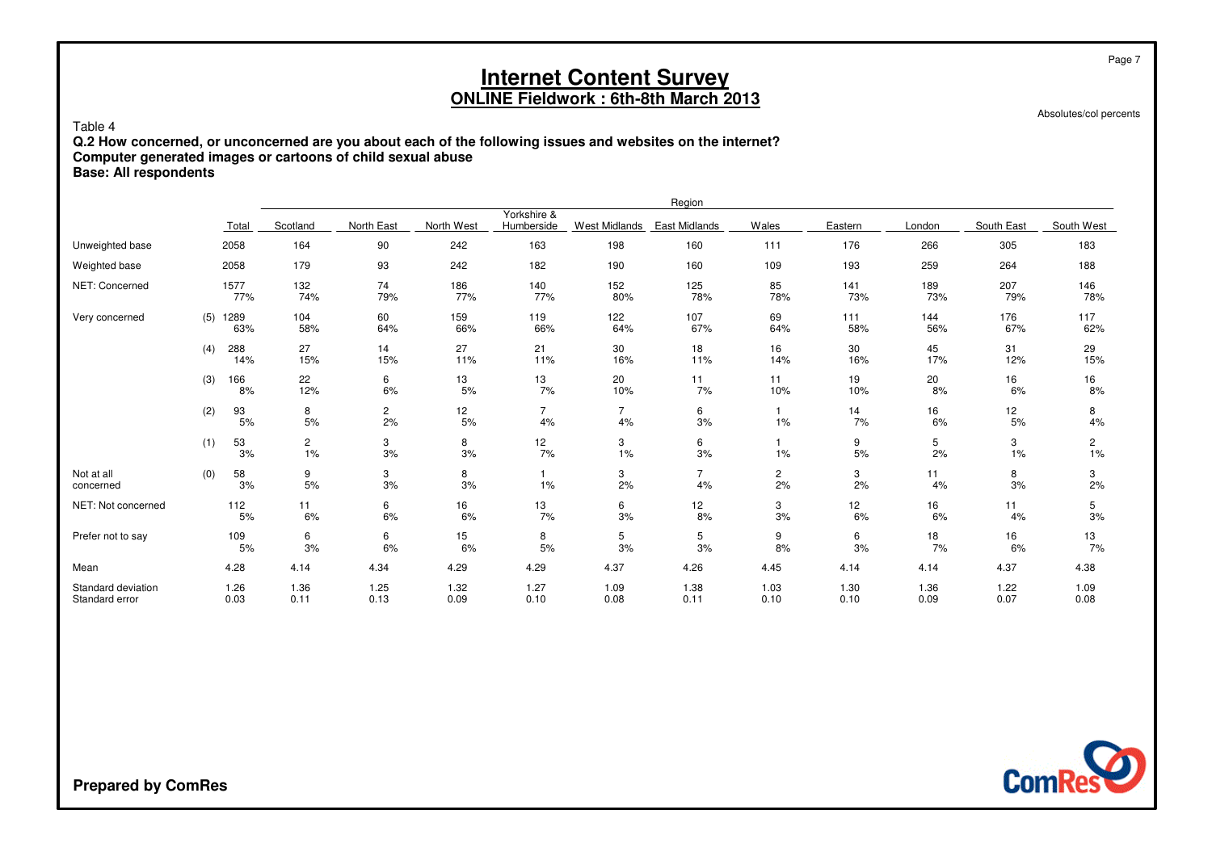# Internet Content Survey

## ONLINE Fieldwork : 6th-8th March 2013

Absolutes/col percents

Table 4

**Q.2 How concerned, or unconcerned are you about each of the following issues and websites on the internet?**
**Computer generated images or cartoons of child sexual abuse**
**Base: All respondents**

| | | Region | | | | | | | | | | |
|---|---|---|---|---|---|---|---|---|---|---|---|---|
| | Total | Scotland | North East | North West | Yorkshire & Humberside | West Midlands | East Midlands | Wales | Eastern | London | South East | South West |
| Unweighted base | 2058 | 164 | 90 | 242 | 163 | 198 | 160 | 111 | 176 | 266 | 305 | 183 |
| Weighted base | 2058 | 179 | 93 | 242 | 182 | 190 | 160 | 109 | 193 | 259 | 264 | 188 |
| NET: Concerned | 1577<br>77% | 132<br>74% | 74<br>79% | 186<br>77% | 140<br>77% | 152<br>80% | 125<br>78% | 85<br>78% | 141<br>73% | 189<br>73% | 207<br>79% | 146<br>78% |
| Very concerned (5) | 1289<br>63% | 104<br>58% | 60<br>64% | 159<br>66% | 119<br>66% | 122<br>64% | 107<br>67% | 69<br>64% | 111<br>58% | 144<br>56% | 176<br>67% | 117<br>62% |
| (4) | 288<br>14% | 27<br>15% | 14<br>15% | 27<br>11% | 21<br>11% | 30<br>16% | 18<br>11% | 16<br>14% | 30<br>16% | 45<br>17% | 31<br>12% | 29<br>15% |
| (3) | 166<br>8% | 22<br>12% | 6<br>6% | 13<br>5% | 13<br>7% | 20<br>10% | 11<br>7% | 11<br>10% | 19<br>10% | 20<br>8% | 16<br>6% | 16<br>8% |
| (2) | 93<br>5% | 8<br>5% | 2<br>2% | 12<br>5% | 7<br>4% | 7<br>4% | 6<br>3% | 1<br>1% | 14<br>7% | 16<br>6% | 12<br>5% | 8<br>4% |
| (1) | 53<br>3% | 2<br>1% | 3<br>3% | 8<br>3% | 12<br>7% | 3<br>1% | 6<br>3% | 1<br>1% | 9<br>5% | 5<br>2% | 3<br>1% | 2<br>1% |
| Not at all concerned (0) | 58<br>3% | 9<br>5% | 3<br>3% | 8<br>3% | 1<br>1% | 3<br>2% | 7<br>4% | 2<br>2% | 3<br>2% | 11<br>4% | 8<br>3% | 3<br>2% |
| NET: Not concerned | 112<br>5% | 11<br>6% | 6<br>6% | 16<br>6% | 13<br>7% | 6<br>3% | 12<br>8% | 3<br>3% | 12<br>6% | 16<br>6% | 11<br>4% | 5<br>3% |
| Prefer not to say | 109<br>5% | 6<br>3% | 6<br>6% | 15<br>6% | 8<br>5% | 5<br>3% | 5<br>3% | 9<br>8% | 6<br>3% | 18<br>7% | 16<br>6% | 13<br>7% |
| Mean | 4.28 | 4.14 | 4.34 | 4.29 | 4.29 | 4.37 | 4.26 | 4.45 | 4.14 | 4.14 | 4.37 | 4.38 |
| Standard deviation | 1.26 | 1.36 | 1.25 | 1.32 | 1.27 | 1.09 | 1.38 | 1.03 | 1.30 | 1.36 | 1.22 | 1.09 |
| Standard error | 0.03 | 0.11 | 0.13 | 0.09 | 0.10 | 0.08 | 0.11 | 0.10 | 0.10 | 0.09 | 0.07 | 0.08 |

**Prepared by ComRes**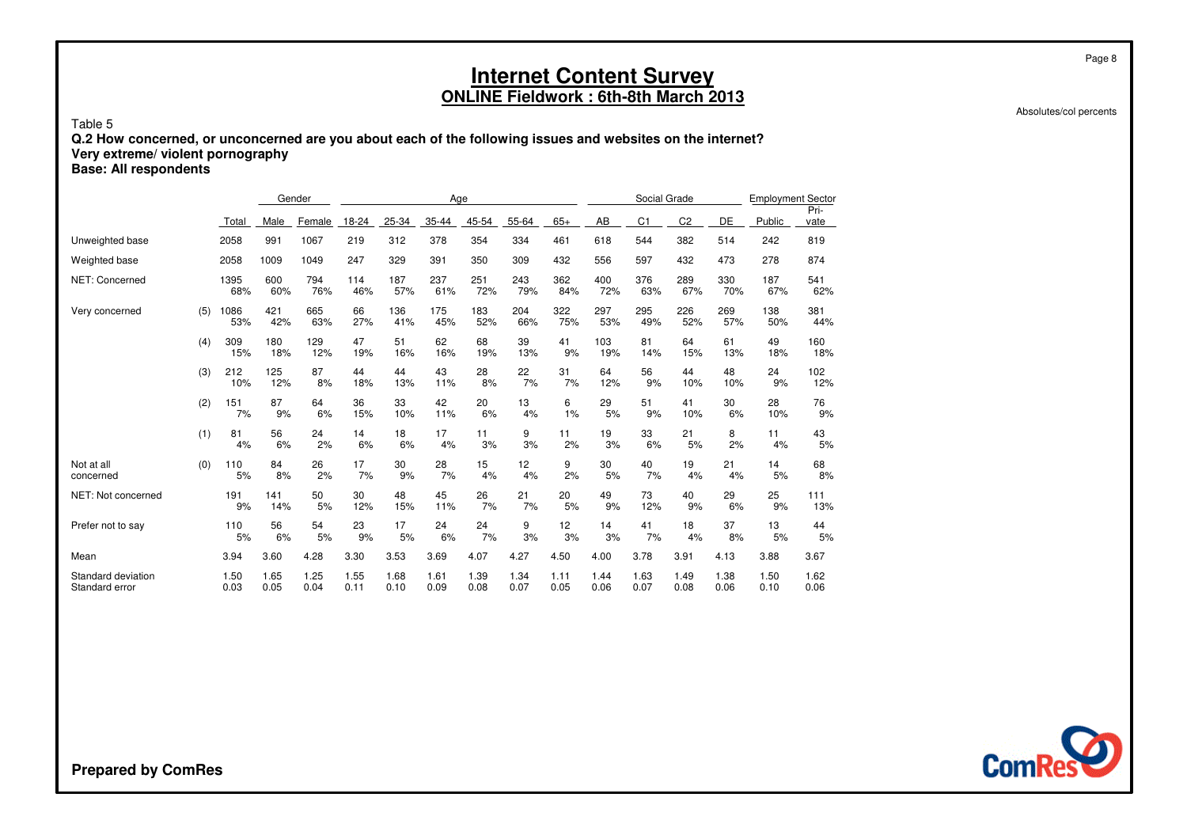# Internet Content Survey

## ONLINE Fieldwork : 6th-8th March 2013

Absolutes/col percents

Table 5

**Q.2 How concerned, or unconcerned are you about each of the following issues and websites on the internet?**
**Very extreme/ violent pornography**
**Base: All respondents**

| | | | Gender | | Age | | | | | | Social Grade | | | | Employment Sector | |
|---|---|---|---|---|---|---|---|---|---|---|---|---|---|---|---|---|
| | | Total | Male | Female | 18-24 | 25-34 | 35-44 | 45-54 | 55-64 | 65+ | AB | C1 | C2 | DE | Public | Private |
| Unweighted base | | 2058 | 991 | 1067 | 219 | 312 | 378 | 354 | 334 | 461 | 618 | 544 | 382 | 514 | 242 | 819 |
| Weighted base | | 2058 | 1009 | 1049 | 247 | 329 | 391 | 350 | 309 | 432 | 556 | 597 | 432 | 473 | 278 | 874 |
| NET: Concerned | | 1395 | 600 | 794 | 114 | 187 | 237 | 251 | 243 | 362 | 400 | 376 | 289 | 330 | 187 | 541 |
| | | 68% | 60% | 76% | 46% | 57% | 61% | 72% | 79% | 84% | 72% | 63% | 67% | 70% | 67% | 62% |
| Very concerned | (5) | 1086 | 421 | 665 | 66 | 136 | 175 | 183 | 204 | 322 | 297 | 295 | 226 | 269 | 138 | 381 |
| | | 53% | 42% | 63% | 27% | 41% | 45% | 52% | 66% | 75% | 53% | 49% | 52% | 57% | 50% | 44% |
| | (4) | 309 | 180 | 129 | 47 | 51 | 62 | 68 | 39 | 41 | 103 | 81 | 64 | 61 | 49 | 160 |
| | | 15% | 18% | 12% | 19% | 16% | 16% | 19% | 13% | 9% | 19% | 14% | 15% | 13% | 18% | 18% |
| | (3) | 212 | 125 | 87 | 44 | 44 | 43 | 28 | 22 | 31 | 64 | 56 | 44 | 48 | 24 | 102 |
| | | 10% | 12% | 8% | 18% | 13% | 11% | 8% | 7% | 7% | 12% | 9% | 10% | 10% | 9% | 12% |
| | (2) | 151 | 87 | 64 | 36 | 33 | 42 | 20 | 13 | 6 | 29 | 51 | 41 | 30 | 28 | 76 |
| | | 7% | 9% | 6% | 15% | 10% | 11% | 6% | 4% | 1% | 5% | 9% | 10% | 6% | 10% | 9% |
| | (1) | 81 | 56 | 24 | 14 | 18 | 17 | 11 | 9 | 11 | 19 | 33 | 21 | 8 | 11 | 43 |
| | | 4% | 6% | 2% | 6% | 6% | 4% | 3% | 3% | 2% | 3% | 6% | 5% | 2% | 4% | 5% |
| Not at all concerned | (0) | 110 | 84 | 26 | 17 | 30 | 28 | 15 | 12 | 9 | 30 | 40 | 19 | 21 | 14 | 68 |
| | | 5% | 8% | 2% | 7% | 9% | 7% | 4% | 4% | 2% | 5% | 7% | 4% | 4% | 5% | 8% |
| NET: Not concerned | | 191 | 141 | 50 | 30 | 48 | 45 | 26 | 21 | 20 | 49 | 73 | 40 | 29 | 25 | 111 |
| | | 9% | 14% | 5% | 12% | 15% | 11% | 7% | 7% | 5% | 9% | 12% | 9% | 6% | 9% | 13% |
| Prefer not to say | | 110 | 56 | 54 | 23 | 17 | 24 | 24 | 9 | 12 | 14 | 41 | 18 | 37 | 13 | 44 |
| | | 5% | 6% | 5% | 9% | 5% | 6% | 7% | 3% | 3% | 3% | 7% | 4% | 8% | 5% | 5% |
| Mean | | 3.94 | 3.60 | 4.28 | 3.30 | 3.53 | 3.69 | 4.07 | 4.27 | 4.50 | 4.00 | 3.78 | 3.91 | 4.13 | 3.88 | 3.67 |
| Standard deviation | | 1.50 | 1.65 | 1.25 | 1.55 | 1.68 | 1.61 | 1.39 | 1.34 | 1.11 | 1.44 | 1.63 | 1.49 | 1.38 | 1.50 | 1.62 |
| Standard error | | 0.03 | 0.05 | 0.04 | 0.11 | 0.10 | 0.09 | 0.08 | 0.07 | 0.05 | 0.06 | 0.07 | 0.08 | 0.06 | 0.10 | 0.06 |

**Prepared by ComRes**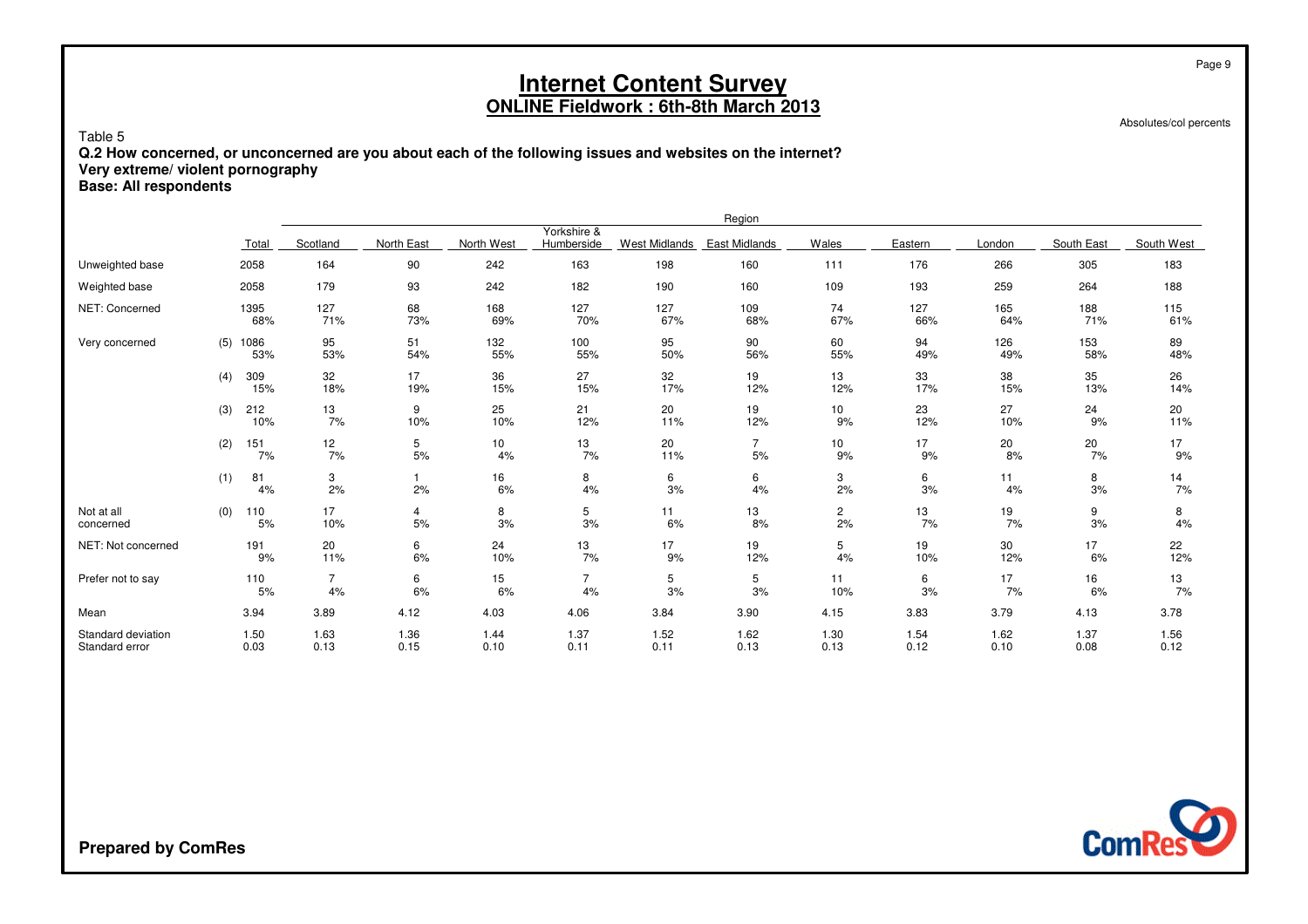# Internet Content Survey

## ONLINE Fieldwork : 6th-8th March 2013

Absolutes/col percents

Table 5

**Q.2 How concerned, or unconcerned are you about each of the following issues and websites on the internet?**
**Very extreme/ violent pornography**
**Base: All respondents**

| | | Region | | | | | | | | | | |
|---|---|---|---|---|---|---|---|---|---|---|---|---|
| | Total | Scotland | North East | North West | Yorkshire & Humberside | West Midlands | East Midlands | Wales | Eastern | London | South East | South West |
| Unweighted base | 2058 | 164 | 90 | 242 | 163 | 198 | 160 | 111 | 176 | 266 | 305 | 183 |
| Weighted base | 2058 | 179 | 93 | 242 | 182 | 190 | 160 | 109 | 193 | 259 | 264 | 188 |
| NET: Concerned | 1395<br>68% | 127<br>71% | 68<br>73% | 168<br>69% | 127<br>70% | 127<br>67% | 109<br>68% | 74<br>67% | 127<br>66% | 165<br>64% | 188<br>71% | 115<br>61% |
| Very concerned (5) | 1086<br>53% | 95<br>53% | 51<br>54% | 132<br>55% | 100<br>55% | 95<br>50% | 90<br>56% | 60<br>55% | 94<br>49% | 126<br>49% | 153<br>58% | 89<br>48% |
| (4) | 309<br>15% | 32<br>18% | 17<br>19% | 36<br>15% | 27<br>15% | 32<br>17% | 19<br>12% | 13<br>12% | 33<br>17% | 38<br>15% | 35<br>13% | 26<br>14% |
| (3) | 212<br>10% | 13<br>7% | 9<br>10% | 25<br>10% | 21<br>12% | 20<br>11% | 19<br>12% | 10<br>9% | 23<br>12% | 27<br>10% | 24<br>9% | 20<br>11% |
| (2) | 151<br>7% | 12<br>7% | 5<br>5% | 10<br>4% | 13<br>7% | 20<br>11% | 7<br>5% | 10<br>9% | 17<br>9% | 20<br>8% | 20<br>7% | 17<br>9% |
| (1) | 81<br>4% | 3<br>2% | 1<br>2% | 16<br>6% | 8<br>4% | 6<br>3% | 6<br>4% | 3<br>2% | 6<br>3% | 11<br>4% | 8<br>3% | 14<br>7% |
| Not at all concerned (0) | 110<br>5% | 17<br>10% | 4<br>5% | 8<br>3% | 5<br>3% | 11<br>6% | 13<br>8% | 2<br>2% | 13<br>7% | 19<br>7% | 9<br>3% | 8<br>4% |
| NET: Not concerned | 191<br>9% | 20<br>11% | 6<br>6% | 24<br>10% | 13<br>7% | 17<br>9% | 19<br>12% | 5<br>4% | 19<br>10% | 30<br>12% | 17<br>6% | 22<br>12% |
| Prefer not to say | 110<br>5% | 7<br>4% | 6<br>6% | 15<br>6% | 7<br>4% | 5<br>3% | 5<br>3% | 11<br>10% | 6<br>3% | 17<br>7% | 16<br>6% | 13<br>7% |
| Mean | 3.94 | 3.89 | 4.12 | 4.03 | 4.06 | 3.84 | 3.90 | 4.15 | 3.83 | 3.79 | 4.13 | 3.78 |
| Standard deviation | 1.50 | 1.63 | 1.36 | 1.44 | 1.37 | 1.52 | 1.62 | 1.30 | 1.54 | 1.62 | 1.37 | 1.56 |
| Standard error | 0.03 | 0.13 | 0.15 | 0.10 | 0.11 | 0.11 | 0.13 | 0.13 | 0.12 | 0.10 | 0.08 | 0.12 |

**Prepared by ComRes**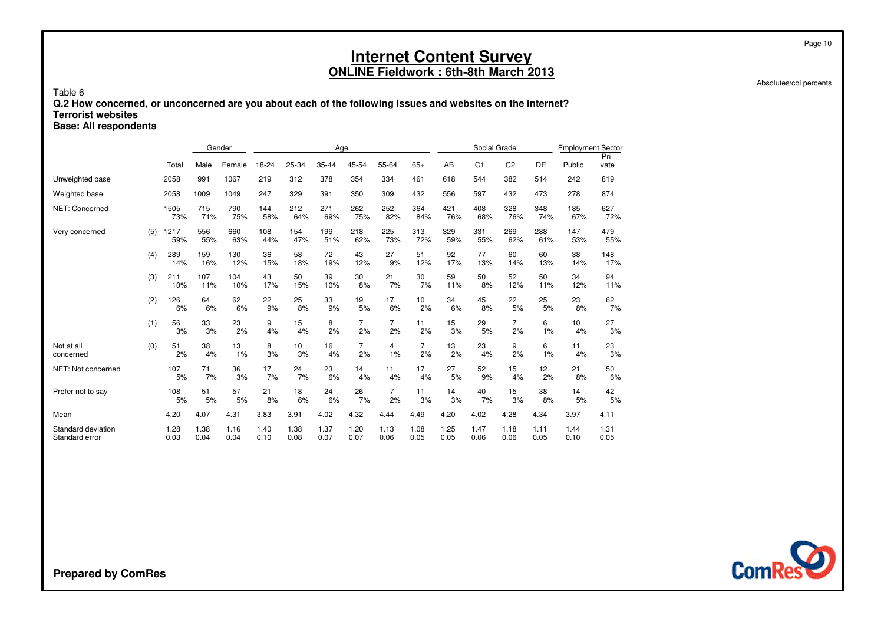# Internet Content Survey

## ONLINE Fieldwork : 6th-8th March 2013

Absolutes/col percents

Table 6

**Q.2 How concerned, or unconcerned are you about each of the following issues and websites on the internet?**
**Terrorist websites**
**Base: All respondents**

| | | | Gender | | Age | | | | | | Social Grade | | | | Employment Sector | |
|---|---|---|---|---|---|---|---|---|---|---|---|---|---|---|---|---|
| | | Total | Male | Female | 18-24 | 25-34 | 35-44 | 45-54 | 55-64 | 65+ | AB | C1 | C2 | DE | Public | Private |
| Unweighted base | | 2058 | 991 | 1067 | 219 | 312 | 378 | 354 | 334 | 461 | 618 | 544 | 382 | 514 | 242 | 819 |
| Weighted base | | 2058 | 1009 | 1049 | 247 | 329 | 391 | 350 | 309 | 432 | 556 | 597 | 432 | 473 | 278 | 874 |
| NET: Concerned | | 1505 | 715 | 790 | 144 | 212 | 271 | 262 | 252 | 364 | 421 | 408 | 328 | 348 | 185 | 627 |
| | | 73% | 71% | 75% | 58% | 64% | 69% | 75% | 82% | 84% | 76% | 68% | 76% | 74% | 67% | 72% |
| Very concerned | (5) | 1217 | 556 | 660 | 108 | 154 | 199 | 218 | 225 | 313 | 329 | 331 | 269 | 288 | 147 | 479 |
| | | 59% | 55% | 63% | 44% | 47% | 51% | 62% | 73% | 72% | 59% | 55% | 62% | 61% | 53% | 55% |
| | (4) | 289 | 159 | 130 | 36 | 58 | 72 | 43 | 27 | 51 | 92 | 77 | 60 | 60 | 38 | 148 |
| | | 14% | 16% | 12% | 15% | 18% | 19% | 12% | 9% | 12% | 17% | 13% | 14% | 13% | 14% | 17% |
| | (3) | 211 | 107 | 104 | 43 | 50 | 39 | 30 | 21 | 30 | 59 | 50 | 52 | 50 | 34 | 94 |
| | | 10% | 11% | 10% | 17% | 15% | 10% | 8% | 7% | 7% | 11% | 8% | 12% | 11% | 12% | 11% |
| | (2) | 126 | 64 | 62 | 22 | 25 | 33 | 19 | 17 | 10 | 34 | 45 | 22 | 25 | 23 | 62 |
| | | 6% | 6% | 6% | 9% | 8% | 9% | 5% | 6% | 2% | 6% | 8% | 5% | 5% | 8% | 7% |
| | (1) | 56 | 33 | 23 | 9 | 15 | 8 | 7 | 7 | 11 | 15 | 29 | 7 | 6 | 10 | 27 |
| | | 3% | 3% | 2% | 4% | 4% | 2% | 2% | 2% | 2% | 3% | 5% | 2% | 1% | 4% | 3% |
| Not at all concerned | (0) | 51 | 38 | 13 | 8 | 10 | 16 | 7 | 4 | 7 | 13 | 23 | 9 | 6 | 11 | 23 |
| | | 2% | 4% | 1% | 3% | 3% | 4% | 2% | 1% | 2% | 2% | 4% | 2% | 1% | 4% | 3% |
| NET: Not concerned | | 107 | 71 | 36 | 17 | 24 | 23 | 14 | 11 | 17 | 27 | 52 | 15 | 12 | 21 | 50 |
| | | 5% | 7% | 3% | 7% | 7% | 6% | 4% | 4% | 4% | 5% | 9% | 4% | 2% | 8% | 6% |
| Prefer not to say | | 108 | 51 | 57 | 21 | 18 | 24 | 26 | 7 | 11 | 14 | 40 | 15 | 38 | 14 | 42 |
| | | 5% | 5% | 5% | 8% | 6% | 6% | 7% | 2% | 3% | 3% | 7% | 3% | 8% | 5% | 5% |
| Mean | | 4.20 | 4.07 | 4.31 | 3.83 | 3.91 | 4.02 | 4.32 | 4.44 | 4.49 | 4.20 | 4.02 | 4.28 | 4.34 | 3.97 | 4.11 |
| Standard deviation | | 1.28 | 1.38 | 1.16 | 1.40 | 1.38 | 1.37 | 1.20 | 1.13 | 1.08 | 1.25 | 1.47 | 1.18 | 1.11 | 1.44 | 1.31 |
| Standard error | | 0.03 | 0.04 | 0.04 | 0.10 | 0.08 | 0.07 | 0.07 | 0.06 | 0.05 | 0.05 | 0.06 | 0.06 | 0.05 | 0.10 | 0.05 |

**Prepared by ComRes**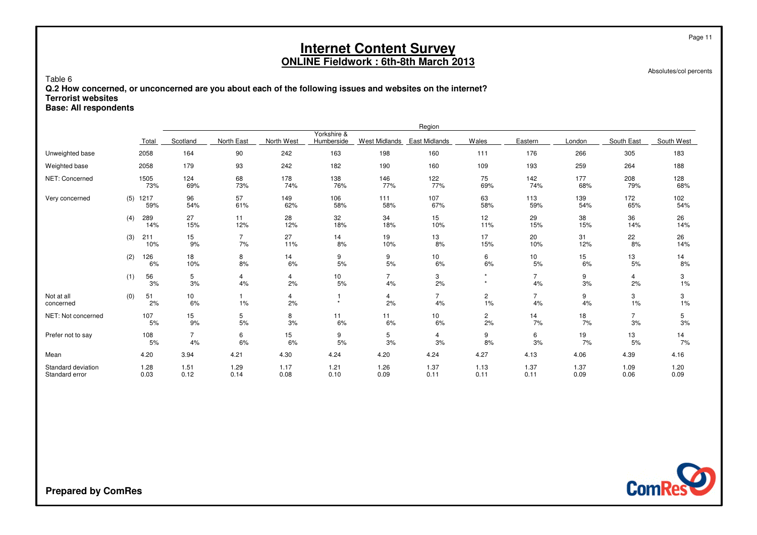# Internet Content Survey

## ONLINE Fieldwork : 6th-8th March 2013

Absolutes/col percents

Table 6

**Q.2 How concerned, or unconcerned are you about each of the following issues and websites on the internet?**
**Terrorist websites**
**Base: All respondents**

| | | | Region | | | | | | | | | | |
|---|---|---|---|---|---|---|---|---|---|---|---|---|---|
| | | Total | Scotland | North East | North West | Yorkshire & Humberside | West Midlands | East Midlands | Wales | Eastern | London | South East | South West |
| Unweighted base | | 2058 | 164 | 90 | 242 | 163 | 198 | 160 | 111 | 176 | 266 | 305 | 183 |
| Weighted base | | 2058 | 179 | 93 | 242 | 182 | 190 | 160 | 109 | 193 | 259 | 264 | 188 |
| NET: Concerned | | 1505 | 124 | 68 | 178 | 138 | 146 | 122 | 75 | 142 | 177 | 208 | 128 |
| | | 73% | 69% | 73% | 74% | 76% | 77% | 77% | 69% | 74% | 68% | 79% | 68% |
| Very concerned | (5) | 1217 | 96 | 57 | 149 | 106 | 111 | 107 | 63 | 113 | 139 | 172 | 102 |
| | | 59% | 54% | 61% | 62% | 58% | 58% | 67% | 58% | 59% | 54% | 65% | 54% |
| | (4) | 289 | 27 | 11 | 28 | 32 | 34 | 15 | 12 | 29 | 38 | 36 | 26 |
| | | 14% | 15% | 12% | 12% | 18% | 18% | 10% | 11% | 15% | 15% | 14% | 14% |
| | (3) | 211 | 15 | 7 | 27 | 14 | 19 | 13 | 17 | 20 | 31 | 22 | 26 |
| | | 10% | 9% | 7% | 11% | 8% | 10% | 8% | 15% | 10% | 12% | 8% | 14% |
| | (2) | 126 | 18 | 8 | 14 | 9 | 9 | 10 | 6 | 10 | 15 | 13 | 14 |
| | | 6% | 10% | 8% | 6% | 5% | 5% | 6% | 6% | 5% | 6% | 5% | 8% |
| | (1) | 56 | 5 | 4 | 4 | 10 | 7 | 3 | * | 7 | 9 | 4 | 3 |
| | | 3% | 3% | 4% | 2% | 5% | 4% | 2% | * | 4% | 3% | 2% | 1% |
| Not at all concerned | (0) | 51 | 10 | 1 | 4 | 1 | 4 | 7 | 2 | 7 | 9 | 3 | 3 |
| | | 2% | 6% | 1% | 2% | * | 2% | 4% | 1% | 4% | 4% | 1% | 1% |
| NET: Not concerned | | 107 | 15 | 5 | 8 | 11 | 11 | 10 | 2 | 14 | 18 | 7 | 5 |
| | | 5% | 9% | 5% | 3% | 6% | 6% | 6% | 2% | 7% | 7% | 3% | 3% |
| Prefer not to say | | 108 | 7 | 6 | 15 | 9 | 5 | 4 | 9 | 6 | 19 | 13 | 14 |
| | | 5% | 4% | 6% | 6% | 5% | 3% | 3% | 8% | 3% | 7% | 5% | 7% |
| Mean | | 4.20 | 3.94 | 4.21 | 4.30 | 4.24 | 4.20 | 4.24 | 4.27 | 4.13 | 4.06 | 4.39 | 4.16 |
| Standard deviation | | 1.28 | 1.51 | 1.29 | 1.17 | 1.21 | 1.26 | 1.37 | 1.13 | 1.37 | 1.37 | 1.09 | 1.20 |
| Standard error | | 0.03 | 0.12 | 0.14 | 0.08 | 0.10 | 0.09 | 0.11 | 0.11 | 0.11 | 0.09 | 0.06 | 0.09 |

**Prepared by ComRes**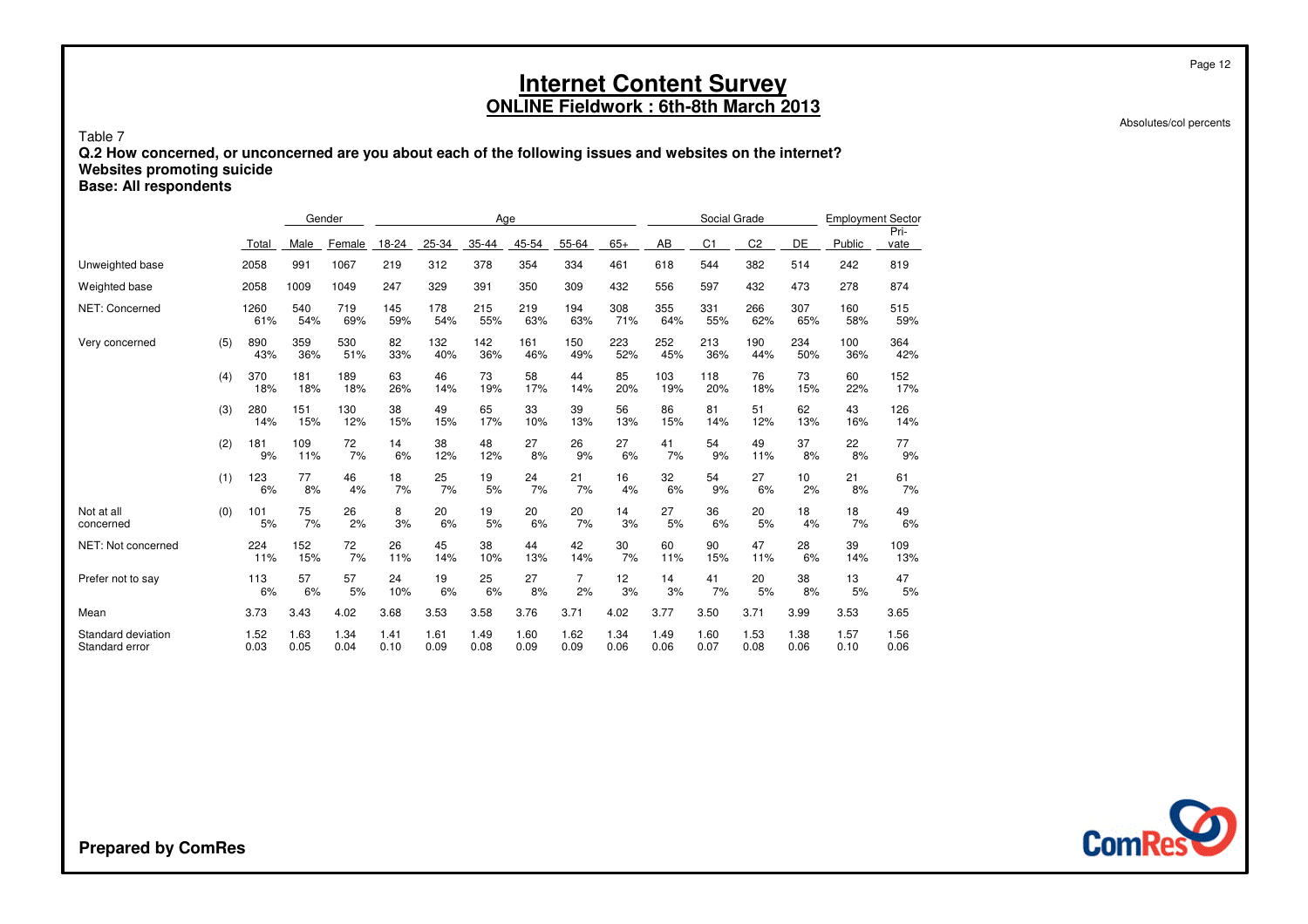# Internet Content Survey

## ONLINE Fieldwork : 6th-8th March 2013

Absolutes/col percents

Table 7

**Q.2 How concerned, or unconcerned are you about each of the following issues and websites on the internet?**
**Websites promoting suicide**
**Base: All respondents**

| | | | Gender | | Age | | | | | | Social Grade | | | | Employment Sector | |
|---|---|---|---|---|---|---|---|---|---|---|---|---|---|---|---|---|
| | | Total | Male | Female | 18-24 | 25-34 | 35-44 | 45-54 | 55-64 | 65+ | AB | C1 | C2 | DE | Public | Pri-vate |
| Unweighted base | | 2058 | 991 | 1067 | 219 | 312 | 378 | 354 | 334 | 461 | 618 | 544 | 382 | 514 | 242 | 819 |
| Weighted base | | 2058 | 1009 | 1049 | 247 | 329 | 391 | 350 | 309 | 432 | 556 | 597 | 432 | 473 | 278 | 874 |
| NET: Concerned | | 1260<br>61% | 540<br>54% | 719<br>69% | 145<br>59% | 178<br>54% | 215<br>55% | 219<br>63% | 194<br>63% | 308<br>71% | 355<br>64% | 331<br>55% | 266<br>62% | 307<br>65% | 160<br>58% | 515<br>59% |
| Very concerned | (5) | 890<br>43% | 359<br>36% | 530<br>51% | 82<br>33% | 132<br>40% | 142<br>36% | 161<br>46% | 150<br>49% | 223<br>52% | 252<br>45% | 213<br>36% | 190<br>44% | 234<br>50% | 100<br>36% | 364<br>42% |
| | (4) | 370<br>18% | 181<br>18% | 189<br>18% | 63<br>26% | 46<br>14% | 73<br>19% | 58<br>17% | 44<br>14% | 85<br>20% | 103<br>19% | 118<br>20% | 76<br>18% | 73<br>15% | 60<br>22% | 152<br>17% |
| | (3) | 280<br>14% | 151<br>15% | 130<br>12% | 38<br>15% | 49<br>15% | 65<br>17% | 33<br>10% | 39<br>13% | 56<br>13% | 86<br>15% | 81<br>14% | 51<br>12% | 62<br>13% | 43<br>16% | 126<br>14% |
| | (2) | 181<br>9% | 109<br>11% | 72<br>7% | 14<br>6% | 38<br>12% | 48<br>12% | 27<br>8% | 26<br>9% | 27<br>6% | 41<br>7% | 54<br>9% | 49<br>11% | 37<br>8% | 22<br>8% | 77<br>9% |
| | (1) | 123<br>6% | 77<br>8% | 46<br>4% | 18<br>7% | 25<br>7% | 19<br>5% | 24<br>7% | 21<br>7% | 16<br>4% | 32<br>6% | 54<br>9% | 27<br>6% | 10<br>2% | 21<br>8% | 61<br>7% |
| Not at all concerned | (0) | 101<br>5% | 75<br>7% | 26<br>2% | 8<br>3% | 20<br>6% | 19<br>5% | 20<br>6% | 20<br>7% | 14<br>3% | 27<br>5% | 36<br>6% | 20<br>5% | 18<br>4% | 18<br>7% | 49<br>6% |
| NET: Not concerned | | 224<br>11% | 152<br>15% | 72<br>7% | 26<br>11% | 45<br>14% | 38<br>10% | 44<br>13% | 42<br>14% | 30<br>7% | 60<br>11% | 90<br>15% | 47<br>11% | 28<br>6% | 39<br>14% | 109<br>13% |
| Prefer not to say | | 113<br>6% | 57<br>6% | 57<br>5% | 24<br>10% | 19<br>6% | 25<br>6% | 27<br>8% | 7<br>2% | 12<br>3% | 14<br>3% | 41<br>7% | 20<br>5% | 38<br>8% | 13<br>5% | 47<br>5% |
| Mean | | 3.73 | 3.43 | 4.02 | 3.68 | 3.53 | 3.58 | 3.76 | 3.71 | 4.02 | 3.77 | 3.50 | 3.71 | 3.99 | 3.53 | 3.65 |
| Standard deviation | | 1.52 | 1.63 | 1.34 | 1.41 | 1.61 | 1.49 | 1.60 | 1.62 | 1.34 | 1.49 | 1.60 | 1.53 | 1.38 | 1.57 | 1.56 |
| Standard error | | 0.03 | 0.05 | 0.04 | 0.10 | 0.09 | 0.08 | 0.09 | 0.09 | 0.06 | 0.06 | 0.07 | 0.08 | 0.06 | 0.10 | 0.06 |

**Prepared by ComRes**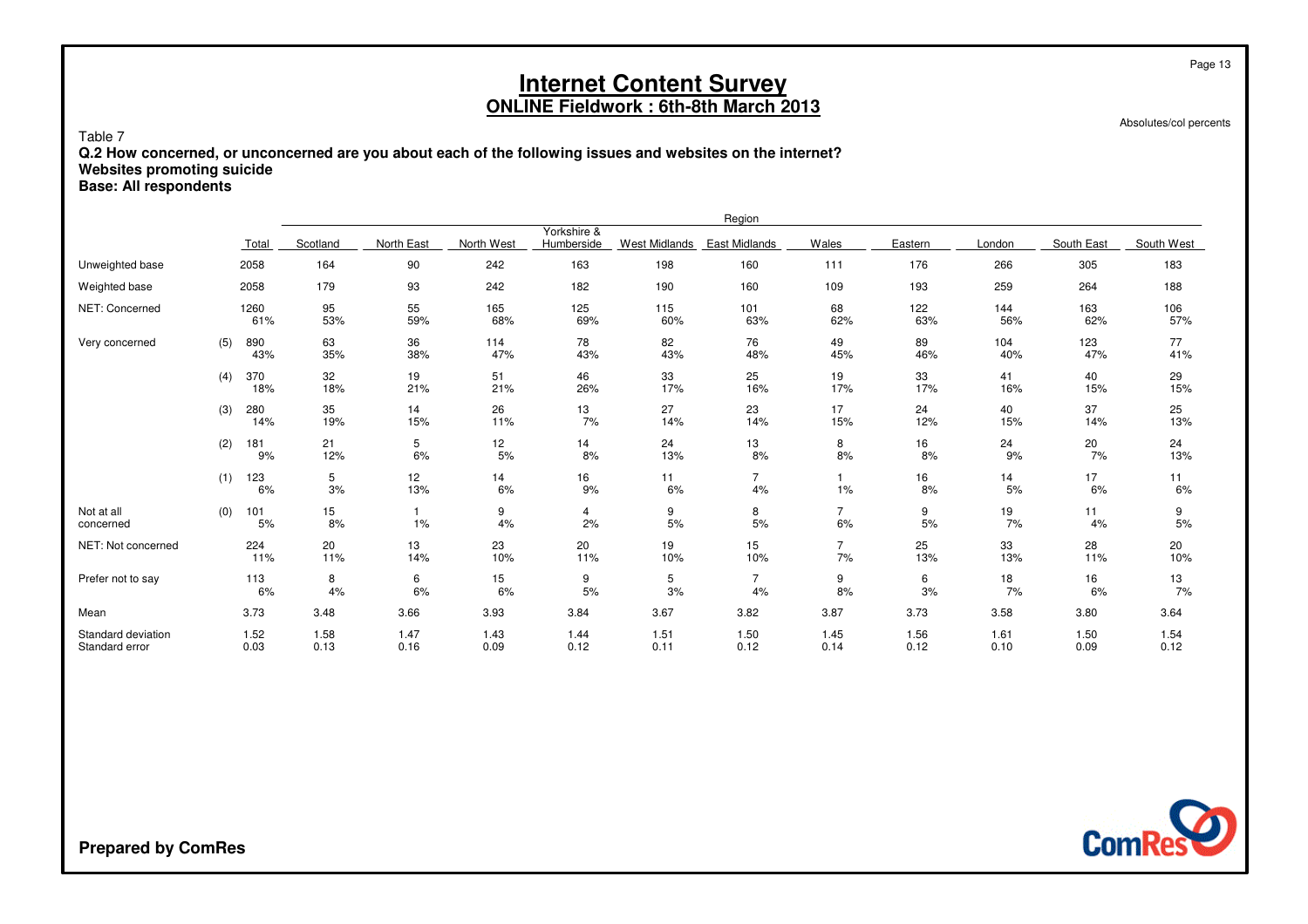# Internet Content Survey

## ONLINE Fieldwork : 6th-8th March 2013

Absolutes/col percents

Table 7

**Q.2 How concerned, or unconcerned are you about each of the following issues and websites on the internet?**
**Websites promoting suicide**
**Base: All respondents**

| | | | Region | | | | | | | | | | |
|---|---|---|---|---|---|---|---|---|---|---|---|---|---|
| | | Total | Scotland | North East | North West | Yorkshire & Humberside | West Midlands | East Midlands | Wales | Eastern | London | South East | South West |
| Unweighted base | | 2058 | 164 | 90 | 242 | 163 | 198 | 160 | 111 | 176 | 266 | 305 | 183 |
| Weighted base | | 2058 | 179 | 93 | 242 | 182 | 190 | 160 | 109 | 193 | 259 | 264 | 188 |
| NET: Concerned | | 1260 | 95 | 55 | 165 | 125 | 115 | 101 | 68 | 122 | 144 | 163 | 106 |
| | | 61% | 53% | 59% | 68% | 69% | 60% | 63% | 62% | 63% | 56% | 62% | 57% |
| Very concerned | (5) | 890 | 63 | 36 | 114 | 78 | 82 | 76 | 49 | 89 | 104 | 123 | 77 |
| | | 43% | 35% | 38% | 47% | 43% | 43% | 48% | 45% | 46% | 40% | 47% | 41% |
| | (4) | 370 | 32 | 19 | 51 | 46 | 33 | 25 | 19 | 33 | 41 | 40 | 29 |
| | | 18% | 18% | 21% | 21% | 26% | 17% | 16% | 17% | 17% | 16% | 15% | 15% |
| | (3) | 280 | 35 | 14 | 26 | 13 | 27 | 23 | 17 | 24 | 40 | 37 | 25 |
| | | 14% | 19% | 15% | 11% | 7% | 14% | 14% | 15% | 12% | 15% | 14% | 13% |
| | (2) | 181 | 21 | 5 | 12 | 14 | 24 | 13 | 8 | 16 | 24 | 20 | 24 |
| | | 9% | 12% | 6% | 5% | 8% | 13% | 8% | 8% | 8% | 9% | 7% | 13% |
| | (1) | 123 | 5 | 12 | 14 | 16 | 11 | 7 | 1 | 16 | 14 | 17 | 11 |
| | | 6% | 3% | 13% | 6% | 9% | 6% | 4% | 1% | 8% | 5% | 6% | 6% |
| Not at all concerned | (0) | 101 | 15 | 1 | 9 | 4 | 9 | 8 | 7 | 9 | 19 | 11 | 9 |
| | | 5% | 8% | 1% | 4% | 2% | 5% | 5% | 6% | 5% | 7% | 4% | 5% |
| NET: Not concerned | | 224 | 20 | 13 | 23 | 20 | 19 | 15 | 7 | 25 | 33 | 28 | 20 |
| | | 11% | 11% | 14% | 10% | 11% | 10% | 10% | 7% | 13% | 13% | 11% | 10% |
| Prefer not to say | | 113 | 8 | 6 | 15 | 9 | 5 | 7 | 9 | 6 | 18 | 16 | 13 |
| | | 6% | 4% | 6% | 6% | 5% | 3% | 4% | 8% | 3% | 7% | 6% | 7% |
| Mean | | 3.73 | 3.48 | 3.66 | 3.93 | 3.84 | 3.67 | 3.82 | 3.87 | 3.73 | 3.58 | 3.80 | 3.64 |
| Standard deviation | | 1.52 | 1.58 | 1.47 | 1.43 | 1.44 | 1.51 | 1.50 | 1.45 | 1.56 | 1.61 | 1.50 | 1.54 |
| Standard error | | 0.03 | 0.13 | 0.16 | 0.09 | 0.12 | 0.11 | 0.12 | 0.14 | 0.12 | 0.10 | 0.09 | 0.12 |

**Prepared by ComRes**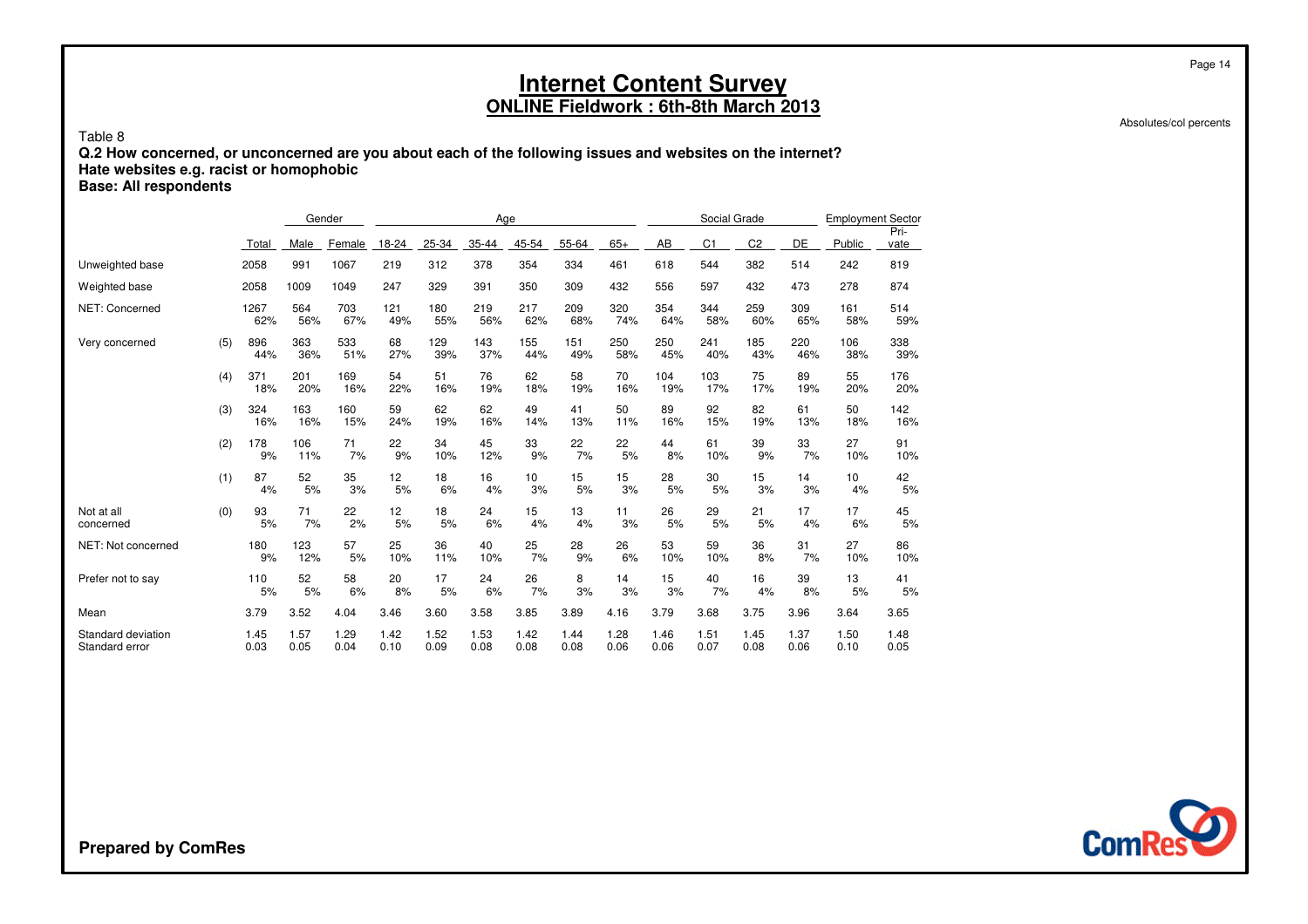# Internet Content Survey

## ONLINE Fieldwork : 6th-8th March 2013

Absolutes/col percents

Table 8

**Q.2 How concerned, or unconcerned are you about each of the following issues and websites on the internet?**
**Hate websites e.g. racist or homophobic**
**Base: All respondents**

| | | | Gender | | Age | | | | | | Social Grade | | | | Employment Sector | |
|---|---|---|---|---|---|---|---|---|---|---|---|---|---|---|---|---|
| | | Total | Male | Female | 18-24 | 25-34 | 35-44 | 45-54 | 55-64 | 65+ | AB | C1 | C2 | DE | Public | Pri-vate |
| Unweighted base | | 2058 | 991 | 1067 | 219 | 312 | 378 | 354 | 334 | 461 | 618 | 544 | 382 | 514 | 242 | 819 |
| Weighted base | | 2058 | 1009 | 1049 | 247 | 329 | 391 | 350 | 309 | 432 | 556 | 597 | 432 | 473 | 278 | 874 |
| NET: Concerned | | 1267 | 564 | 703 | 121 | 180 | 219 | 217 | 209 | 320 | 354 | 344 | 259 | 309 | 161 | 514 |
| | | 62% | 56% | 67% | 49% | 55% | 56% | 62% | 68% | 74% | 64% | 58% | 60% | 65% | 58% | 59% |
| Very concerned | (5) | 896 | 363 | 533 | 68 | 129 | 143 | 155 | 151 | 250 | 250 | 241 | 185 | 220 | 106 | 338 |
| | | 44% | 36% | 51% | 27% | 39% | 37% | 44% | 49% | 58% | 45% | 40% | 43% | 46% | 38% | 39% |
| | (4) | 371 | 201 | 169 | 54 | 51 | 76 | 62 | 58 | 70 | 104 | 103 | 75 | 89 | 55 | 176 |
| | | 18% | 20% | 16% | 22% | 16% | 19% | 18% | 19% | 16% | 19% | 17% | 17% | 19% | 20% | 20% |
| | (3) | 324 | 163 | 160 | 59 | 62 | 62 | 49 | 41 | 50 | 89 | 92 | 82 | 61 | 50 | 142 |
| | | 16% | 16% | 15% | 24% | 19% | 16% | 14% | 13% | 11% | 16% | 15% | 19% | 13% | 18% | 16% |
| | (2) | 178 | 106 | 71 | 22 | 34 | 45 | 33 | 22 | 22 | 44 | 61 | 39 | 33 | 27 | 91 |
| | | 9% | 11% | 7% | 9% | 10% | 12% | 9% | 7% | 5% | 8% | 10% | 9% | 7% | 10% | 10% |
| | (1) | 87 | 52 | 35 | 12 | 18 | 16 | 10 | 15 | 15 | 28 | 30 | 15 | 14 | 10 | 42 |
| | | 4% | 5% | 3% | 5% | 6% | 4% | 3% | 5% | 3% | 5% | 5% | 3% | 3% | 4% | 5% |
| Not at all concerned | (0) | 93 | 71 | 22 | 12 | 18 | 24 | 15 | 13 | 11 | 26 | 29 | 21 | 17 | 17 | 45 |
| | | 5% | 7% | 2% | 5% | 5% | 6% | 4% | 4% | 3% | 5% | 5% | 5% | 4% | 6% | 5% |
| NET: Not concerned | | 180 | 123 | 57 | 25 | 36 | 40 | 25 | 28 | 26 | 53 | 59 | 36 | 31 | 27 | 86 |
| | | 9% | 12% | 5% | 10% | 11% | 10% | 7% | 9% | 6% | 10% | 10% | 8% | 7% | 10% | 10% |
| Prefer not to say | | 110 | 52 | 58 | 20 | 17 | 24 | 26 | 8 | 14 | 15 | 40 | 16 | 39 | 13 | 41 |
| | | 5% | 5% | 6% | 8% | 5% | 6% | 7% | 3% | 3% | 3% | 7% | 4% | 8% | 5% | 5% |
| Mean | | 3.79 | 3.52 | 4.04 | 3.46 | 3.60 | 3.58 | 3.85 | 3.89 | 4.16 | 3.79 | 3.68 | 3.75 | 3.96 | 3.64 | 3.65 |
| Standard deviation | | 1.45 | 1.57 | 1.29 | 1.42 | 1.52 | 1.53 | 1.42 | 1.44 | 1.28 | 1.46 | 1.51 | 1.45 | 1.37 | 1.50 | 1.48 |
| Standard error | | 0.03 | 0.05 | 0.04 | 0.10 | 0.09 | 0.08 | 0.08 | 0.08 | 0.06 | 0.06 | 0.07 | 0.08 | 0.06 | 0.10 | 0.05 |

**Prepared by ComRes**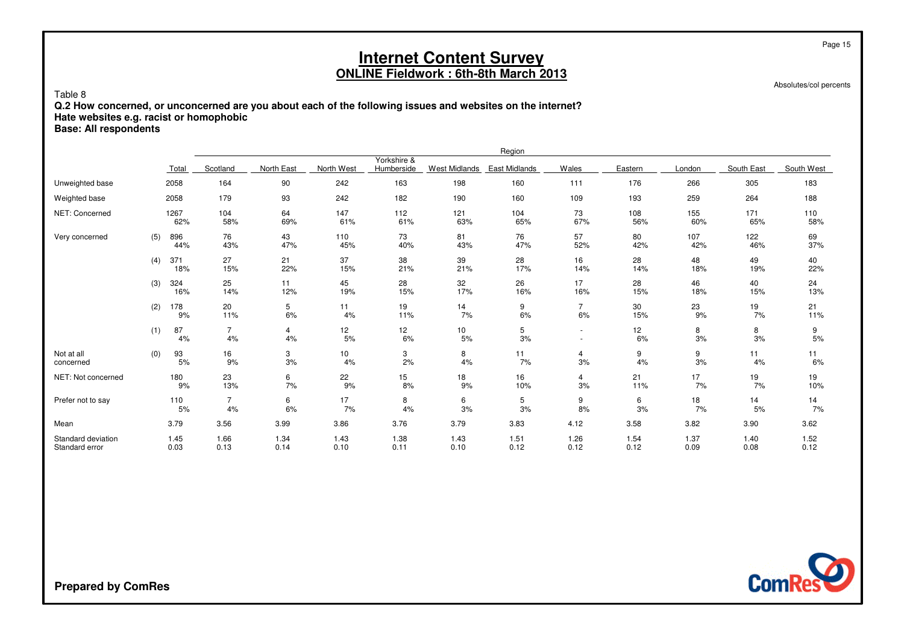# Internet Content Survey

## ONLINE Fieldwork : 6th-8th March 2013

Absolutes/col percents

Table 8

**Q.2 How concerned, or unconcerned are you about each of the following issues and websites on the internet?**
**Hate websites e.g. racist or homophobic**
**Base: All respondents**

| | | | Region | | | | | | | | | | |
|---|---|---|---|---|---|---|---|---|---|---|---|---|---|
| | | Total | Scotland | North East | North West | Yorkshire & Humberside | West Midlands | East Midlands | Wales | Eastern | London | South East | South West |
| Unweighted base | | 2058 | 164 | 90 | 242 | 163 | 198 | 160 | 111 | 176 | 266 | 305 | 183 |
| Weighted base | | 2058 | 179 | 93 | 242 | 182 | 190 | 160 | 109 | 193 | 259 | 264 | 188 |
| NET: Concerned | | 1267 | 104 | 64 | 147 | 112 | 121 | 104 | 73 | 108 | 155 | 171 | 110 |
| | | 62% | 58% | 69% | 61% | 61% | 63% | 65% | 67% | 56% | 60% | 65% | 58% |
| Very concerned | (5) | 896 | 76 | 43 | 110 | 73 | 81 | 76 | 57 | 80 | 107 | 122 | 69 |
| | | 44% | 43% | 47% | 45% | 40% | 43% | 47% | 52% | 42% | 42% | 46% | 37% |
| | (4) | 371 | 27 | 21 | 37 | 38 | 39 | 28 | 16 | 28 | 48 | 49 | 40 |
| | | 18% | 15% | 22% | 15% | 21% | 21% | 17% | 14% | 14% | 18% | 19% | 22% |
| | (3) | 324 | 25 | 11 | 45 | 28 | 32 | 26 | 17 | 28 | 46 | 40 | 24 |
| | | 16% | 14% | 12% | 19% | 15% | 17% | 16% | 16% | 15% | 18% | 15% | 13% |
| | (2) | 178 | 20 | 5 | 11 | 19 | 14 | 9 | 7 | 30 | 23 | 19 | 21 |
| | | 9% | 11% | 6% | 4% | 11% | 7% | 6% | 6% | 15% | 9% | 7% | 11% |
| | (1) | 87 | 7 | 4 | 12 | 12 | 10 | 5 | - | 12 | 8 | 8 | 9 |
| | | 4% | 4% | 4% | 5% | 6% | 5% | 3% | - | 6% | 3% | 3% | 5% |
| Not at all concerned | (0) | 93 | 16 | 3 | 10 | 3 | 8 | 11 | 4 | 9 | 9 | 11 | 11 |
| | | 5% | 9% | 3% | 4% | 2% | 4% | 7% | 3% | 4% | 3% | 4% | 6% |
| NET: Not concerned | | 180 | 23 | 6 | 22 | 15 | 18 | 16 | 4 | 21 | 17 | 19 | 19 |
| | | 9% | 13% | 7% | 9% | 8% | 9% | 10% | 3% | 11% | 7% | 7% | 10% |
| Prefer not to say | | 110 | 7 | 6 | 17 | 8 | 6 | 5 | 9 | 6 | 18 | 14 | 14 |
| | | 5% | 4% | 6% | 7% | 4% | 3% | 3% | 8% | 3% | 7% | 5% | 7% |
| Mean | | 3.79 | 3.56 | 3.99 | 3.86 | 3.76 | 3.79 | 3.83 | 4.12 | 3.58 | 3.82 | 3.90 | 3.62 |
| Standard deviation | | 1.45 | 1.66 | 1.34 | 1.43 | 1.38 | 1.43 | 1.51 | 1.26 | 1.54 | 1.37 | 1.40 | 1.52 |
| Standard error | | 0.03 | 0.13 | 0.14 | 0.10 | 0.11 | 0.10 | 0.12 | 0.12 | 0.12 | 0.09 | 0.08 | 0.12 |

**Prepared by ComRes**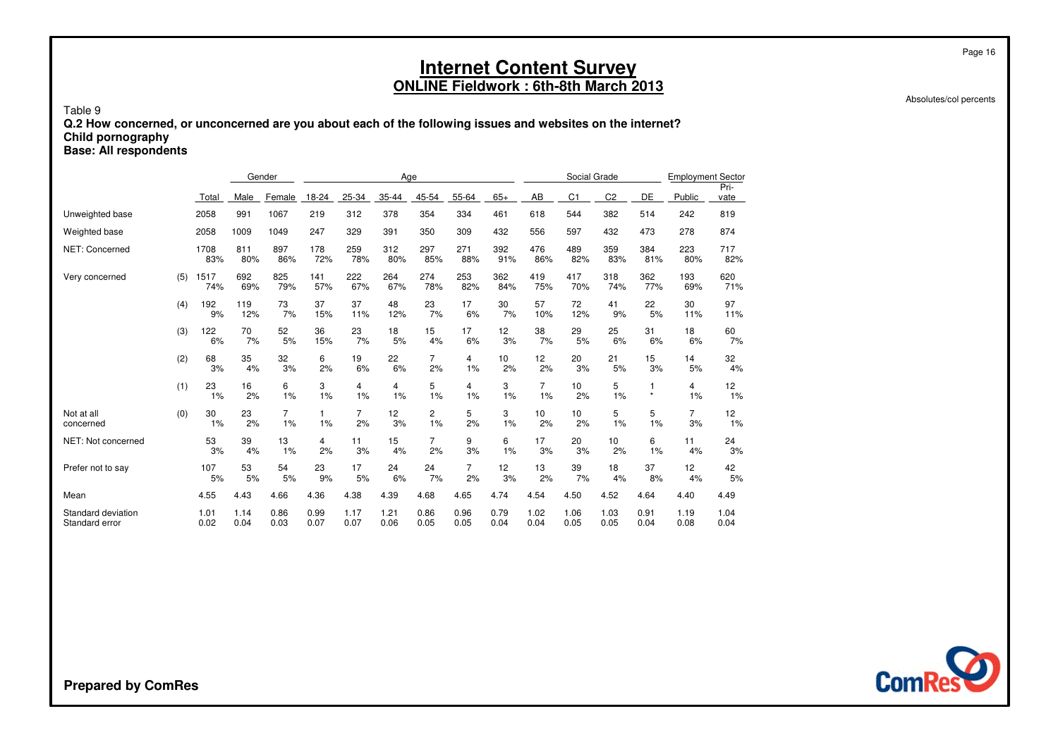# Internet Content Survey

## ONLINE Fieldwork : 6th-8th March 2013

Absolutes/col percents

Table 9

**Q.2 How concerned, or unconcerned are you about each of the following issues and websites on the internet?**
**Child pornography**
**Base: All respondents**

| | | | Gender | | Age | | | | | | Social Grade | | | | Employment Sector | |
|---|---|---|---|---|---|---|---|---|---|---|---|---|---|---|---|---|
| | | Total | Male | Female | 18-24 | 25-34 | 35-44 | 45-54 | 55-64 | 65+ | AB | C1 | C2 | DE | Public | Pri-vate |
| Unweighted base | | 2058 | 991 | 1067 | 219 | 312 | 378 | 354 | 334 | 461 | 618 | 544 | 382 | 514 | 242 | 819 |
| Weighted base | | 2058 | 1009 | 1049 | 247 | 329 | 391 | 350 | 309 | 432 | 556 | 597 | 432 | 473 | 278 | 874 |
| NET: Concerned | | 1708 | 811 | 897 | 178 | 259 | 312 | 297 | 271 | 392 | 476 | 489 | 359 | 384 | 223 | 717 |
| | | 83% | 80% | 86% | 72% | 78% | 80% | 85% | 88% | 91% | 86% | 82% | 83% | 81% | 80% | 82% |
| Very concerned | (5) | 1517 | 692 | 825 | 141 | 222 | 264 | 274 | 253 | 362 | 419 | 417 | 318 | 362 | 193 | 620 |
| | | 74% | 69% | 79% | 57% | 67% | 67% | 78% | 82% | 84% | 75% | 70% | 74% | 77% | 69% | 71% |
| | (4) | 192 | 119 | 73 | 37 | 37 | 48 | 23 | 17 | 30 | 57 | 72 | 41 | 22 | 30 | 97 |
| | | 9% | 12% | 7% | 15% | 11% | 12% | 7% | 6% | 7% | 10% | 12% | 9% | 5% | 11% | 11% |
| | (3) | 122 | 70 | 52 | 36 | 23 | 18 | 15 | 17 | 12 | 38 | 29 | 25 | 31 | 18 | 60 |
| | | 6% | 7% | 5% | 15% | 7% | 5% | 4% | 6% | 3% | 7% | 5% | 6% | 6% | 6% | 7% |
| | (2) | 68 | 35 | 32 | 6 | 19 | 22 | 7 | 4 | 10 | 12 | 20 | 21 | 15 | 14 | 32 |
| | | 3% | 4% | 3% | 2% | 6% | 6% | 2% | 1% | 2% | 2% | 3% | 5% | 3% | 5% | 4% |
| | (1) | 23 | 16 | 6 | 3 | 4 | 4 | 5 | 4 | 3 | 7 | 10 | 5 | 1 | 4 | 12 |
| | | 1% | 2% | 1% | 1% | 1% | 1% | 1% | 1% | 1% | 1% | 2% | 1% | * | 1% | 1% |
| Not at all concerned | (0) | 30 | 23 | 7 | 1 | 7 | 12 | 2 | 5 | 3 | 10 | 10 | 5 | 5 | 7 | 12 |
| | | 1% | 2% | 1% | 1% | 2% | 3% | 1% | 2% | 1% | 2% | 2% | 1% | 1% | 3% | 1% |
| NET: Not concerned | | 53 | 39 | 13 | 4 | 11 | 15 | 7 | 9 | 6 | 17 | 20 | 10 | 6 | 11 | 24 |
| | | 3% | 4% | 1% | 2% | 3% | 4% | 2% | 3% | 1% | 3% | 3% | 2% | 1% | 4% | 3% |
| Prefer not to say | | 107 | 53 | 54 | 23 | 17 | 24 | 24 | 7 | 12 | 13 | 39 | 18 | 37 | 12 | 42 |
| | | 5% | 5% | 5% | 9% | 5% | 6% | 7% | 2% | 3% | 2% | 7% | 4% | 8% | 4% | 5% |
| Mean | | 4.55 | 4.43 | 4.66 | 4.36 | 4.38 | 4.39 | 4.68 | 4.65 | 4.74 | 4.54 | 4.50 | 4.52 | 4.64 | 4.40 | 4.49 |
| Standard deviation | | 1.01 | 1.14 | 0.86 | 0.99 | 1.17 | 1.21 | 0.86 | 0.96 | 0.79 | 1.02 | 1.06 | 1.03 | 0.91 | 1.19 | 1.04 |
| Standard error | | 0.02 | 0.04 | 0.03 | 0.07 | 0.07 | 0.06 | 0.05 | 0.05 | 0.04 | 0.04 | 0.05 | 0.05 | 0.04 | 0.08 | 0.04 |

**Prepared by ComRes**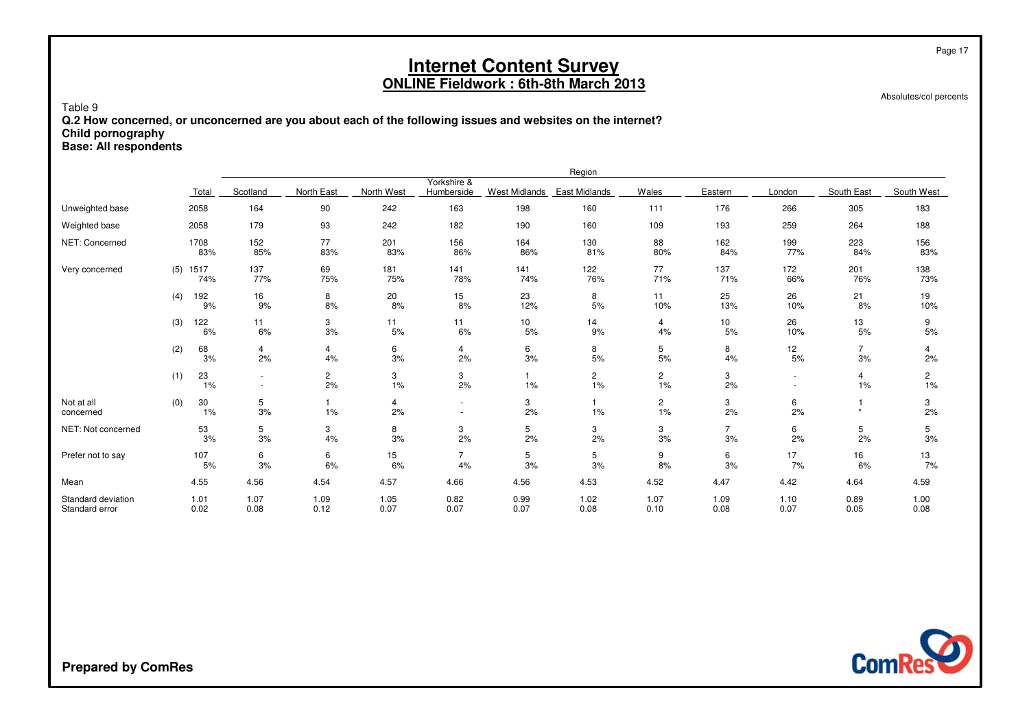# Internet Content Survey

## ONLINE Fieldwork : 6th-8th March 2013

Absolutes/col percents

Table 9

**Q.2 How concerned, or unconcerned are you about each of the following issues and websites on the internet?**
**Child pornography**
**Base: All respondents**

| | | | Region | | | | | | | | | | |
|---|---|---|---|---|---|---|---|---|---|---|---|---|---|
| | | Total | Scotland | North East | North West | Yorkshire & Humberside | West Midlands | East Midlands | Wales | Eastern | London | South East | South West |
| Unweighted base | | 2058 | 164 | 90 | 242 | 163 | 198 | 160 | 111 | 176 | 266 | 305 | 183 |
| Weighted base | | 2058 | 179 | 93 | 242 | 182 | 190 | 160 | 109 | 193 | 259 | 264 | 188 |
| NET: Concerned | | 1708<br>83% | 152<br>85% | 77<br>83% | 201<br>83% | 156<br>86% | 164<br>86% | 130<br>81% | 88<br>80% | 162<br>84% | 199<br>77% | 223<br>84% | 156<br>83% |
| Very concerned | (5) | 1517<br>74% | 137<br>77% | 69<br>75% | 181<br>75% | 141<br>78% | 141<br>74% | 122<br>76% | 77<br>71% | 137<br>71% | 172<br>66% | 201<br>76% | 138<br>73% |
| | (4) | 192<br>9% | 16<br>9% | 8<br>8% | 20<br>8% | 15<br>8% | 23<br>12% | 8<br>5% | 11<br>10% | 25<br>13% | 26<br>10% | 21<br>8% | 19<br>10% |
| | (3) | 122<br>6% | 11<br>6% | 3<br>3% | 11<br>5% | 11<br>6% | 10<br>5% | 14<br>9% | 4<br>4% | 10<br>5% | 26<br>10% | 13<br>5% | 9<br>5% |
| | (2) | 68<br>3% | 4<br>2% | 4<br>4% | 6<br>3% | 4<br>2% | 6<br>3% | 8<br>5% | 5<br>5% | 8<br>4% | 12<br>5% | 7<br>3% | 4<br>2% |
| | (1) | 23<br>1% | -<br>- | 2<br>2% | 3<br>1% | 3<br>2% | 1<br>1% | 2<br>1% | 2<br>1% | 3<br>2% | -<br>- | 4<br>1% | 2<br>1% |
| Not at all concerned | (0) | 30<br>1% | 5<br>3% | 1<br>1% | 4<br>2% | -<br>- | 3<br>2% | 1<br>1% | 2<br>1% | 3<br>2% | 6<br>2% | 1<br>* | 3<br>2% |
| NET: Not concerned | | 53<br>3% | 5<br>3% | 3<br>4% | 8<br>3% | 3<br>2% | 5<br>2% | 3<br>2% | 3<br>3% | 7<br>3% | 6<br>2% | 5<br>2% | 5<br>3% |
| Prefer not to say | | 107<br>5% | 6<br>3% | 6<br>6% | 15<br>6% | 7<br>4% | 5<br>3% | 5<br>3% | 9<br>8% | 6<br>3% | 17<br>7% | 16<br>6% | 13<br>7% |
| Mean | | 4.55 | 4.56 | 4.54 | 4.57 | 4.66 | 4.56 | 4.53 | 4.52 | 4.47 | 4.42 | 4.64 | 4.59 |
| Standard deviation | | 1.01 | 1.07 | 1.09 | 1.05 | 0.82 | 0.99 | 1.02 | 1.07 | 1.09 | 1.10 | 0.89 | 1.00 |
| Standard error | | 0.02 | 0.08 | 0.12 | 0.07 | 0.07 | 0.07 | 0.08 | 0.10 | 0.08 | 0.07 | 0.05 | 0.08 |

**Prepared by ComRes**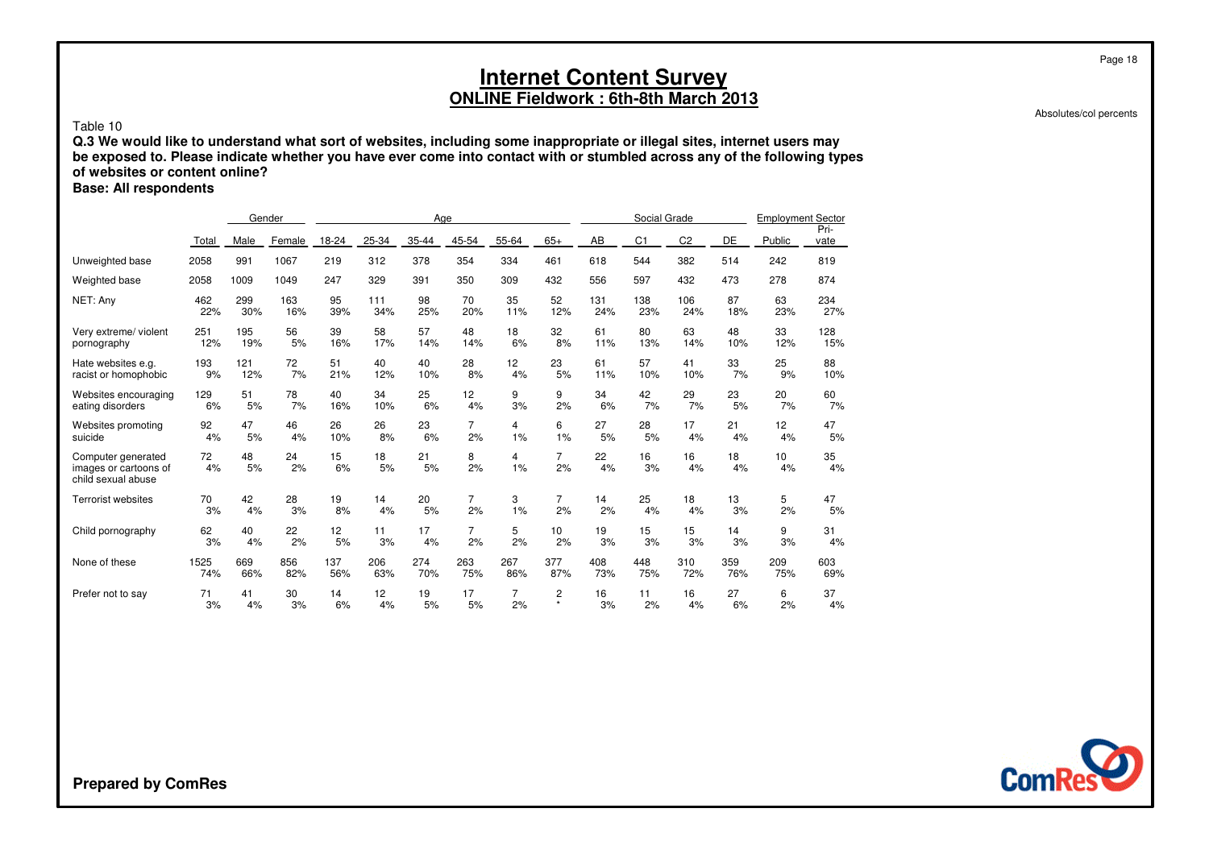# Internet Content Survey

## ONLINE Fieldwork : 6th-8th March 2013

Absolutes/col percents

Table 10

**Q.3 We would like to understand what sort of websites, including some inappropriate or illegal sites, internet users may be exposed to. Please indicate whether you have ever come into contact with or stumbled across any of the following types of websites or content online?**

**Base: All respondents**

| | | Gender | | Age | | | | | | Social Grade | | | | Employment Sector | |
|---|---|---|---|---|---|---|---|---|---|---|---|---|---|---|---|
| | Total | Male | Female | 18-24 | 25-34 | 35-44 | 45-54 | 55-64 | 65+ | AB | C1 | C2 | DE | Public | Private |
| Unweighted base | 2058 | 991 | 1067 | 219 | 312 | 378 | 354 | 334 | 461 | 618 | 544 | 382 | 514 | 242 | 819 |
| Weighted base | 2058 | 1009 | 1049 | 247 | 329 | 391 | 350 | 309 | 432 | 556 | 597 | 432 | 473 | 278 | 874 |
| NET: Any | 462 | 299 | 163 | 95 | 111 | 98 | 70 | 35 | 52 | 131 | 138 | 106 | 87 | 63 | 234 |
| | 22% | 30% | 16% | 39% | 34% | 25% | 20% | 11% | 12% | 24% | 23% | 24% | 18% | 23% | 27% |
| Very extreme/ violent pornography | 251 | 195 | 56 | 39 | 58 | 57 | 48 | 18 | 32 | 61 | 80 | 63 | 48 | 33 | 128 |
| | 12% | 19% | 5% | 16% | 17% | 14% | 14% | 6% | 8% | 11% | 13% | 14% | 10% | 12% | 15% |
| Hate websites e.g. racist or homophobic | 193 | 121 | 72 | 51 | 40 | 40 | 28 | 12 | 23 | 61 | 57 | 41 | 33 | 25 | 88 |
| | 9% | 12% | 7% | 21% | 12% | 10% | 8% | 4% | 5% | 11% | 10% | 10% | 7% | 9% | 10% |
| Websites encouraging eating disorders | 129 | 51 | 78 | 40 | 34 | 25 | 12 | 9 | 9 | 34 | 42 | 29 | 23 | 20 | 60 |
| | 6% | 5% | 7% | 16% | 10% | 6% | 4% | 3% | 2% | 6% | 7% | 7% | 5% | 7% | 7% |
| Websites promoting suicide | 92 | 47 | 46 | 26 | 26 | 23 | 7 | 4 | 6 | 27 | 28 | 17 | 21 | 12 | 47 |
| | 4% | 5% | 4% | 10% | 8% | 6% | 2% | 1% | 1% | 5% | 5% | 4% | 4% | 4% | 5% |
| Computer generated images or cartoons of child sexual abuse | 72 | 48 | 24 | 15 | 18 | 21 | 8 | 4 | 7 | 22 | 16 | 16 | 18 | 10 | 35 |
| | 4% | 5% | 2% | 6% | 5% | 5% | 2% | 1% | 2% | 4% | 3% | 4% | 4% | 4% | 4% |
| Terrorist websites | 70 | 42 | 28 | 19 | 14 | 20 | 7 | 3 | 7 | 14 | 25 | 18 | 13 | 5 | 47 |
| | 3% | 4% | 3% | 8% | 4% | 5% | 2% | 1% | 2% | 2% | 4% | 4% | 3% | 2% | 5% |
| Child pornography | 62 | 40 | 22 | 12 | 11 | 17 | 7 | 5 | 10 | 19 | 15 | 15 | 14 | 9 | 31 |
| | 3% | 4% | 2% | 5% | 3% | 4% | 2% | 2% | 2% | 3% | 3% | 3% | 3% | 3% | 4% |
| None of these | 1525 | 669 | 856 | 137 | 206 | 274 | 263 | 267 | 377 | 408 | 448 | 310 | 359 | 209 | 603 |
| | 74% | 66% | 82% | 56% | 63% | 70% | 75% | 86% | 87% | 73% | 75% | 72% | 76% | 75% | 69% |
| Prefer not to say | 71 | 41 | 30 | 14 | 12 | 19 | 17 | 7 | 2 | 16 | 11 | 16 | 27 | 6 | 37 |
| | 3% | 4% | 3% | 6% | 4% | 5% | 5% | 2% | * | 3% | 2% | 4% | 6% | 2% | 4% |

**Prepared by ComRes**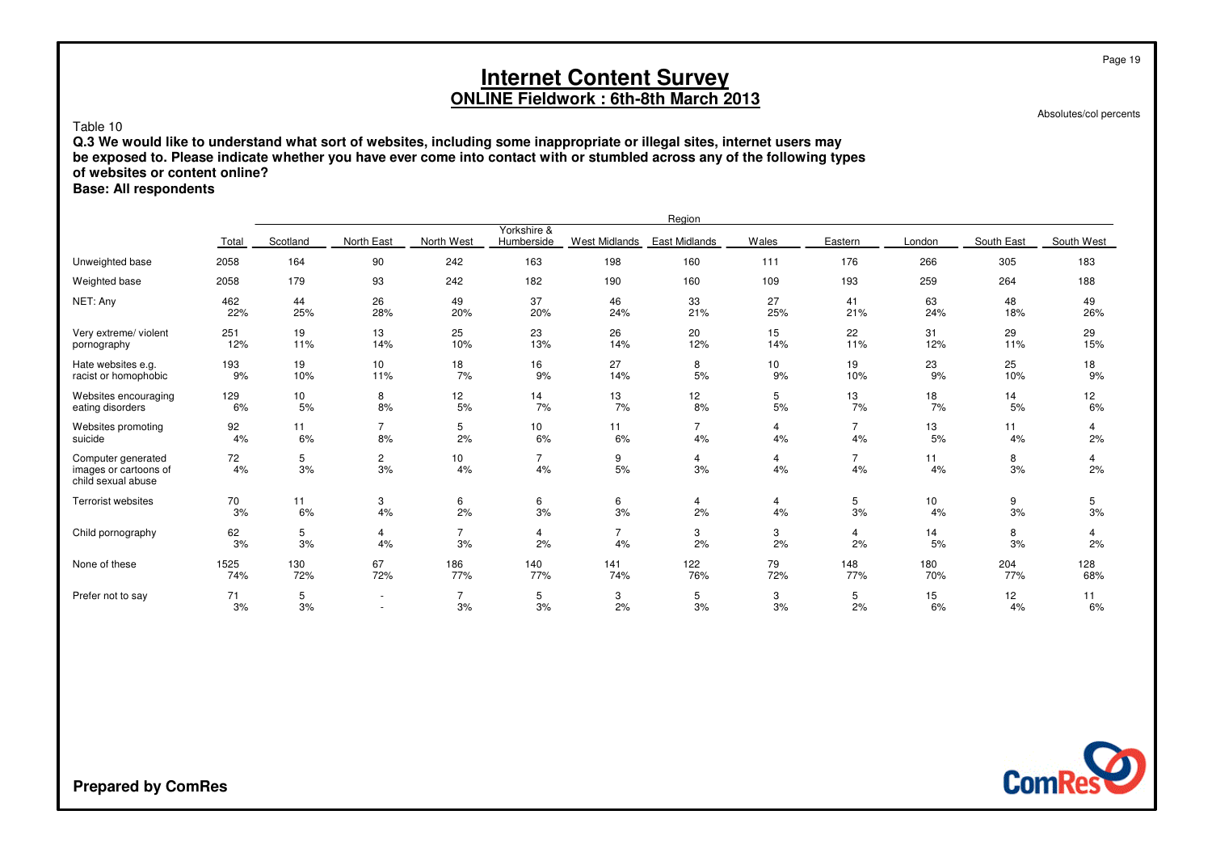# Internet Content Survey

## ONLINE Fieldwork : 6th-8th March 2013

Absolutes/col percents

Table 10

**Q.3 We would like to understand what sort of websites, including some inappropriate or illegal sites, internet users may be exposed to. Please indicate whether you have ever come into contact with or stumbled across any of the following types of websites or content online?**

**Base: All respondents**

| | Total | Region | | | | | | | | | | |
|---|---|---|---|---|---|---|---|---|---|---|---|---|
| | | Scotland | North East | North West | Yorkshire & Humberside | West Midlands | East Midlands | Wales | Eastern | London | South East | South West |
| Unweighted base | 2058 | 164 | 90 | 242 | 163 | 198 | 160 | 111 | 176 | 266 | 305 | 183 |
| Weighted base | 2058 | 179 | 93 | 242 | 182 | 190 | 160 | 109 | 193 | 259 | 264 | 188 |
| NET: Any | 462 | 44 | 26 | 49 | 37 | 46 | 33 | 27 | 41 | 63 | 48 | 49 |
| | 22% | 25% | 28% | 20% | 20% | 24% | 21% | 25% | 21% | 24% | 18% | 26% |
| Very extreme/ violent pornography | 251 | 19 | 13 | 25 | 23 | 26 | 20 | 15 | 22 | 31 | 29 | 29 |
| | 12% | 11% | 14% | 10% | 13% | 14% | 12% | 14% | 11% | 12% | 11% | 15% |
| Hate websites e.g. racist or homophobic | 193 | 19 | 10 | 18 | 16 | 27 | 8 | 10 | 19 | 23 | 25 | 18 |
| | 9% | 10% | 11% | 7% | 9% | 14% | 5% | 9% | 10% | 9% | 10% | 9% |
| Websites encouraging eating disorders | 129 | 10 | 8 | 12 | 14 | 13 | 12 | 5 | 13 | 18 | 14 | 12 |
| | 6% | 5% | 8% | 5% | 7% | 7% | 8% | 5% | 7% | 7% | 5% | 6% |
| Websites promoting suicide | 92 | 11 | 7 | 5 | 10 | 11 | 7 | 4 | 7 | 13 | 11 | 4 |
| | 4% | 6% | 8% | 2% | 6% | 6% | 4% | 4% | 4% | 5% | 4% | 2% |
| Computer generated images or cartoons of child sexual abuse | 72 | 5 | 2 | 10 | 7 | 9 | 4 | 4 | 7 | 11 | 8 | 4 |
| | 4% | 3% | 3% | 4% | 4% | 5% | 3% | 4% | 4% | 4% | 3% | 2% |
| Terrorist websites | 70 | 11 | 3 | 6 | 6 | 6 | 4 | 4 | 5 | 10 | 9 | 5 |
| | 3% | 6% | 4% | 2% | 3% | 3% | 2% | 4% | 3% | 4% | 3% | 3% |
| Child pornography | 62 | 5 | 4 | 7 | 4 | 7 | 3 | 3 | 4 | 14 | 8 | 4 |
| | 3% | 3% | 4% | 3% | 2% | 4% | 2% | 2% | 2% | 5% | 3% | 2% |
| None of these | 1525 | 130 | 67 | 186 | 140 | 141 | 122 | 79 | 148 | 180 | 204 | 128 |
| | 74% | 72% | 72% | 77% | 77% | 74% | 76% | 72% | 77% | 70% | 77% | 68% |
| Prefer not to say | 71 | 5 | - | 7 | 5 | 3 | 5 | 3 | 5 | 15 | 12 | 11 |
| | 3% | 3% | - | 3% | 3% | 2% | 3% | 3% | 2% | 6% | 4% | 6% |

Prepared by ComRes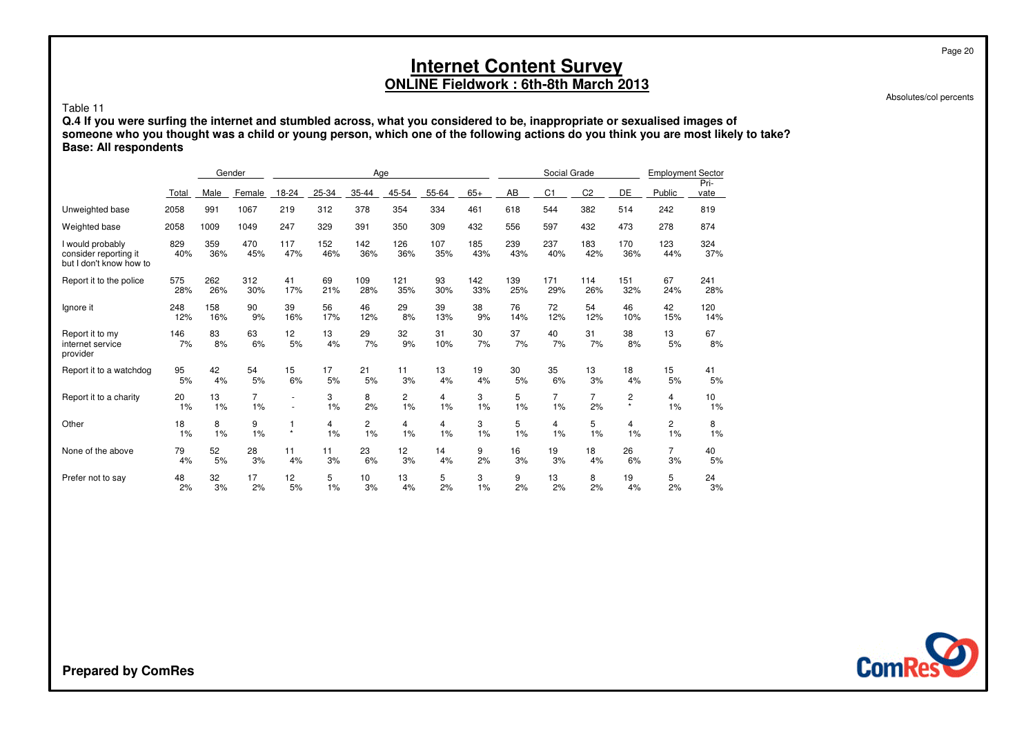# Internet Content Survey

## ONLINE Fieldwork : 6th-8th March 2013

Absolutes/col percents

Table 11

**Q.4 If you were surfing the internet and stumbled across, what you considered to be, inappropriate or sexualised images of someone who you thought was a child or young person, which one of the following actions do you think you are most likely to take?**
**Base: All respondents**

| | | Gender | | Age | | | | | | Social Grade | | | | Employment Sector | |
|---|---|---|---|---|---|---|---|---|---|---|---|---|---|---|---|
| | Total | Male | Female | 18-24 | 25-34 | 35-44 | 45-54 | 55-64 | 65+ | AB | C1 | C2 | DE | Public | Pri-vate |
| Unweighted base | 2058 | 991 | 1067 | 219 | 312 | 378 | 354 | 334 | 461 | 618 | 544 | 382 | 514 | 242 | 819 |
| Weighted base | 2058 | 1009 | 1049 | 247 | 329 | 391 | 350 | 309 | 432 | 556 | 597 | 432 | 473 | 278 | 874 |
| I would probably consider reporting it but I don't know how to | 829 | 359 | 470 | 117 | 152 | 142 | 126 | 107 | 185 | 239 | 237 | 183 | 170 | 123 | 324 |
| | 40% | 36% | 45% | 47% | 46% | 36% | 36% | 35% | 43% | 43% | 40% | 42% | 36% | 44% | 37% |
| Report it to the police | 575 | 262 | 312 | 41 | 69 | 109 | 121 | 93 | 142 | 139 | 171 | 114 | 151 | 67 | 241 |
| | 28% | 26% | 30% | 17% | 21% | 28% | 35% | 30% | 33% | 25% | 29% | 26% | 32% | 24% | 28% |
| Ignore it | 248 | 158 | 90 | 39 | 56 | 46 | 29 | 39 | 38 | 76 | 72 | 54 | 46 | 42 | 120 |
| | 12% | 16% | 9% | 16% | 17% | 12% | 8% | 13% | 9% | 14% | 12% | 12% | 10% | 15% | 14% |
| Report it to my internet service provider | 146 | 83 | 63 | 12 | 13 | 29 | 32 | 31 | 30 | 37 | 40 | 31 | 38 | 13 | 67 |
| | 7% | 8% | 6% | 5% | 4% | 7% | 9% | 10% | 7% | 7% | 7% | 7% | 8% | 5% | 8% |
| Report it to a watchdog | 95 | 42 | 54 | 15 | 17 | 21 | 11 | 13 | 19 | 30 | 35 | 13 | 18 | 15 | 41 |
| | 5% | 4% | 5% | 6% | 5% | 5% | 3% | 4% | 4% | 5% | 6% | 3% | 4% | 5% | 5% |
| Report it to a charity | 20 | 13 | 7 | - | 3 | 8 | 2 | 4 | 3 | 5 | 7 | 7 | 2 | 4 | 10 |
| | 1% | 1% | 1% | - | 1% | 2% | 1% | 1% | 1% | 1% | 1% | 2% | * | 1% | 1% |
| Other | 18 | 8 | 9 | 1 | 4 | 2 | 4 | 4 | 3 | 5 | 4 | 5 | 4 | 2 | 8 |
| | 1% | 1% | 1% | * | 1% | 1% | 1% | 1% | 1% | 1% | 1% | 1% | 1% | 1% | 1% |
| None of the above | 79 | 52 | 28 | 11 | 11 | 23 | 12 | 14 | 9 | 16 | 19 | 18 | 26 | 7 | 40 |
| | 4% | 5% | 3% | 4% | 3% | 6% | 3% | 4% | 2% | 3% | 3% | 4% | 6% | 3% | 5% |
| Prefer not to say | 48 | 32 | 17 | 12 | 5 | 10 | 13 | 5 | 3 | 9 | 13 | 8 | 19 | 5 | 24 |
| | 2% | 3% | 2% | 5% | 1% | 3% | 4% | 2% | 1% | 2% | 2% | 2% | 4% | 2% | 3% |

**Prepared by ComRes**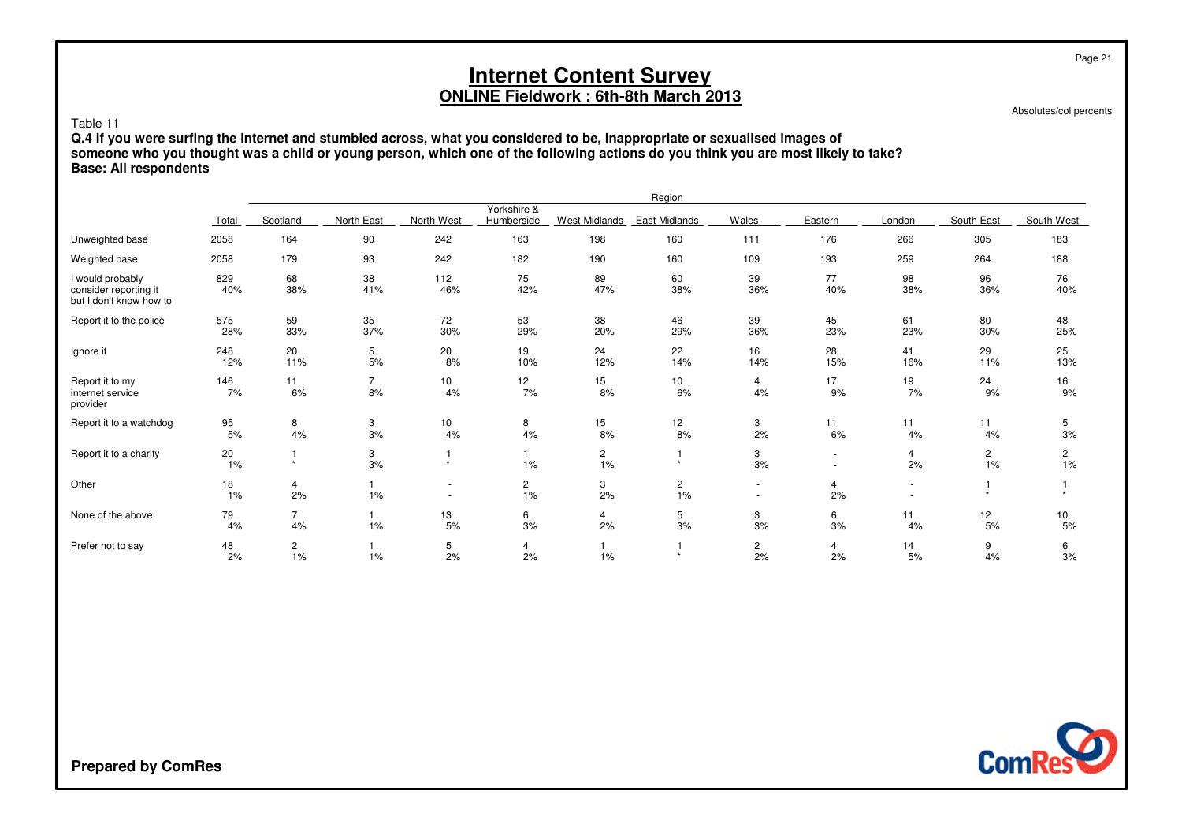# Internet Content Survey

## ONLINE Fieldwork : 6th-8th March 2013

Absolutes/col percents

Table 11

**Q.4 If you were surfing the internet and stumbled across, what you considered to be, inappropriate or sexualised images of someone who you thought was a child or young person, which one of the following actions do you think you are most likely to take?**
**Base: All respondents**

| | Total | Region | | | | | | | | | | |
|---|---|---|---|---|---|---|---|---|---|---|---|---|
| | | Scotland | North East | North West | Yorkshire & Humberside | West Midlands | East Midlands | Wales | Eastern | London | South East | South West |
| Unweighted base | 2058 | 164 | 90 | 242 | 163 | 198 | 160 | 111 | 176 | 266 | 305 | 183 |
| Weighted base | 2058 | 179 | 93 | 242 | 182 | 190 | 160 | 109 | 193 | 259 | 264 | 188 |
| I would probably consider reporting it but I don't know how to | 829<br>40% | 68<br>38% | 38<br>41% | 112<br>46% | 75<br>42% | 89<br>47% | 60<br>38% | 39<br>36% | 77<br>40% | 98<br>38% | 96<br>36% | 76<br>40% |
| Report it to the police | 575<br>28% | 59<br>33% | 35<br>37% | 72<br>30% | 53<br>29% | 38<br>20% | 46<br>29% | 39<br>36% | 45<br>23% | 61<br>23% | 80<br>30% | 48<br>25% |
| Ignore it | 248<br>12% | 20<br>11% | 5<br>5% | 20<br>8% | 19<br>10% | 24<br>12% | 22<br>14% | 16<br>14% | 28<br>15% | 41<br>16% | 29<br>11% | 25<br>13% |
| Report it to my internet service provider | 146<br>7% | 11<br>6% | 7<br>8% | 10<br>4% | 12<br>7% | 15<br>8% | 10<br>6% | 4<br>4% | 17<br>9% | 19<br>7% | 24<br>9% | 16<br>9% |
| Report it to a watchdog | 95<br>5% | 8<br>4% | 3<br>3% | 10<br>4% | 8<br>4% | 15<br>8% | 12<br>8% | 3<br>2% | 11<br>6% | 11<br>4% | 11<br>4% | 5<br>3% |
| Report it to a charity | 20<br>1% | 1<br>* | 3<br>3% | 1<br>* | 1<br>1% | 2<br>1% | 1<br>* | 3<br>3% | -<br>- | 4<br>2% | 2<br>1% | 2<br>1% |
| Other | 18<br>1% | 4<br>2% | 1<br>1% | -<br>- | 2<br>1% | 3<br>2% | 2<br>1% | -<br>- | 4<br>2% | -<br>- | 1<br>* | 1<br>* |
| None of the above | 79<br>4% | 7<br>4% | 1<br>1% | 13<br>5% | 6<br>3% | 4<br>2% | 5<br>3% | 3<br>3% | 6<br>3% | 11<br>4% | 12<br>5% | 10<br>5% |
| Prefer not to say | 48<br>2% | 2<br>1% | 1<br>1% | 5<br>2% | 4<br>2% | 1<br>1% | 1<br>* | 2<br>2% | 4<br>2% | 14<br>5% | 9<br>4% | 6<br>3% |

**Prepared by ComRes**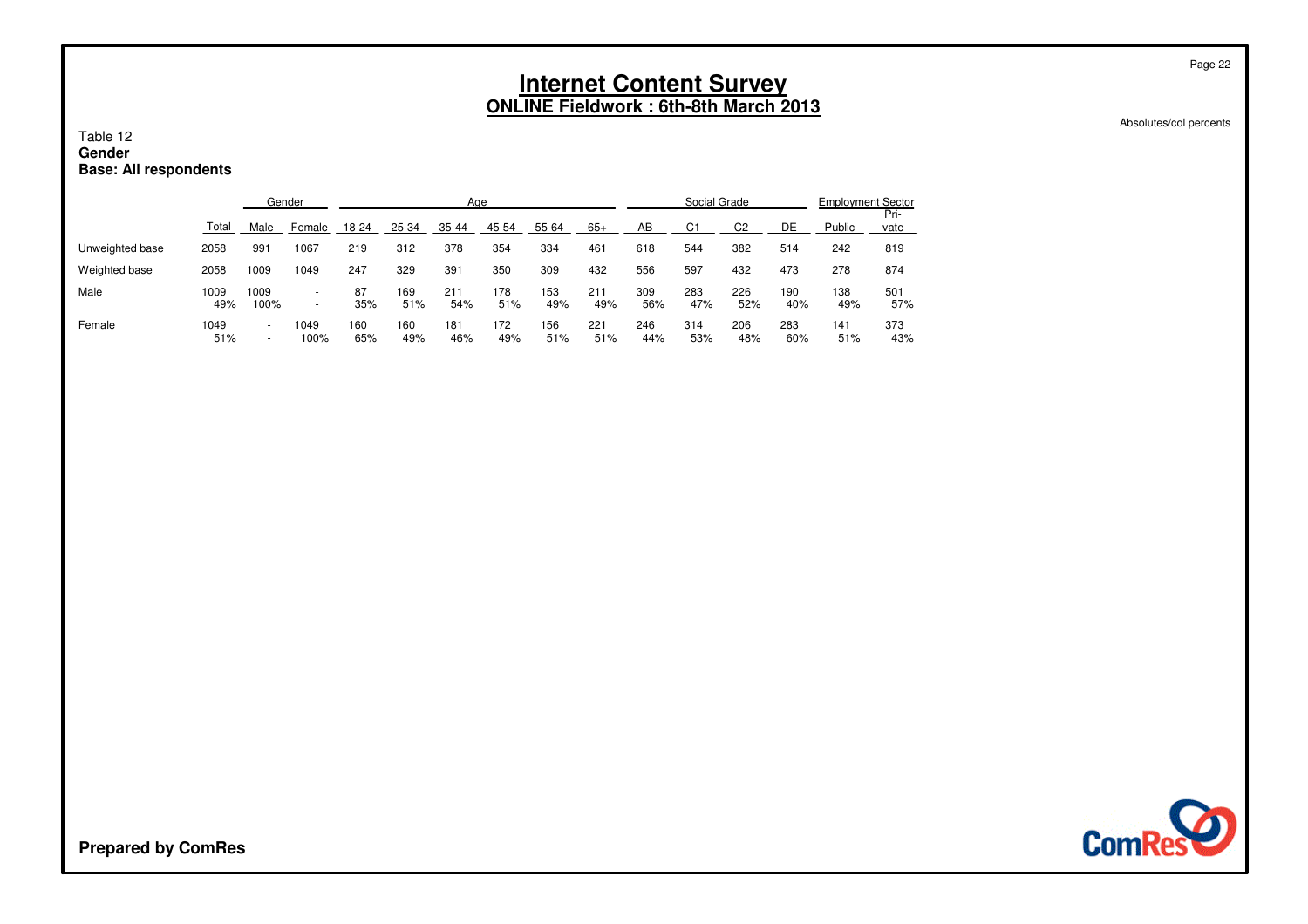# Internet Content Survey

## ONLINE Fieldwork : 6th-8th March 2013

Absolutes/col percents

Table 12
**Gender**
**Base: All respondents**

| | | Gender | | Age | | | | | | Social Grade | | | | Employment Sector | |
|---|---|---|---|---|---|---|---|---|---|---|---|---|---|---|---|
| | Total | Male | Female | 18-24 | 25-34 | 35-44 | 45-54 | 55-64 | 65+ | AB | C1 | C2 | DE | Public | Pri-vate |
| Unweighted base | 2058 | 991 | 1067 | 219 | 312 | 378 | 354 | 334 | 461 | 618 | 544 | 382 | 514 | 242 | 819 |
| Weighted base | 2058 | 1009 | 1049 | 247 | 329 | 391 | 350 | 309 | 432 | 556 | 597 | 432 | 473 | 278 | 874 |
| Male | 1009 | 1009 | - | 87 | 169 | 211 | 178 | 153 | 211 | 309 | 283 | 226 | 190 | 138 | 501 |
| | 49% | 100% | - | 35% | 51% | 54% | 51% | 49% | 49% | 56% | 47% | 52% | 40% | 49% | 57% |
| Female | 1049 | - | 1049 | 160 | 160 | 181 | 172 | 156 | 221 | 246 | 314 | 206 | 283 | 141 | 373 |
| | 51% | - | 100% | 65% | 49% | 46% | 49% | 51% | 51% | 44% | 53% | 48% | 60% | 51% | 43% |

**Prepared by ComRes**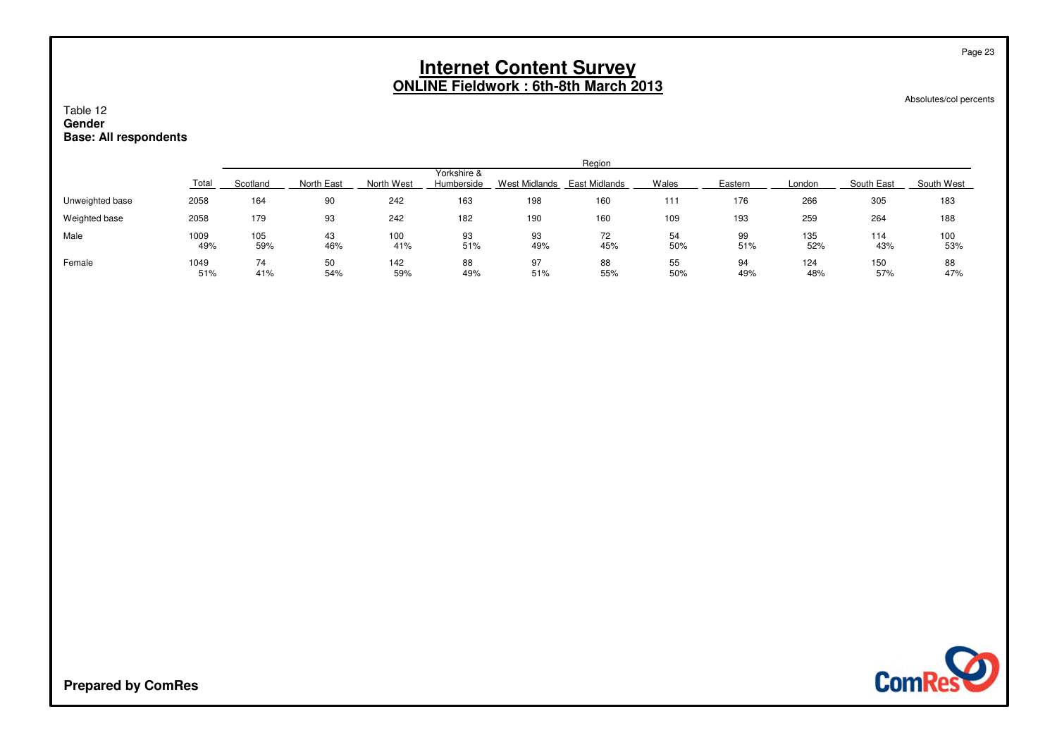# Internet Content Survey

## ONLINE Fieldwork : 6th-8th March 2013

Absolutes/col percents

Table 12
**Gender**
**Base: All respondents**

| | Total | Region | | | | | | | | | | |
|---|---|---|---|---|---|---|---|---|---|---|---|---|
| | | Scotland | North East | North West | Yorkshire & Humberside | West Midlands | East Midlands | Wales | Eastern | London | South East | South West |
| Unweighted base | 2058 | 164 | 90 | 242 | 163 | 198 | 160 | 111 | 176 | 266 | 305 | 183 |
| Weighted base | 2058 | 179 | 93 | 242 | 182 | 190 | 160 | 109 | 193 | 259 | 264 | 188 |
| Male | 1009 | 105 | 43 | 100 | 93 | 93 | 72 | 54 | 99 | 135 | 114 | 100 |
| | 49% | 59% | 46% | 41% | 51% | 49% | 45% | 50% | 51% | 52% | 43% | 53% |
| Female | 1049 | 74 | 50 | 142 | 88 | 97 | 88 | 55 | 94 | 124 | 150 | 88 |
| | 51% | 41% | 54% | 59% | 49% | 51% | 55% | 50% | 49% | 48% | 57% | 47% |

**Prepared by ComRes**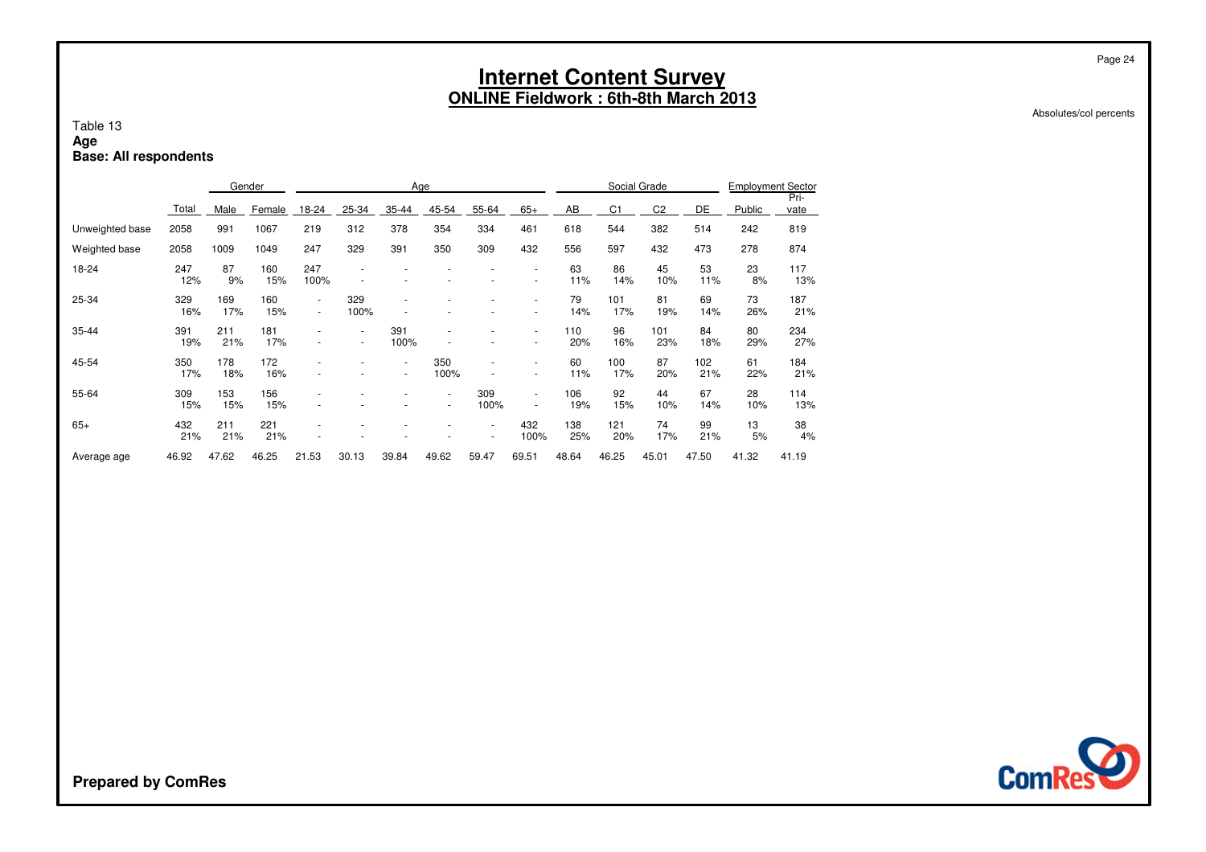# Internet Content Survey

## ONLINE Fieldwork : 6th-8th March 2013

Absolutes/col percents

Table 13
**Age**
**Base: All respondents**

| | | Gender | | Age | | | | | | Social Grade | | | | Employment Sector | |
|---|---|---|---|---|---|---|---|---|---|---|---|---|---|---|---|
| | Total | Male | Female | 18-24 | 25-34 | 35-44 | 45-54 | 55-64 | 65+ | AB | C1 | C2 | DE | Public | Pri-vate |
| Unweighted base | 2058 | 991 | 1067 | 219 | 312 | 378 | 354 | 334 | 461 | 618 | 544 | 382 | 514 | 242 | 819 |
| Weighted base | 2058 | 1009 | 1049 | 247 | 329 | 391 | 350 | 309 | 432 | 556 | 597 | 432 | 473 | 278 | 874 |
| 18-24 | 247 | 87 | 160 | 247 | - | - | - | - | - | 63 | 86 | 45 | 53 | 23 | 117 |
| | 12% | 9% | 15% | 100% | - | - | - | - | - | 11% | 14% | 10% | 11% | 8% | 13% |
| 25-34 | 329 | 169 | 160 | - | 329 | - | - | - | - | 79 | 101 | 81 | 69 | 73 | 187 |
| | 16% | 17% | 15% | - | 100% | - | - | - | - | 14% | 17% | 19% | 14% | 26% | 21% |
| 35-44 | 391 | 211 | 181 | - | - | 391 | - | - | - | 110 | 96 | 101 | 84 | 80 | 234 |
| | 19% | 21% | 17% | - | - | 100% | - | - | - | 20% | 16% | 23% | 18% | 29% | 27% |
| 45-54 | 350 | 178 | 172 | - | - | - | 350 | - | - | 60 | 100 | 87 | 102 | 61 | 184 |
| | 17% | 18% | 16% | - | - | - | 100% | - | - | 11% | 17% | 20% | 21% | 22% | 21% |
| 55-64 | 309 | 153 | 156 | - | - | - | - | 309 | - | 106 | 92 | 44 | 67 | 28 | 114 |
| | 15% | 15% | 15% | - | - | - | - | 100% | - | 19% | 15% | 10% | 14% | 10% | 13% |
| 65+ | 432 | 211 | 221 | - | - | - | - | - | 432 | 138 | 121 | 74 | 99 | 13 | 38 |
| | 21% | 21% | 21% | - | - | - | - | - | 100% | 25% | 20% | 17% | 21% | 5% | 4% |
| Average age | 46.92 | 47.62 | 46.25 | 21.53 | 30.13 | 39.84 | 49.62 | 59.47 | 69.51 | 48.64 | 46.25 | 45.01 | 47.50 | 41.32 | 41.19 |

**Prepared by ComRes**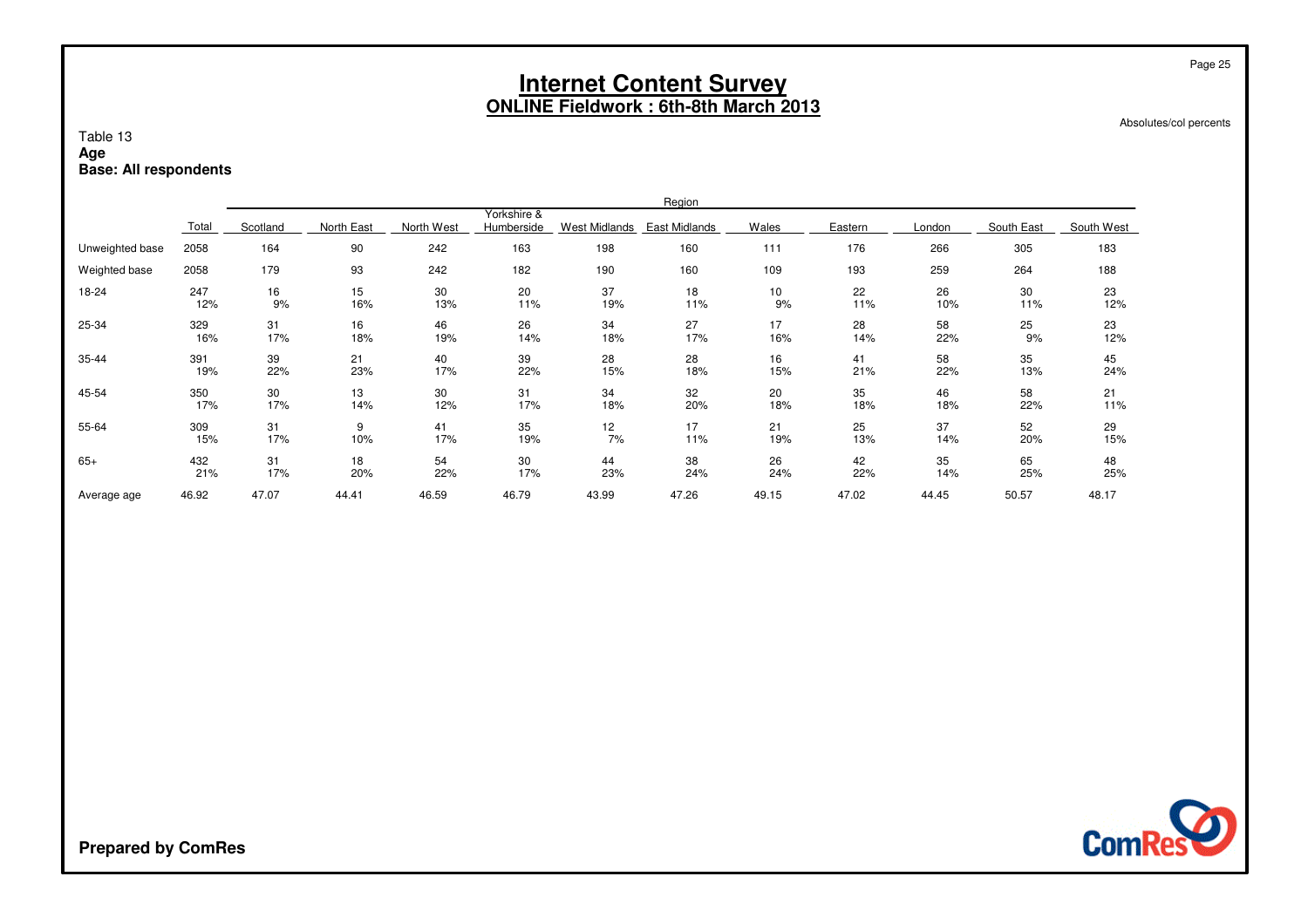# Internet Content Survey

## ONLINE Fieldwork : 6th-8th March 2013

Absolutes/col percents

Table 13
**Age**
**Base: All respondents**

| | Total | Region | | | | | | | | | | |
|---|---|---|---|---|---|---|---|---|---|---|---|---|
| | | Scotland | North East | North West | Yorkshire & Humberside | West Midlands | East Midlands | Wales | Eastern | London | South East | South West |
| Unweighted base | 2058 | 164 | 90 | 242 | 163 | 198 | 160 | 111 | 176 | 266 | 305 | 183 |
| Weighted base | 2058 | 179 | 93 | 242 | 182 | 190 | 160 | 109 | 193 | 259 | 264 | 188 |
| 18-24 | 247 | 16 | 15 | 30 | 20 | 37 | 18 | 10 | 22 | 26 | 30 | 23 |
| | 12% | 9% | 16% | 13% | 11% | 19% | 11% | 9% | 11% | 10% | 11% | 12% |
| 25-34 | 329 | 31 | 16 | 46 | 26 | 34 | 27 | 17 | 28 | 58 | 25 | 23 |
| | 16% | 17% | 18% | 19% | 14% | 18% | 17% | 16% | 14% | 22% | 9% | 12% |
| 35-44 | 391 | 39 | 21 | 40 | 39 | 28 | 28 | 16 | 41 | 58 | 35 | 45 |
| | 19% | 22% | 23% | 17% | 22% | 15% | 18% | 15% | 21% | 22% | 13% | 24% |
| 45-54 | 350 | 30 | 13 | 30 | 31 | 34 | 32 | 20 | 35 | 46 | 58 | 21 |
| | 17% | 17% | 14% | 12% | 17% | 18% | 20% | 18% | 18% | 18% | 22% | 11% |
| 55-64 | 309 | 31 | 9 | 41 | 35 | 12 | 17 | 21 | 25 | 37 | 52 | 29 |
| | 15% | 17% | 10% | 17% | 19% | 7% | 11% | 19% | 13% | 14% | 20% | 15% |
| 65+ | 432 | 31 | 18 | 54 | 30 | 44 | 38 | 26 | 42 | 35 | 65 | 48 |
| | 21% | 17% | 20% | 22% | 17% | 23% | 24% | 24% | 22% | 14% | 25% | 25% |
| Average age | 46.92 | 47.07 | 44.41 | 46.59 | 46.79 | 43.99 | 47.26 | 49.15 | 47.02 | 44.45 | 50.57 | 48.17 |

**Prepared by ComRes**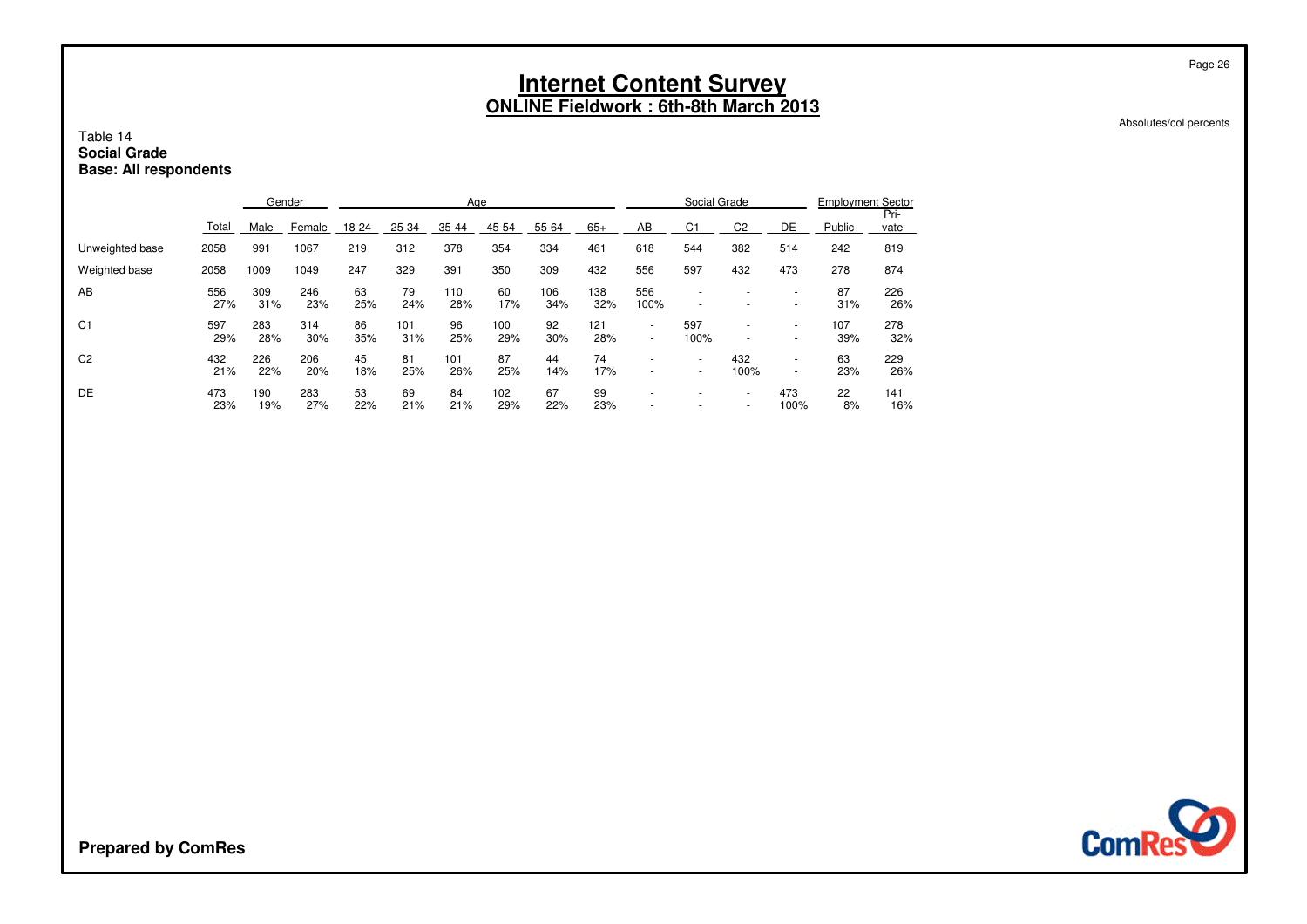# Internet Content Survey
## ONLINE Fieldwork : 6th-8th March 2013

Absolutes/col percents

Table 14
**Social Grade**
**Base: All respondents**

| | Total | Gender | | Age | | | | | | Social Grade | | | | Employment Sector | |
|---|---|---|---|---|---|---|---|---|---|---|---|---|---|---|---|
| | | Male | Female | 18-24 | 25-34 | 35-44 | 45-54 | 55-64 | 65+ | AB | C1 | C2 | DE | Public | Pri-vate |
| Unweighted base | 2058 | 991 | 1067 | 219 | 312 | 378 | 354 | 334 | 461 | 618 | 544 | 382 | 514 | 242 | 819 |
| Weighted base | 2058 | 1009 | 1049 | 247 | 329 | 391 | 350 | 309 | 432 | 556 | 597 | 432 | 473 | 278 | 874 |
| AB | 556 | 309 | 246 | 63 | 79 | 110 | 60 | 106 | 138 | 556 | - | - | - | 87 | 226 |
| | 27% | 31% | 23% | 25% | 24% | 28% | 17% | 34% | 32% | 100% | - | - | - | 31% | 26% |
| C1 | 597 | 283 | 314 | 86 | 101 | 96 | 100 | 92 | 121 | - | 597 | - | - | 107 | 278 |
| | 29% | 28% | 30% | 35% | 31% | 25% | 29% | 30% | 28% | - | 100% | - | - | 39% | 32% |
| C2 | 432 | 226 | 206 | 45 | 81 | 101 | 87 | 44 | 74 | - | - | 432 | - | 63 | 229 |
| | 21% | 22% | 20% | 18% | 25% | 26% | 25% | 14% | 17% | - | - | 100% | - | 23% | 26% |
| DE | 473 | 190 | 283 | 53 | 69 | 84 | 102 | 67 | 99 | - | - | - | 473 | 22 | 141 |
| | 23% | 19% | 27% | 22% | 21% | 21% | 29% | 22% | 23% | - | - | - | 100% | 8% | 16% |

**Prepared by ComRes**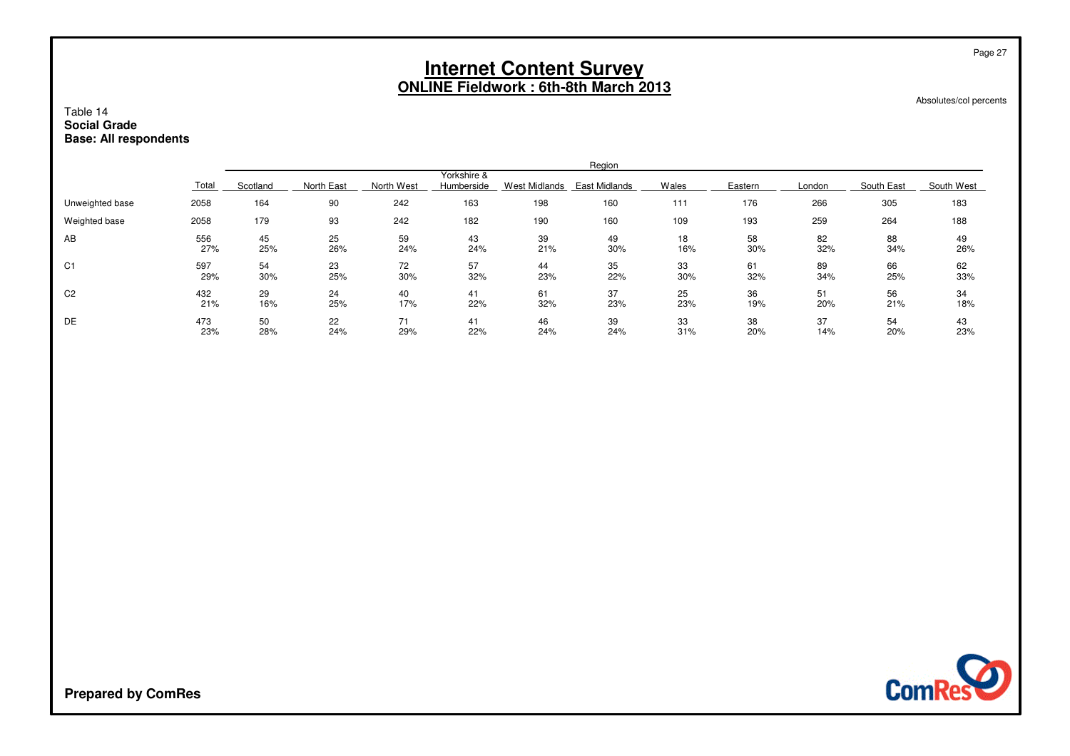# Internet Content Survey

## ONLINE Fieldwork : 6th-8th March 2013

Absolutes/col percents

Table 14
**Social Grade**
**Base: All respondents**

| | Total | Region | | | | | | | | | | |
|---|---|---|---|---|---|---|---|---|---|---|---|---|
| | | Scotland | North East | North West | Yorkshire & Humberside | West Midlands | East Midlands | Wales | Eastern | London | South East | South West |
| Unweighted base | 2058 | 164 | 90 | 242 | 163 | 198 | 160 | 111 | 176 | 266 | 305 | 183 |
| Weighted base | 2058 | 179 | 93 | 242 | 182 | 190 | 160 | 109 | 193 | 259 | 264 | 188 |
| AB | 556 | 45 | 25 | 59 | 43 | 39 | 49 | 18 | 58 | 82 | 88 | 49 |
| | 27% | 25% | 26% | 24% | 24% | 21% | 30% | 16% | 30% | 32% | 34% | 26% |
| C1 | 597 | 54 | 23 | 72 | 57 | 44 | 35 | 33 | 61 | 89 | 66 | 62 |
| | 29% | 30% | 25% | 30% | 32% | 23% | 22% | 30% | 32% | 34% | 25% | 33% |
| C2 | 432 | 29 | 24 | 40 | 41 | 61 | 37 | 25 | 36 | 51 | 56 | 34 |
| | 21% | 16% | 25% | 17% | 22% | 32% | 23% | 23% | 19% | 20% | 21% | 18% |
| DE | 473 | 50 | 22 | 71 | 41 | 46 | 39 | 33 | 38 | 37 | 54 | 43 |
| | 23% | 28% | 24% | 29% | 22% | 24% | 24% | 31% | 20% | 14% | 20% | 23% |

**Prepared by ComRes**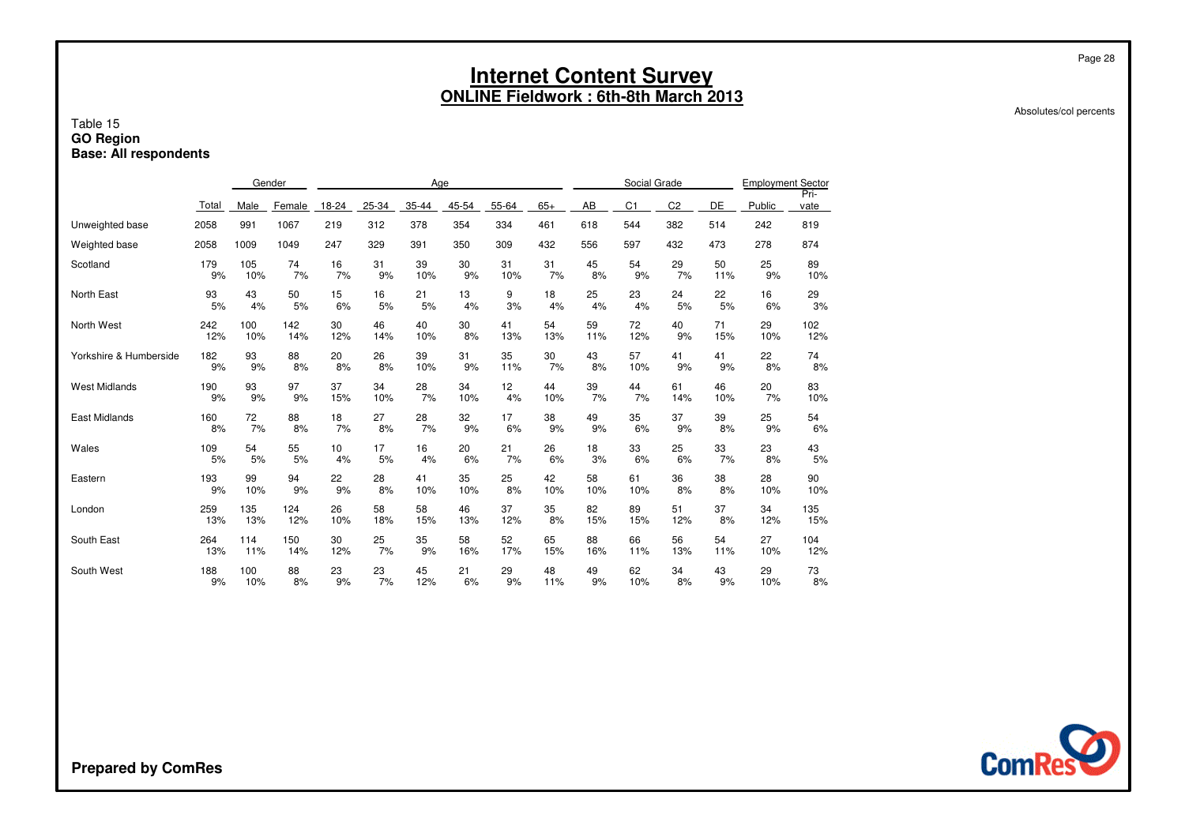# Internet Content Survey

## ONLINE Fieldwork : 6th-8th March 2013

Absolutes/col percents

Table 15
**GO Region**
**Base: All respondents**

| | | Gender | | Age | | | | | | Social Grade | | | | Employment Sector | |
|---|---|---|---|---|---|---|---|---|---|---|---|---|---|---|---|
| | Total | Male | Female | 18-24 | 25-34 | 35-44 | 45-54 | 55-64 | 65+ | AB | C1 | C2 | DE | Public | Pri-vate |
| Unweighted base | 2058 | 991 | 1067 | 219 | 312 | 378 | 354 | 334 | 461 | 618 | 544 | 382 | 514 | 242 | 819 |
| Weighted base | 2058 | 1009 | 1049 | 247 | 329 | 391 | 350 | 309 | 432 | 556 | 597 | 432 | 473 | 278 | 874 |
| Scotland | 179 | 105 | 74 | 16 | 31 | 39 | 30 | 31 | 31 | 45 | 54 | 29 | 50 | 25 | 89 |
| | 9% | 10% | 7% | 7% | 9% | 10% | 9% | 10% | 7% | 8% | 9% | 7% | 11% | 9% | 10% |
| North East | 93 | 43 | 50 | 15 | 16 | 21 | 13 | 9 | 18 | 25 | 23 | 24 | 22 | 16 | 29 |
| | 5% | 4% | 5% | 6% | 5% | 5% | 4% | 3% | 4% | 4% | 4% | 5% | 5% | 6% | 3% |
| North West | 242 | 100 | 142 | 30 | 46 | 40 | 30 | 41 | 54 | 59 | 72 | 40 | 71 | 29 | 102 |
| | 12% | 10% | 14% | 12% | 14% | 10% | 8% | 13% | 13% | 11% | 12% | 9% | 15% | 10% | 12% |
| Yorkshire & Humberside | 182 | 93 | 88 | 20 | 26 | 39 | 31 | 35 | 30 | 43 | 57 | 41 | 41 | 22 | 74 |
| | 9% | 9% | 8% | 8% | 8% | 10% | 9% | 11% | 7% | 8% | 10% | 9% | 9% | 8% | 8% |
| West Midlands | 190 | 93 | 97 | 37 | 34 | 28 | 34 | 12 | 44 | 39 | 44 | 61 | 46 | 20 | 83 |
| | 9% | 9% | 9% | 15% | 10% | 7% | 10% | 4% | 10% | 7% | 7% | 14% | 10% | 7% | 10% |
| East Midlands | 160 | 72 | 88 | 18 | 27 | 28 | 32 | 17 | 38 | 49 | 35 | 37 | 39 | 25 | 54 |
| | 8% | 7% | 8% | 7% | 8% | 7% | 9% | 6% | 9% | 9% | 6% | 9% | 8% | 9% | 6% |
| Wales | 109 | 54 | 55 | 10 | 17 | 16 | 20 | 21 | 26 | 18 | 33 | 25 | 33 | 23 | 43 |
| | 5% | 5% | 5% | 4% | 5% | 4% | 6% | 7% | 6% | 3% | 6% | 6% | 7% | 8% | 5% |
| Eastern | 193 | 99 | 94 | 22 | 28 | 41 | 35 | 25 | 42 | 58 | 61 | 36 | 38 | 28 | 90 |
| | 9% | 10% | 9% | 9% | 8% | 10% | 10% | 8% | 10% | 10% | 10% | 8% | 8% | 10% | 10% |
| London | 259 | 135 | 124 | 26 | 58 | 58 | 46 | 37 | 35 | 82 | 89 | 51 | 37 | 34 | 135 |
| | 13% | 13% | 12% | 10% | 18% | 15% | 13% | 12% | 8% | 15% | 15% | 12% | 8% | 12% | 15% |
| South East | 264 | 114 | 150 | 30 | 25 | 35 | 58 | 52 | 65 | 88 | 66 | 56 | 54 | 27 | 104 |
| | 13% | 11% | 14% | 12% | 7% | 9% | 16% | 17% | 15% | 16% | 11% | 13% | 11% | 10% | 12% |
| South West | 188 | 100 | 88 | 23 | 23 | 45 | 21 | 29 | 48 | 49 | 62 | 34 | 43 | 29 | 73 |
| | 9% | 10% | 8% | 9% | 7% | 12% | 6% | 9% | 11% | 9% | 10% | 8% | 9% | 10% | 8% |

**Prepared by ComRes**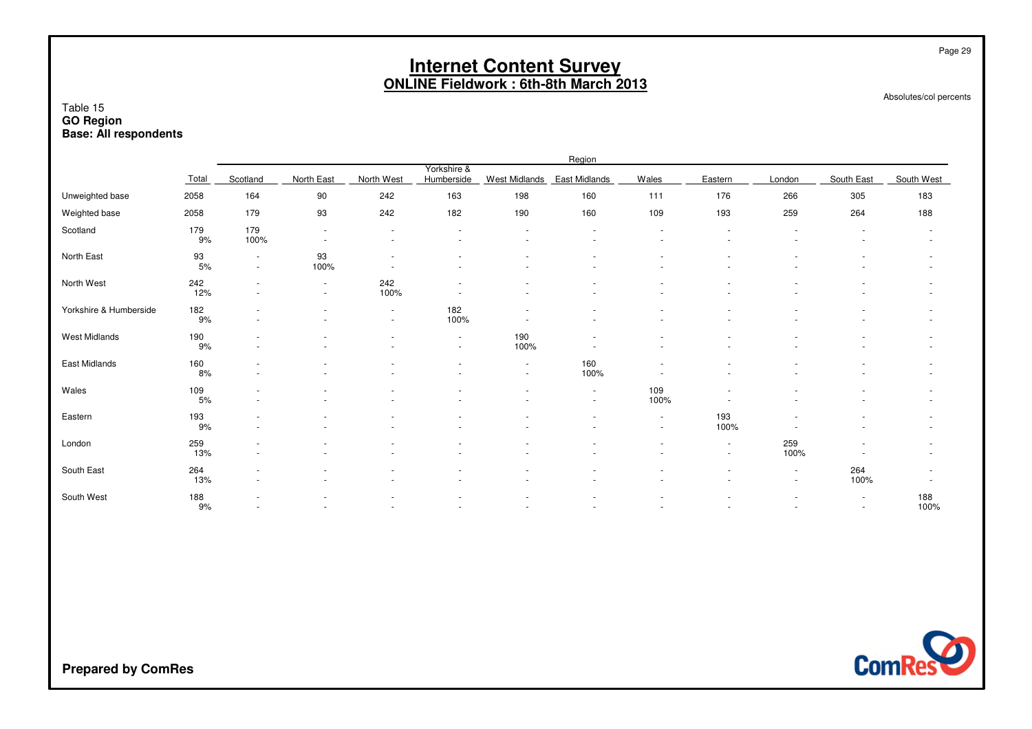# Internet Content Survey

## ONLINE Fieldwork : 6th-8th March 2013

Absolutes/col percents

Table 15
**GO Region**
**Base: All respondents**

| | Total | Region | | | | | | | | | | |
|---|---|---|---|---|---|---|---|---|---|---|---|---|
| | | Scotland | North East | North West | Yorkshire & Humberside | West Midlands | East Midlands | Wales | Eastern | London | South East | South West |
| Unweighted base | 2058 | 164 | 90 | 242 | 163 | 198 | 160 | 111 | 176 | 266 | 305 | 183 |
| Weighted base | 2058 | 179 | 93 | 242 | 182 | 190 | 160 | 109 | 193 | 259 | 264 | 188 |
| Scotland | 179 | 179 | - | - | - | - | - | - | - | - | - | - |
| | 9% | 100% | - | - | - | - | - | - | - | - | - | - |
| North East | 93 | - | 93 | - | - | - | - | - | - | - | - | - |
| | 5% | - | 100% | - | - | - | - | - | - | - | - | - |
| North West | 242 | - | - | 242 | - | - | - | - | - | - | - | - |
| | 12% | - | - | 100% | - | - | - | - | - | - | - | - |
| Yorkshire & Humberside | 182 | - | - | - | 182 | - | - | - | - | - | - | - |
| | 9% | - | - | - | 100% | - | - | - | - | - | - | - |
| West Midlands | 190 | - | - | - | - | 190 | - | - | - | - | - | - |
| | 9% | - | - | - | - | 100% | - | - | - | - | - | - |
| East Midlands | 160 | - | - | - | - | - | 160 | - | - | - | - | - |
| | 8% | - | - | - | - | - | 100% | - | - | - | - | - |
| Wales | 109 | - | - | - | - | - | - | 109 | - | - | - | - |
| | 5% | - | - | - | - | - | - | 100% | - | - | - | - |
| Eastern | 193 | - | - | - | - | - | - | - | 193 | - | - | - |
| | 9% | - | - | - | - | - | - | - | 100% | - | - | - |
| London | 259 | - | - | - | - | - | - | - | - | 259 | - | - |
| | 13% | - | - | - | - | - | - | - | - | 100% | - | - |
| South East | 264 | - | - | - | - | - | - | - | - | - | 264 | - |
| | 13% | - | - | - | - | - | - | - | - | - | 100% | - |
| South West | 188 | - | - | - | - | - | - | - | - | - | - | 188 |
| | 9% | - | - | - | - | - | - | - | - | - | - | 100% |

**Prepared by ComRes**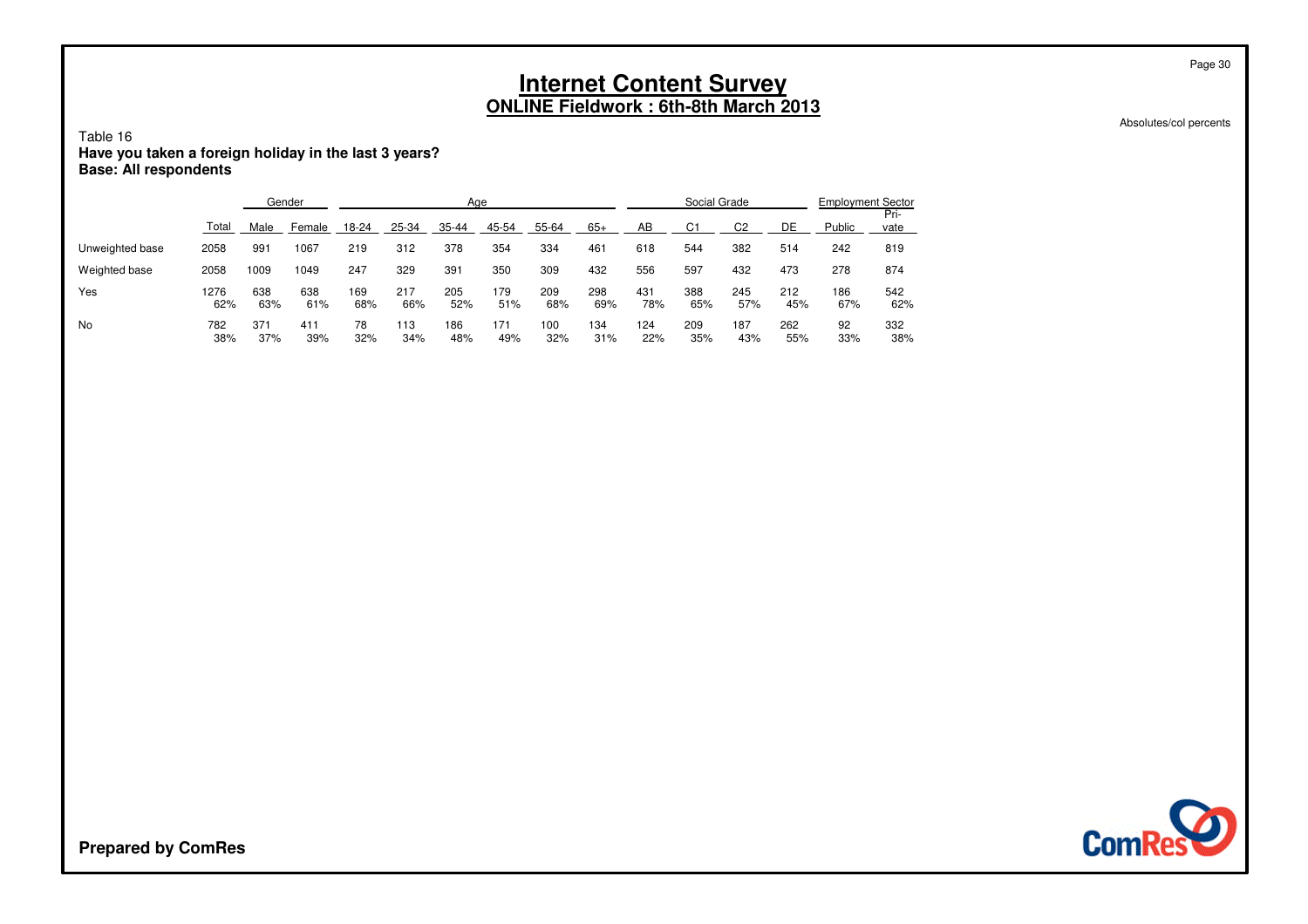# Internet Content Survey
## ONLINE Fieldwork : 6th-8th March 2013

Absolutes/col percents

Table 16
**Have you taken a foreign holiday in the last 3 years?**
**Base: All respondents**

| | | Gender | | Age | | | | | | Social Grade | | | | Employment Sector | |
|---|---|---|---|---|---|---|---|---|---|---|---|---|---|---|---|
| | Total | Male | Female | 18-24 | 25-34 | 35-44 | 45-54 | 55-64 | 65+ | AB | C1 | C2 | DE | Public | Pri-vate |
| Unweighted base | 2058 | 991 | 1067 | 219 | 312 | 378 | 354 | 334 | 461 | 618 | 544 | 382 | 514 | 242 | 819 |
| Weighted base | 2058 | 1009 | 1049 | 247 | 329 | 391 | 350 | 309 | 432 | 556 | 597 | 432 | 473 | 278 | 874 |
| Yes | 1276 | 638 | 638 | 169 | 217 | 205 | 179 | 209 | 298 | 431 | 388 | 245 | 212 | 186 | 542 |
| | 62% | 63% | 61% | 68% | 66% | 52% | 51% | 68% | 69% | 78% | 65% | 57% | 45% | 67% | 62% |
| No | 782 | 371 | 411 | 78 | 113 | 186 | 171 | 100 | 134 | 124 | 209 | 187 | 262 | 92 | 332 |
| | 38% | 37% | 39% | 32% | 34% | 48% | 49% | 32% | 31% | 22% | 35% | 43% | 55% | 33% | 38% |

**Prepared by ComRes**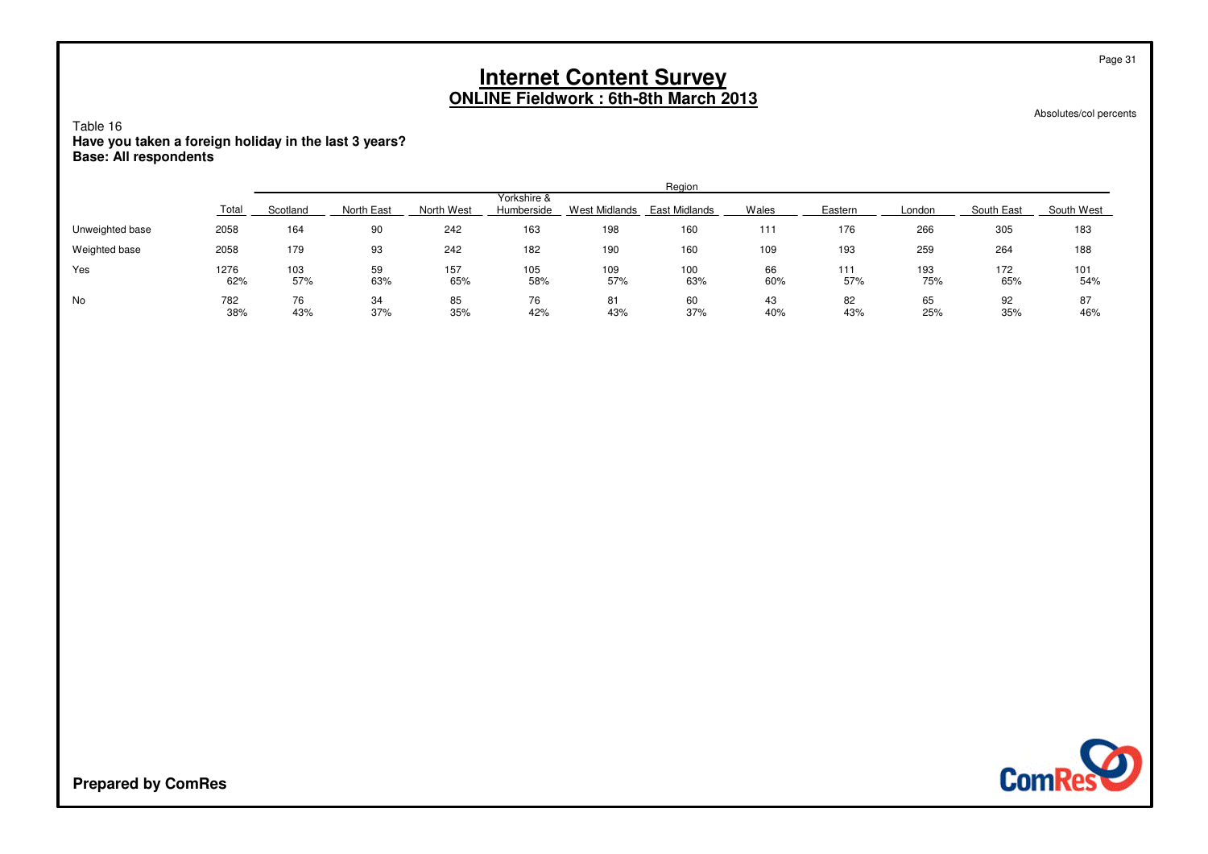# Internet Content Survey

## ONLINE Fieldwork : 6th-8th March 2013

Absolutes/col percents

Table 16

**Have you taken a foreign holiday in the last 3 years?**
**Base: All respondents**

| | Total | Region | | | | | | | | | | |
|---|---|---|---|---|---|---|---|---|---|---|---|---|
| | | Scotland | North East | North West | Yorkshire & Humberside | West Midlands | East Midlands | Wales | Eastern | London | South East | South West |
| Unweighted base | 2058 | 164 | 90 | 242 | 163 | 198 | 160 | 111 | 176 | 266 | 305 | 183 |
| Weighted base | 2058 | 179 | 93 | 242 | 182 | 190 | 160 | 109 | 193 | 259 | 264 | 188 |
| Yes | 1276 | 103 | 59 | 157 | 105 | 109 | 100 | 66 | 111 | 193 | 172 | 101 |
| | 62% | 57% | 63% | 65% | 58% | 57% | 63% | 60% | 57% | 75% | 65% | 54% |
| No | 782 | 76 | 34 | 85 | 76 | 81 | 60 | 43 | 82 | 65 | 92 | 87 |
| | 38% | 43% | 37% | 35% | 42% | 43% | 37% | 40% | 43% | 25% | 35% | 46% |

**Prepared by ComRes**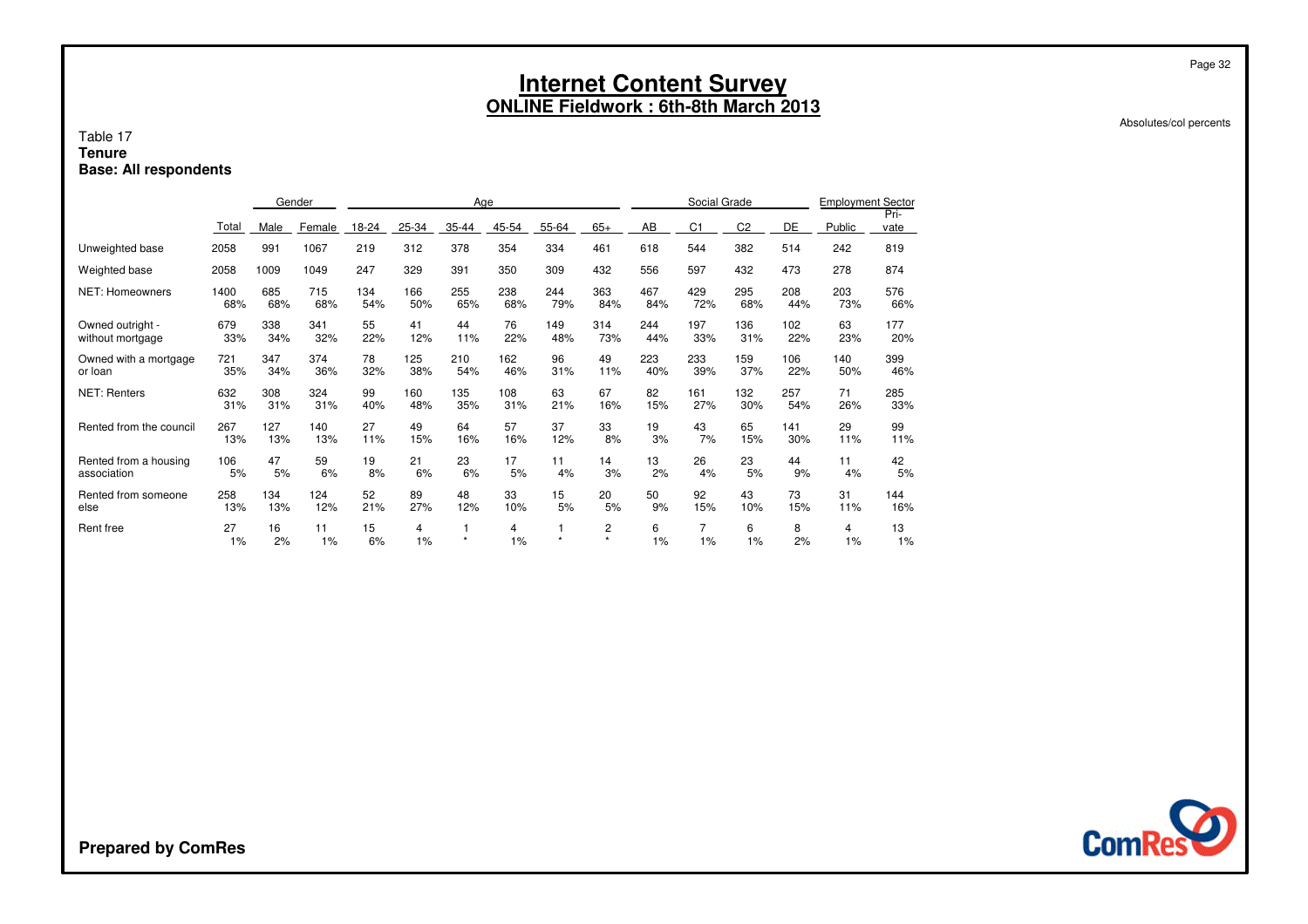# Internet Content Survey

## ONLINE Fieldwork : 6th-8th March 2013

Absolutes/col percents

Table 17
**Tenure**
**Base: All respondents**

| | Total | Gender | | Age | | | | | | Social Grade | | | | Employment Sector | |
|---|---|---|---|---|---|---|---|---|---|---|---|---|---|---|---|
| | | Male | Female | 18-24 | 25-34 | 35-44 | 45-54 | 55-64 | 65+ | AB | C1 | C2 | DE | Public | Pri-vate |
| Unweighted base | 2058 | 991 | 1067 | 219 | 312 | 378 | 354 | 334 | 461 | 618 | 544 | 382 | 514 | 242 | 819 |
| Weighted base | 2058 | 1009 | 1049 | 247 | 329 | 391 | 350 | 309 | 432 | 556 | 597 | 432 | 473 | 278 | 874 |
| NET: Homeowners | 1400 | 685 | 715 | 134 | 166 | 255 | 238 | 244 | 363 | 467 | 429 | 295 | 208 | 203 | 576 |
| | 68% | 68% | 68% | 54% | 50% | 65% | 68% | 79% | 84% | 84% | 72% | 68% | 44% | 73% | 66% |
| Owned outright - without mortgage | 679 | 338 | 341 | 55 | 41 | 44 | 76 | 149 | 314 | 244 | 197 | 136 | 102 | 63 | 177 |
| | 33% | 34% | 32% | 22% | 12% | 11% | 22% | 48% | 73% | 44% | 33% | 31% | 22% | 23% | 20% |
| Owned with a mortgage or loan | 721 | 347 | 374 | 78 | 125 | 210 | 162 | 96 | 49 | 223 | 233 | 159 | 106 | 140 | 399 |
| | 35% | 34% | 36% | 32% | 38% | 54% | 46% | 31% | 11% | 40% | 39% | 37% | 22% | 50% | 46% |
| NET: Renters | 632 | 308 | 324 | 99 | 160 | 135 | 108 | 63 | 67 | 82 | 161 | 132 | 257 | 71 | 285 |
| | 31% | 31% | 31% | 40% | 48% | 35% | 31% | 21% | 16% | 15% | 27% | 30% | 54% | 26% | 33% |
| Rented from the council | 267 | 127 | 140 | 27 | 49 | 64 | 57 | 37 | 33 | 19 | 43 | 65 | 141 | 29 | 99 |
| | 13% | 13% | 13% | 11% | 15% | 16% | 16% | 12% | 8% | 3% | 7% | 15% | 30% | 11% | 11% |
| Rented from a housing association | 106 | 47 | 59 | 19 | 21 | 23 | 17 | 11 | 14 | 13 | 26 | 23 | 44 | 11 | 42 |
| | 5% | 5% | 6% | 8% | 6% | 6% | 5% | 4% | 3% | 2% | 4% | 5% | 9% | 4% | 5% |
| Rented from someone else | 258 | 134 | 124 | 52 | 89 | 48 | 33 | 15 | 20 | 50 | 92 | 43 | 73 | 31 | 144 |
| | 13% | 13% | 12% | 21% | 27% | 12% | 10% | 5% | 5% | 9% | 15% | 10% | 15% | 11% | 16% |
| Rent free | 27 | 16 | 11 | 15 | 4 | 1 | 4 | 1 | 2 | 6 | 7 | 6 | 8 | 4 | 13 |
| | 1% | 2% | 1% | 6% | 1% | * | 1% | * | * | 1% | 1% | 1% | 2% | 1% | 1% |

**Prepared by ComRes**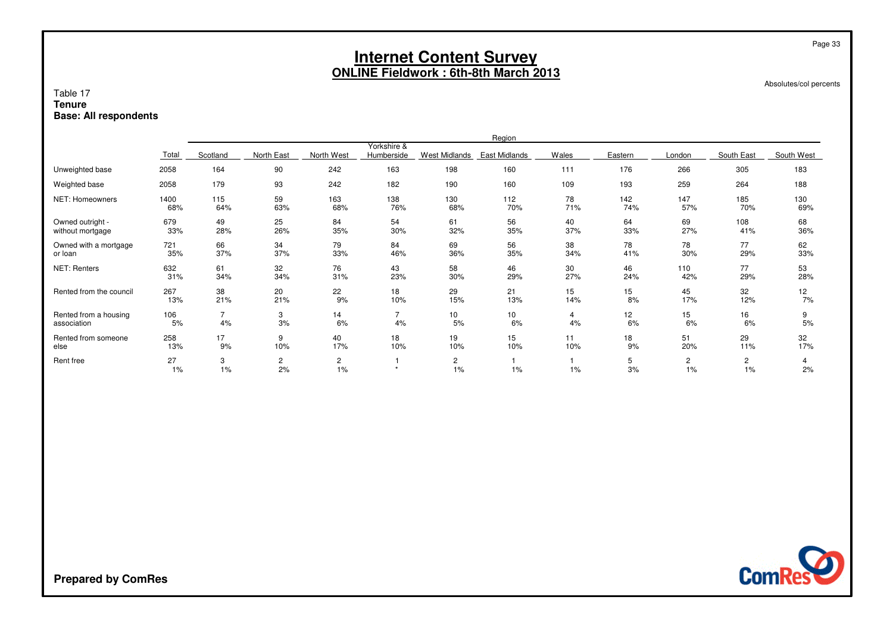# Internet Content Survey

## ONLINE Fieldwork : 6th-8th March 2013

Absolutes/col percents

Table 17
**Tenure**
**Base: All respondents**

| | Total | Region | | | | | | | | | | |
|---|---|---|---|---|---|---|---|---|---|---|---|---|
| | | Scotland | North East | North West | Yorkshire & Humberside | West Midlands | East Midlands | Wales | Eastern | London | South East | South West |
| Unweighted base | 2058 | 164 | 90 | 242 | 163 | 198 | 160 | 111 | 176 | 266 | 305 | 183 |
| Weighted base | 2058 | 179 | 93 | 242 | 182 | 190 | 160 | 109 | 193 | 259 | 264 | 188 |
| NET: Homeowners | 1400 | 115 | 59 | 163 | 138 | 130 | 112 | 78 | 142 | 147 | 185 | 130 |
| | 68% | 64% | 63% | 68% | 76% | 68% | 70% | 71% | 74% | 57% | 70% | 69% |
| Owned outright - without mortgage | 679 | 49 | 25 | 84 | 54 | 61 | 56 | 40 | 64 | 69 | 108 | 68 |
| | 33% | 28% | 26% | 35% | 30% | 32% | 35% | 37% | 33% | 27% | 41% | 36% |
| Owned with a mortgage or loan | 721 | 66 | 34 | 79 | 84 | 69 | 56 | 38 | 78 | 78 | 77 | 62 |
| | 35% | 37% | 37% | 33% | 46% | 36% | 35% | 34% | 41% | 30% | 29% | 33% |
| NET: Renters | 632 | 61 | 32 | 76 | 43 | 58 | 46 | 30 | 46 | 110 | 77 | 53 |
| | 31% | 34% | 34% | 31% | 23% | 30% | 29% | 27% | 24% | 42% | 29% | 28% |
| Rented from the council | 267 | 38 | 20 | 22 | 18 | 29 | 21 | 15 | 15 | 45 | 32 | 12 |
| | 13% | 21% | 21% | 9% | 10% | 15% | 13% | 14% | 8% | 17% | 12% | 7% |
| Rented from a housing association | 106 | 7 | 3 | 14 | 7 | 10 | 10 | 4 | 12 | 15 | 16 | 9 |
| | 5% | 4% | 3% | 6% | 4% | 5% | 6% | 4% | 6% | 6% | 6% | 5% |
| Rented from someone else | 258 | 17 | 9 | 40 | 18 | 19 | 15 | 11 | 18 | 51 | 29 | 32 |
| | 13% | 9% | 10% | 17% | 10% | 10% | 10% | 10% | 9% | 20% | 11% | 17% |
| Rent free | 27 | 3 | 2 | 2 | 1 | 2 | 1 | 1 | 5 | 2 | 2 | 4 |
| | 1% | 1% | 2% | 1% | * | 1% | 1% | 1% | 3% | 1% | 1% | 2% |

**Prepared by ComRes**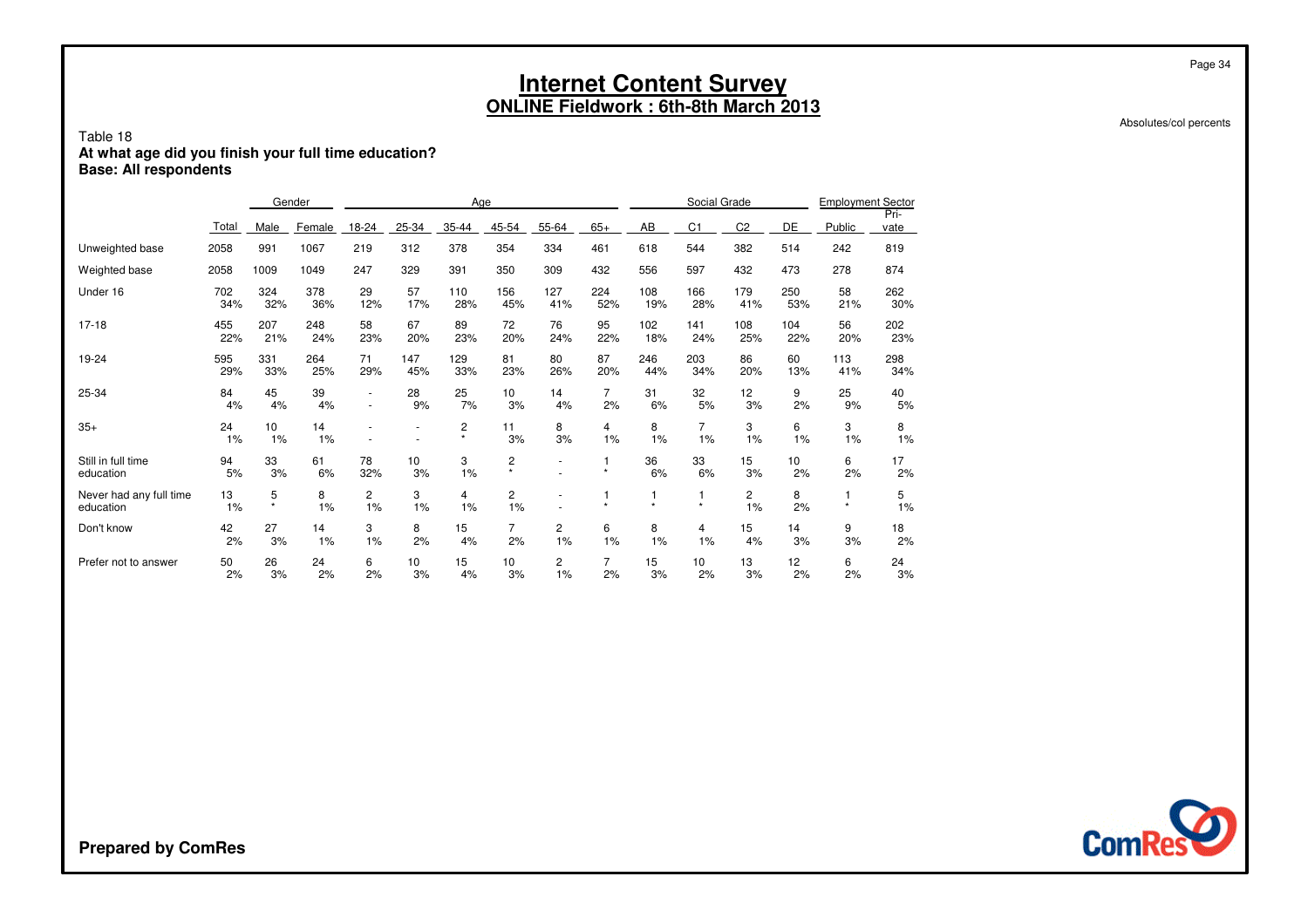# Internet Content Survey

## ONLINE Fieldwork : 6th-8th March 2013

Absolutes/col percents

Table 18

**At what age did you finish your full time education?**

**Base: All respondents**

| | | Gender | | Age | | | | | | Social Grade | | | | Employment Sector | |
|---|---|---|---|---|---|---|---|---|---|---|---|---|---|---|---|
| | Total | Male | Female | 18-24 | 25-34 | 35-44 | 45-54 | 55-64 | 65+ | AB | C1 | C2 | DE | Public | Pri-vate |
| Unweighted base | 2058 | 991 | 1067 | 219 | 312 | 378 | 354 | 334 | 461 | 618 | 544 | 382 | 514 | 242 | 819 |
| Weighted base | 2058 | 1009 | 1049 | 247 | 329 | 391 | 350 | 309 | 432 | 556 | 597 | 432 | 473 | 278 | 874 |
| Under 16 | 702<br>34% | 324<br>32% | 378<br>36% | 29<br>12% | 57<br>17% | 110<br>28% | 156<br>45% | 127<br>41% | 224<br>52% | 108<br>19% | 166<br>28% | 179<br>41% | 250<br>53% | 58<br>21% | 262<br>30% |
| 17-18 | 455<br>22% | 207<br>21% | 248<br>24% | 58<br>23% | 67<br>20% | 89<br>23% | 72<br>20% | 76<br>24% | 95<br>22% | 102<br>18% | 141<br>24% | 108<br>25% | 104<br>22% | 56<br>20% | 202<br>23% |
| 19-24 | 595<br>29% | 331<br>33% | 264<br>25% | 71<br>29% | 147<br>45% | 129<br>33% | 81<br>23% | 80<br>26% | 87<br>20% | 246<br>44% | 203<br>34% | 86<br>20% | 60<br>13% | 113<br>41% | 298<br>34% |
| 25-34 | 84<br>4% | 45<br>4% | 39<br>4% | -<br>- | 28<br>9% | 25<br>7% | 10<br>3% | 14<br>4% | 7<br>2% | 31<br>6% | 32<br>5% | 12<br>3% | 9<br>2% | 25<br>9% | 40<br>5% |
| 35+ | 24<br>1% | 10<br>1% | 14<br>1% | -<br>- | -<br>- | 2<br>* | 11<br>3% | 8<br>3% | 4<br>1% | 8<br>1% | 7<br>1% | 3<br>1% | 6<br>1% | 3<br>1% | 8<br>1% |
| Still in full time education | 94<br>5% | 33<br>3% | 61<br>6% | 78<br>32% | 10<br>3% | 3<br>1% | 2<br>* | -<br>- | 1<br>* | 36<br>6% | 33<br>6% | 15<br>3% | 10<br>2% | 6<br>2% | 17<br>2% |
| Never had any full time education | 13<br>1% | 5<br>* | 8<br>1% | 2<br>1% | 3<br>1% | 4<br>1% | 2<br>1% | -<br>- | 1<br>* | 1<br>* | 1<br>* | 2<br>1% | 8<br>2% | 1<br>* | 5<br>1% |
| Don't know | 42<br>2% | 27<br>3% | 14<br>1% | 3<br>1% | 8<br>2% | 15<br>4% | 7<br>2% | 2<br>1% | 6<br>1% | 8<br>1% | 4<br>1% | 15<br>4% | 14<br>3% | 9<br>3% | 18<br>2% |
| Prefer not to answer | 50<br>2% | 26<br>3% | 24<br>2% | 6<br>2% | 10<br>3% | 15<br>4% | 10<br>3% | 2<br>1% | 7<br>2% | 15<br>3% | 10<br>2% | 13<br>3% | 12<br>2% | 6<br>2% | 24<br>3% |

**Prepared by ComRes**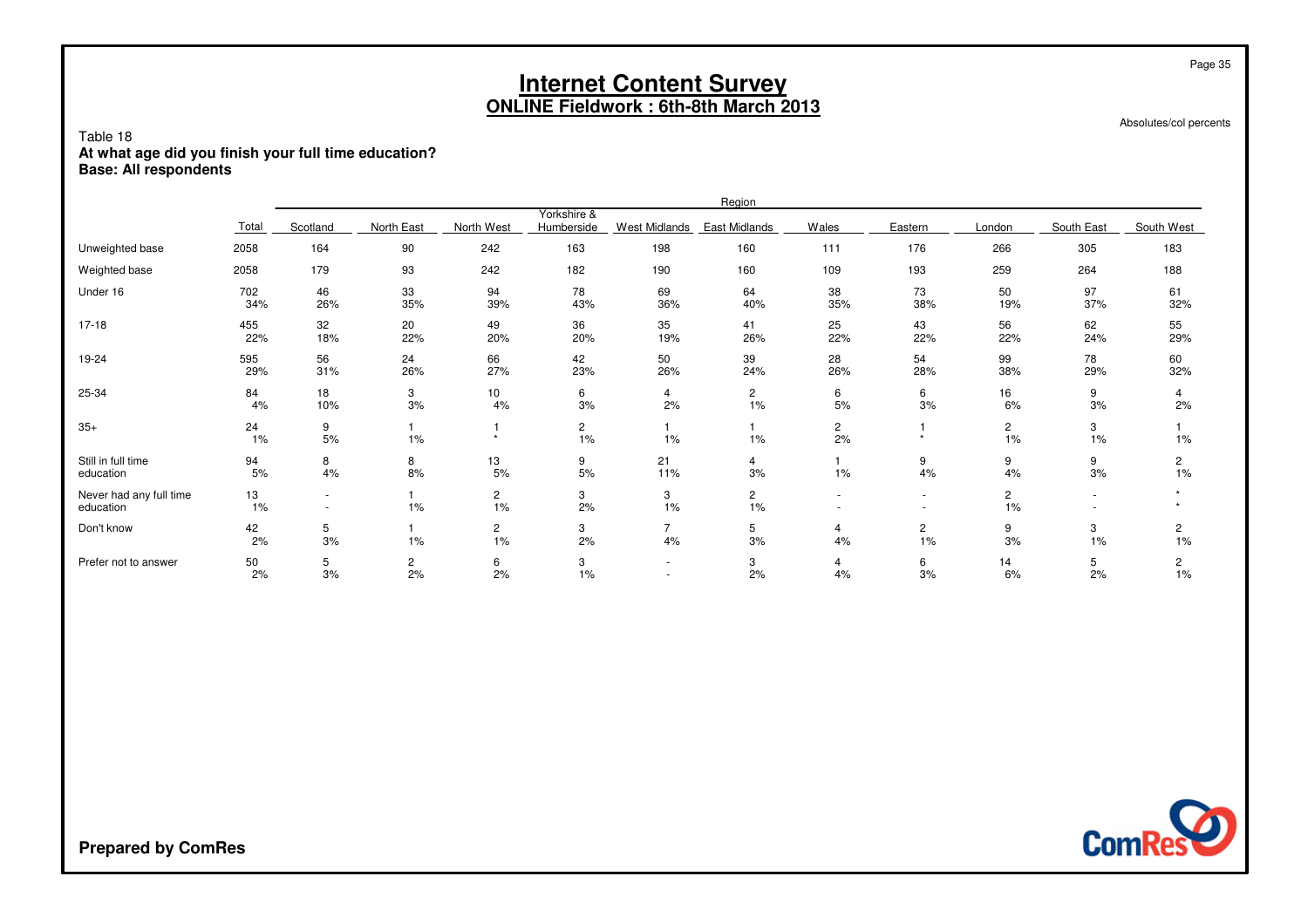# Internet Content Survey
## ONLINE Fieldwork : 6th-8th March 2013

Absolutes/col percents

Table 18
**At what age did you finish your full time education?**
**Base: All respondents**

| | Total | Region | | | | | | | | | | |
|---|---|---|---|---|---|---|---|---|---|---|---|---|
| | | Scotland | North East | North West | Yorkshire & Humberside | West Midlands | East Midlands | Wales | Eastern | London | South East | South West |
| Unweighted base | 2058 | 164 | 90 | 242 | 163 | 198 | 160 | 111 | 176 | 266 | 305 | 183 |
| Weighted base | 2058 | 179 | 93 | 242 | 182 | 190 | 160 | 109 | 193 | 259 | 264 | 188 |
| Under 16 | 702 | 46 | 33 | 94 | 78 | 69 | 64 | 38 | 73 | 50 | 97 | 61 |
| | 34% | 26% | 35% | 39% | 43% | 36% | 40% | 35% | 38% | 19% | 37% | 32% |
| 17-18 | 455 | 32 | 20 | 49 | 36 | 35 | 41 | 25 | 43 | 56 | 62 | 55 |
| | 22% | 18% | 22% | 20% | 20% | 19% | 26% | 22% | 22% | 22% | 24% | 29% |
| 19-24 | 595 | 56 | 24 | 66 | 42 | 50 | 39 | 28 | 54 | 99 | 78 | 60 |
| | 29% | 31% | 26% | 27% | 23% | 26% | 24% | 26% | 28% | 38% | 29% | 32% |
| 25-34 | 84 | 18 | 3 | 10 | 6 | 4 | 2 | 6 | 6 | 16 | 9 | 4 |
| | 4% | 10% | 3% | 4% | 3% | 2% | 1% | 5% | 3% | 6% | 3% | 2% |
| 35+ | 24 | 9 | 1 | 1 | 2 | 1 | 1 | 2 | 1 | 2 | 3 | 1 |
| | 1% | 5% | 1% | * | 1% | 1% | 1% | 2% | * | 1% | 1% | 1% |
| Still in full time education | 94 | 8 | 8 | 13 | 9 | 21 | 4 | 1 | 9 | 9 | 9 | 2 |
| | 5% | 4% | 8% | 5% | 5% | 11% | 3% | 1% | 4% | 4% | 3% | 1% |
| Never had any full time education | 13 | - | 1 | 2 | 3 | 3 | 2 | - | - | 2 | - | * |
| | 1% | - | 1% | 1% | 2% | 1% | 1% | - | - | 1% | - | * |
| Don't know | 42 | 5 | 1 | 2 | 3 | 7 | 5 | 4 | 2 | 9 | 3 | 2 |
| | 2% | 3% | 1% | 1% | 2% | 4% | 3% | 4% | 1% | 3% | 1% | 1% |
| Prefer not to answer | 50 | 5 | 2 | 6 | 3 | - | 3 | 4 | 6 | 14 | 5 | 2 |
| | 2% | 3% | 2% | 2% | 1% | - | 2% | 4% | 3% | 6% | 2% | 1% |

**Prepared by ComRes**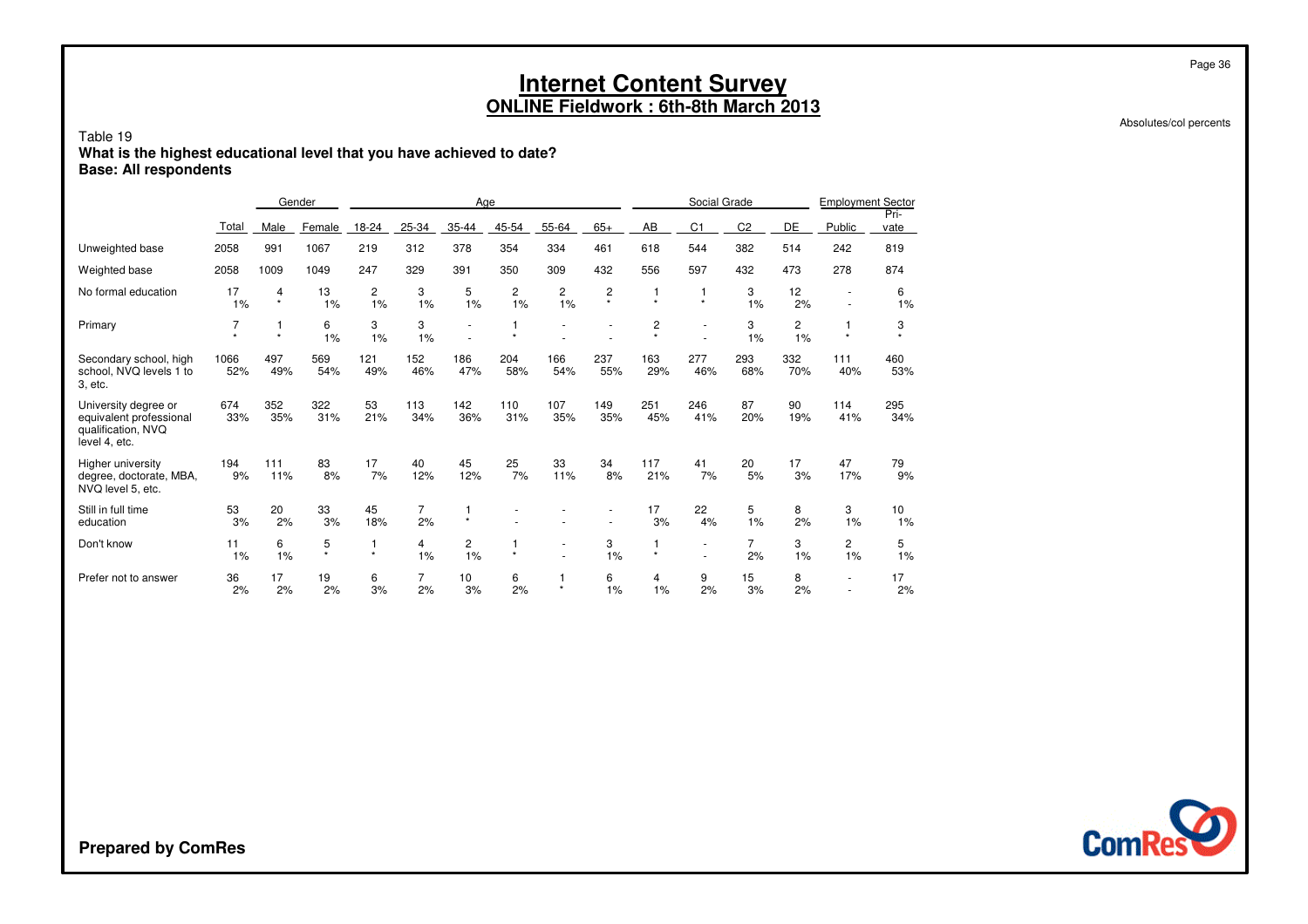# Internet Content Survey

## ONLINE Fieldwork : 6th-8th March 2013

Absolutes/col percents

Table 19

**What is the highest educational level that you have achieved to date?**

**Base: All respondents**

| | | Gender | | Age | | | | | | Social Grade | | | | Employment Sector | |
|---|---|---|---|---|---|---|---|---|---|---|---|---|---|---|---|
| | Total | Male | Female | 18-24 | 25-34 | 35-44 | 45-54 | 55-64 | 65+ | AB | C1 | C2 | DE | Public | Pri-vate |
| Unweighted base | 2058 | 991 | 1067 | 219 | 312 | 378 | 354 | 334 | 461 | 618 | 544 | 382 | 514 | 242 | 819 |
| Weighted base | 2058 | 1009 | 1049 | 247 | 329 | 391 | 350 | 309 | 432 | 556 | 597 | 432 | 473 | 278 | 874 |
| No formal education | 17<br>1% | 4<br>* | 13<br>1% | 2<br>1% | 3<br>1% | 5<br>1% | 2<br>1% | 2<br>1% | 2<br>* | 1<br>* | 1<br>* | 3<br>1% | 12<br>2% | -<br>- | 6<br>1% |
| Primary | 7<br>* | 1<br>* | 6<br>1% | 3<br>1% | 3<br>1% | -<br>- | 1<br>* | -<br>- | -<br>- | 2<br>* | -<br>- | 3<br>1% | 2<br>1% | 1<br>* | 3<br>* |
| Secondary school, high school, NVQ levels 1 to 3, etc. | 1066<br>52% | 497<br>49% | 569<br>54% | 121<br>49% | 152<br>46% | 186<br>47% | 204<br>58% | 166<br>54% | 237<br>55% | 163<br>29% | 277<br>46% | 293<br>68% | 332<br>70% | 111<br>40% | 460<br>53% |
| University degree or equivalent professional qualification, NVQ level 4, etc. | 674<br>33% | 352<br>35% | 322<br>31% | 53<br>21% | 113<br>34% | 142<br>36% | 110<br>31% | 107<br>35% | 149<br>35% | 251<br>45% | 246<br>41% | 87<br>20% | 90<br>19% | 114<br>41% | 295<br>34% |
| Higher university degree, doctorate, MBA, NVQ level 5, etc. | 194<br>9% | 111<br>11% | 83<br>8% | 17<br>7% | 40<br>12% | 45<br>12% | 25<br>7% | 33<br>11% | 34<br>8% | 117<br>21% | 41<br>7% | 20<br>5% | 17<br>3% | 47<br>17% | 79<br>9% |
| Still in full time education | 53<br>3% | 20<br>2% | 33<br>3% | 45<br>18% | 7<br>2% | 1<br>* | -<br>- | -<br>- | -<br>- | 17<br>3% | 22<br>4% | 5<br>1% | 8<br>2% | 3<br>1% | 10<br>1% |
| Don't know | 11<br>1% | 6<br>1% | 5<br>* | 1<br>* | 4<br>1% | 2<br>1% | 1<br>* | -<br>- | 3<br>1% | 1<br>* | -<br>- | 7<br>2% | 3<br>1% | 2<br>1% | 5<br>1% |
| Prefer not to answer | 36<br>2% | 17<br>2% | 19<br>2% | 6<br>3% | 7<br>2% | 10<br>3% | 6<br>2% | 1<br>* | 6<br>1% | 4<br>1% | 9<br>2% | 15<br>3% | 8<br>2% | -<br>- | 17<br>2% |

**Prepared by ComRes**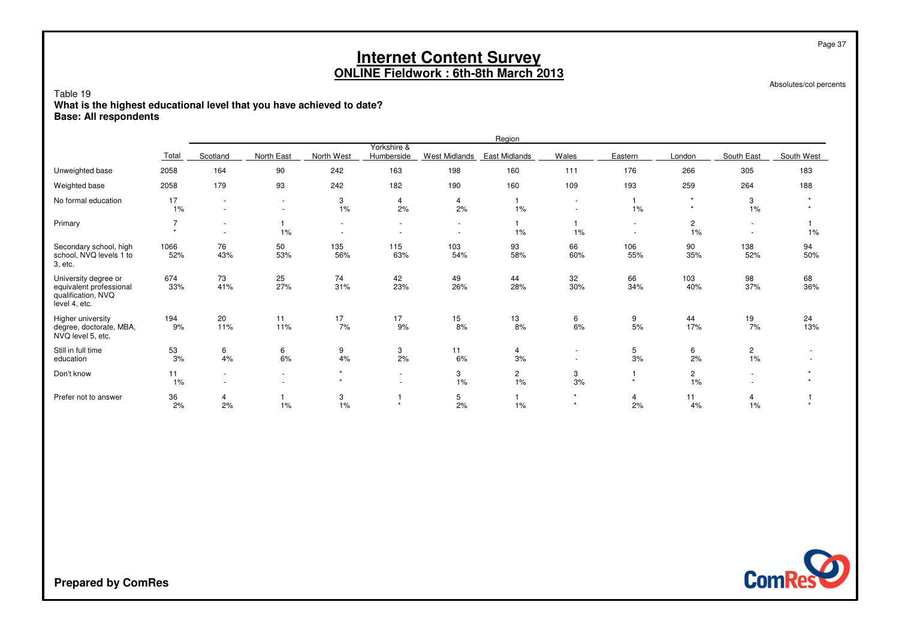# Internet Content Survey
## ONLINE Fieldwork : 6th-8th March 2013

Absolutes/col percents

Table 19
**What is the highest educational level that you have achieved to date?**
**Base: All respondents**

| | | Region | | | | | | | | | | |
|---|---|---|---|---|---|---|---|---|---|---|---|---|
| | Total | Scotland | North East | North West | Yorkshire & Humberside | West Midlands | East Midlands | Wales | Eastern | London | South East | South West |
| Unweighted base | 2058 | 164 | 90 | 242 | 163 | 198 | 160 | 111 | 176 | 266 | 305 | 183 |
| Weighted base | 2058 | 179 | 93 | 242 | 182 | 190 | 160 | 109 | 193 | 259 | 264 | 188 |
| No formal education | 17 | - | - | 3 | 4 | 4 | 1 | - | 1 | * | 3 | * |
| | 1% | - | - | 1% | 2% | 2% | 1% | - | 1% | * | 1% | * |
| Primary | 7 | - | 1 | - | - | - | 1 | 1 | - | 2 | - | 1 |
| | * | - | 1% | - | - | - | 1% | 1% | - | 1% | - | 1% |
| Secondary school, high school, NVQ levels 1 to 3, etc. | 1066 | 76 | 50 | 135 | 115 | 103 | 93 | 66 | 106 | 90 | 138 | 94 |
| | 52% | 43% | 53% | 56% | 63% | 54% | 58% | 60% | 55% | 35% | 52% | 50% |
| University degree or equivalent professional qualification, NVQ level 4, etc. | 674 | 73 | 25 | 74 | 42 | 49 | 44 | 32 | 66 | 103 | 98 | 68 |
| | 33% | 41% | 27% | 31% | 23% | 26% | 28% | 30% | 34% | 40% | 37% | 36% |
| Higher university degree, doctorate, MBA, NVQ level 5, etc. | 194 | 20 | 11 | 17 | 17 | 15 | 13 | 6 | 9 | 44 | 19 | 24 |
| | 9% | 11% | 11% | 7% | 9% | 8% | 8% | 6% | 5% | 17% | 7% | 13% |
| Still in full time education | 53 | 6 | 6 | 9 | 3 | 11 | 4 | - | 5 | 6 | 2 | - |
| | 3% | 4% | 6% | 4% | 2% | 6% | 3% | - | 3% | 2% | 1% | - |
| Don't know | 11 | - | - | * | - | 3 | 2 | 3 | 1 | 2 | - | * |
| | 1% | - | - | * | - | 1% | 1% | 3% | * | 1% | - | * |
| Prefer not to answer | 36 | 4 | 1 | 3 | 1 | 5 | 1 | * | 4 | 11 | 4 | 1 |
| | 2% | 2% | 1% | 1% | * | 2% | 1% | * | 2% | 4% | 1% | * |

**Prepared by ComRes**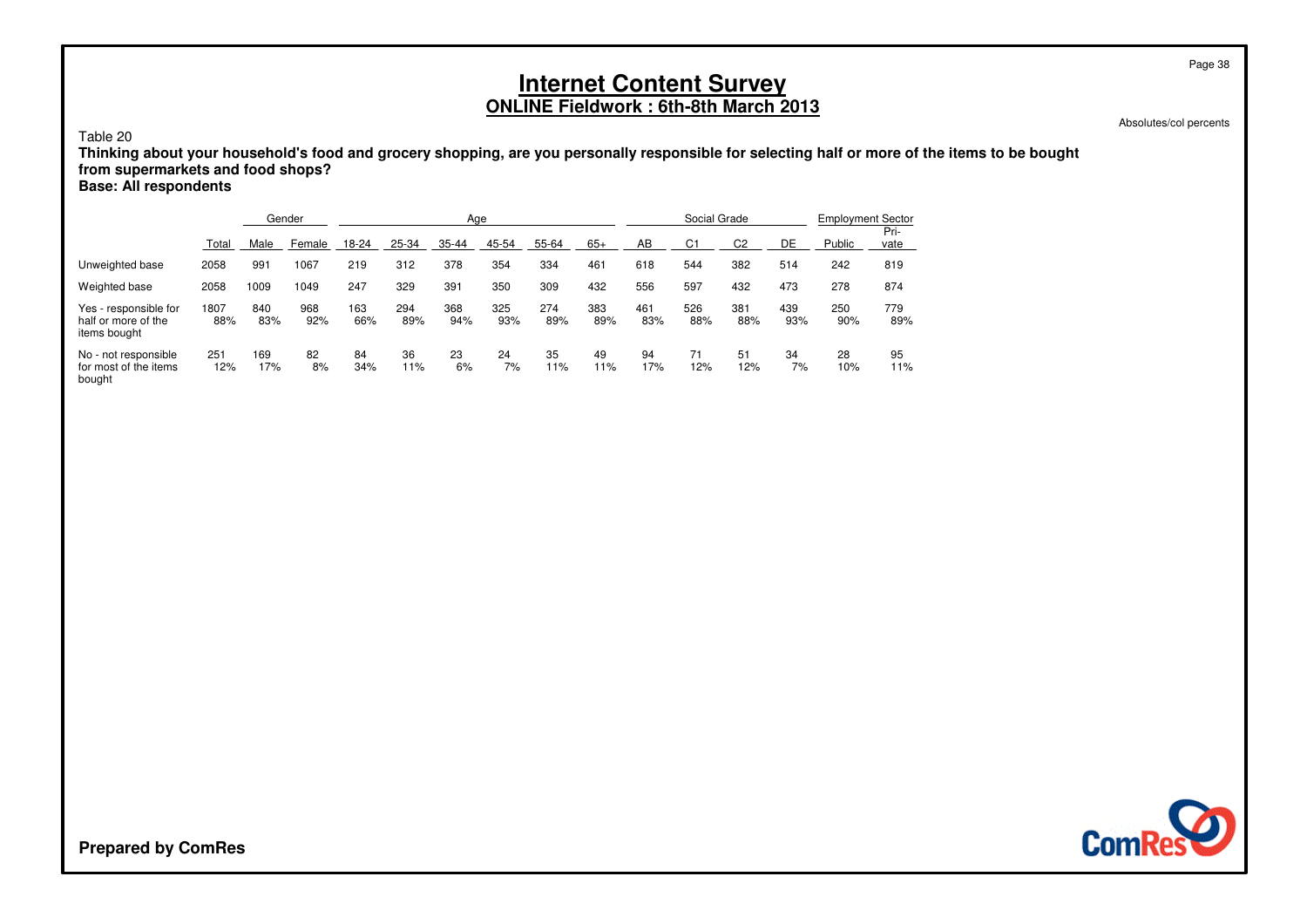# Internet Content Survey

## ONLINE Fieldwork : 6th-8th March 2013

Absolutes/col percents

Table 20

**Thinking about your household's food and grocery shopping, are you personally responsible for selecting half or more of the items to be bought from supermarkets and food shops?**

**Base: All respondents**

| | | Gender | | Age | | | | | | Social Grade | | | | Employment Sector | |
|---|---|---|---|---|---|---|---|---|---|---|---|---|---|---|---|
| | Total | Male | Female | 18-24 | 25-34 | 35-44 | 45-54 | 55-64 | 65+ | AB | C1 | C2 | DE | Public | Pri-vate |
| Unweighted base | 2058 | 991 | 1067 | 219 | 312 | 378 | 354 | 334 | 461 | 618 | 544 | 382 | 514 | 242 | 819 |
| Weighted base | 2058 | 1009 | 1049 | 247 | 329 | 391 | 350 | 309 | 432 | 556 | 597 | 432 | 473 | 278 | 874 |
| Yes - responsible for half or more of the items bought | 1807 | 840 | 968 | 163 | 294 | 368 | 325 | 274 | 383 | 461 | 526 | 381 | 439 | 250 | 779 |
| | 88% | 83% | 92% | 66% | 89% | 94% | 93% | 89% | 89% | 83% | 88% | 88% | 93% | 90% | 89% |
| No - not responsible for most of the items bought | 251 | 169 | 82 | 84 | 36 | 23 | 24 | 35 | 49 | 94 | 71 | 51 | 34 | 28 | 95 |
| | 12% | 17% | 8% | 34% | 11% | 6% | 7% | 11% | 11% | 17% | 12% | 12% | 7% | 10% | 11% |

**Prepared by ComRes**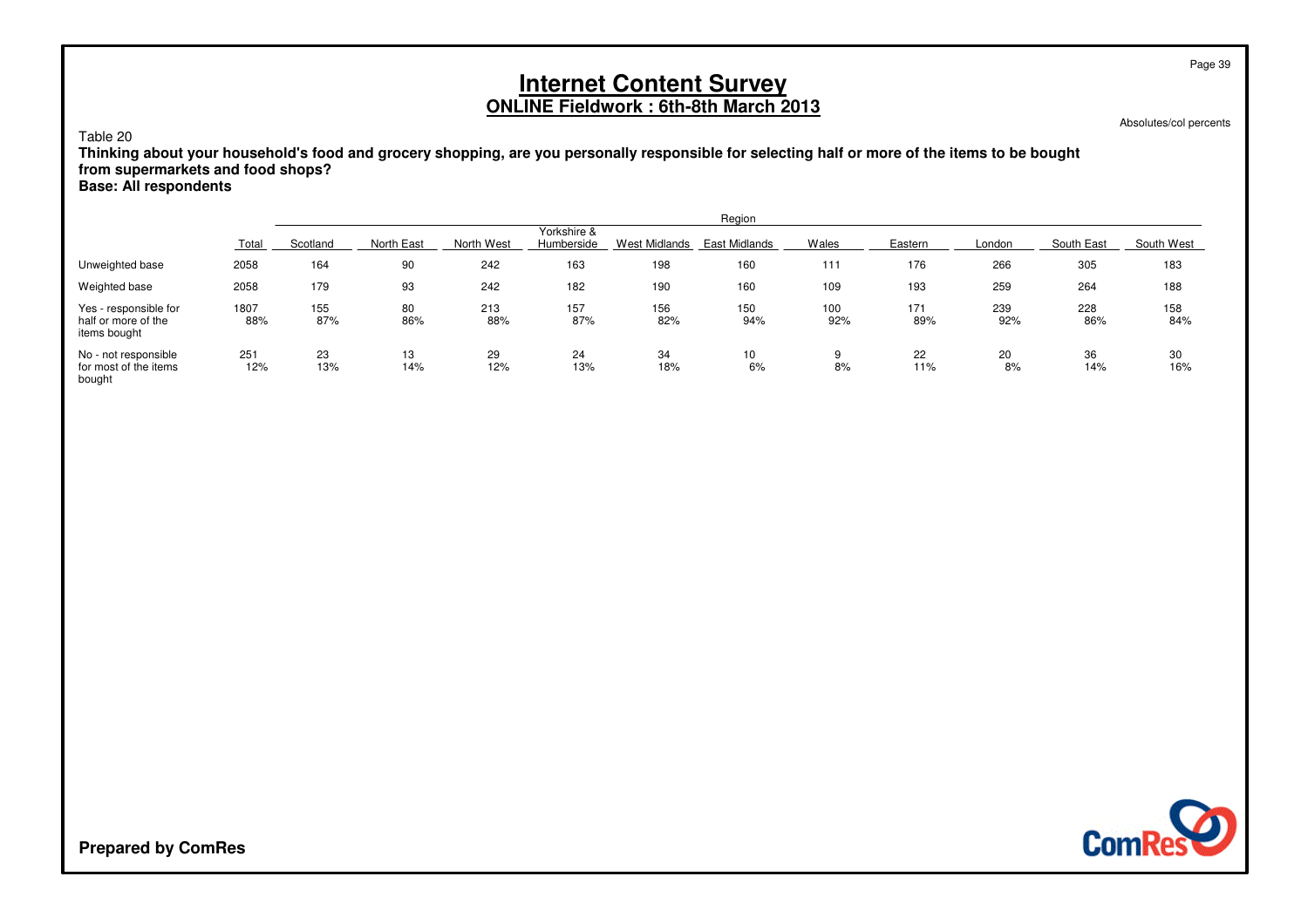# Internet Content Survey

## ONLINE Fieldwork : 6th-8th March 2013

Absolutes/col percents

Table 20

**Thinking about your household's food and grocery shopping, are you personally responsible for selecting half or more of the items to be bought from supermarkets and food shops?**

**Base: All respondents**

| | | Region | | | | | | | | | | |
|---|---|---|---|---|---|---|---|---|---|---|---|---|
| | Total | Scotland | North East | North West | Yorkshire & Humberside | West Midlands | East Midlands | Wales | Eastern | London | South East | South West |
| Unweighted base | 2058 | 164 | 90 | 242 | 163 | 198 | 160 | 111 | 176 | 266 | 305 | 183 |
| Weighted base | 2058 | 179 | 93 | 242 | 182 | 190 | 160 | 109 | 193 | 259 | 264 | 188 |
| Yes - responsible for half or more of the items bought | 1807<br>88% | 155<br>87% | 80<br>86% | 213<br>88% | 157<br>87% | 156<br>82% | 150<br>94% | 100<br>92% | 171<br>89% | 239<br>92% | 228<br>86% | 158<br>84% |
| No - not responsible for most of the items bought | 251<br>12% | 23<br>13% | 13<br>14% | 29<br>12% | 24<br>13% | 34<br>18% | 10<br>6% | 9<br>8% | 22<br>11% | 20<br>8% | 36<br>14% | 30<br>16% |

**Prepared by ComRes**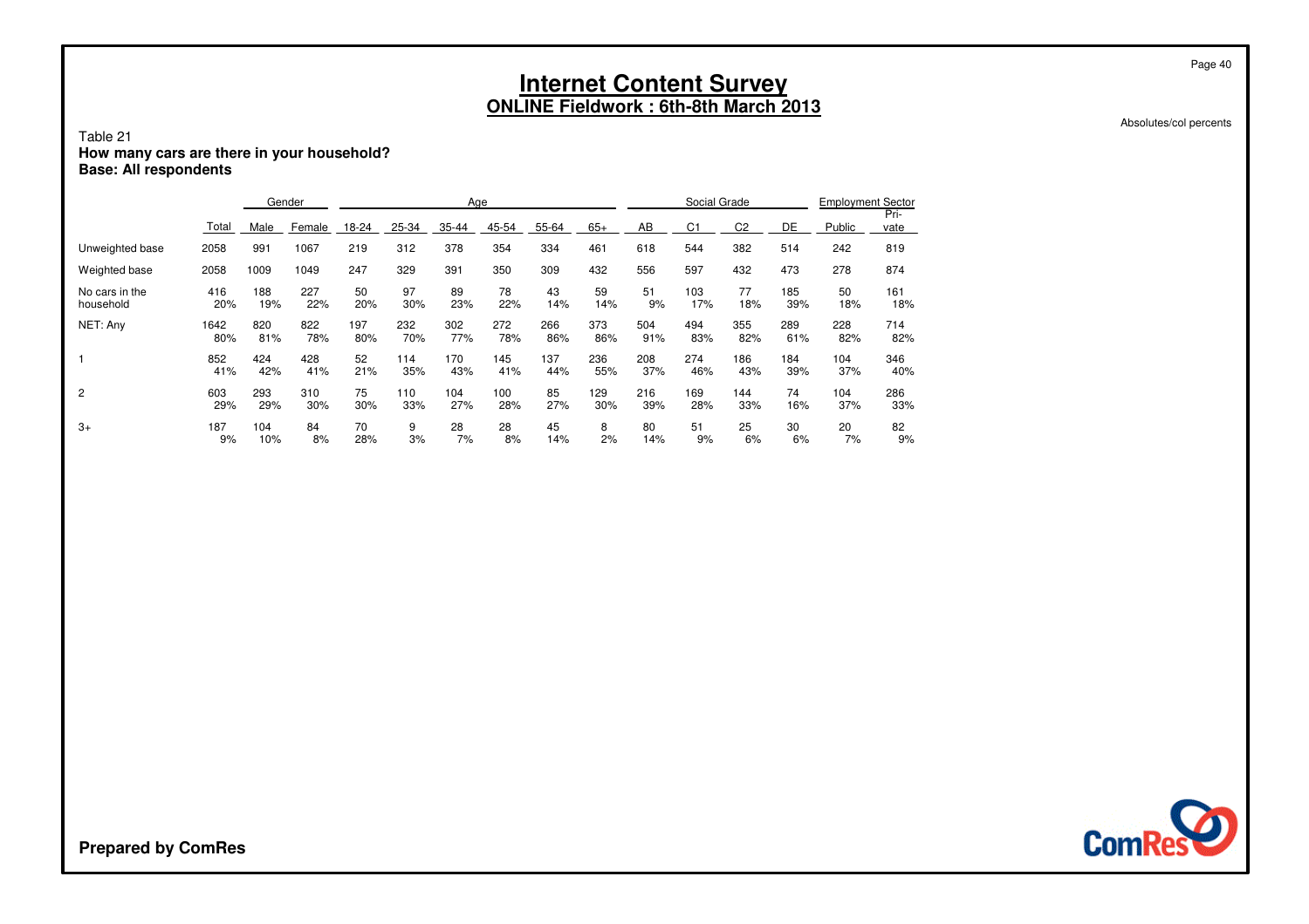# Internet Content Survey

## ONLINE Fieldwork : 6th-8th March 2013

Absolutes/col percents

Table 21

**How many cars are there in your household?**

**Base: All respondents**

| | | Gender | | Age | | | | | | Social Grade | | | | Employment Sector | |
|---|---|---|---|---|---|---|---|---|---|---|---|---|---|---|---|
| | Total | Male | Female | 18-24 | 25-34 | 35-44 | 45-54 | 55-64 | 65+ | AB | C1 | C2 | DE | Public | Pri-vate |
| Unweighted base | 2058 | 991 | 1067 | 219 | 312 | 378 | 354 | 334 | 461 | 618 | 544 | 382 | 514 | 242 | 819 |
| Weighted base | 2058 | 1009 | 1049 | 247 | 329 | 391 | 350 | 309 | 432 | 556 | 597 | 432 | 473 | 278 | 874 |
| No cars in the household | 416 | 188 | 227 | 50 | 97 | 89 | 78 | 43 | 59 | 51 | 103 | 77 | 185 | 50 | 161 |
| | 20% | 19% | 22% | 20% | 30% | 23% | 22% | 14% | 14% | 9% | 17% | 18% | 39% | 18% | 18% |
| NET: Any | 1642 | 820 | 822 | 197 | 232 | 302 | 272 | 266 | 373 | 504 | 494 | 355 | 289 | 228 | 714 |
| | 80% | 81% | 78% | 80% | 70% | 77% | 78% | 86% | 86% | 91% | 83% | 82% | 61% | 82% | 82% |
| 1 | 852 | 424 | 428 | 52 | 114 | 170 | 145 | 137 | 236 | 208 | 274 | 186 | 184 | 104 | 346 |
| | 41% | 42% | 41% | 21% | 35% | 43% | 41% | 44% | 55% | 37% | 46% | 43% | 39% | 37% | 40% |
| 2 | 603 | 293 | 310 | 75 | 110 | 104 | 100 | 85 | 129 | 216 | 169 | 144 | 74 | 104 | 286 |
| | 29% | 29% | 30% | 30% | 33% | 27% | 28% | 27% | 30% | 39% | 28% | 33% | 16% | 37% | 33% |
| 3+ | 187 | 104 | 84 | 70 | 9 | 28 | 28 | 45 | 8 | 80 | 51 | 25 | 30 | 20 | 82 |
| | 9% | 10% | 8% | 28% | 3% | 7% | 8% | 14% | 2% | 14% | 9% | 6% | 6% | 7% | 9% |

**Prepared by ComRes**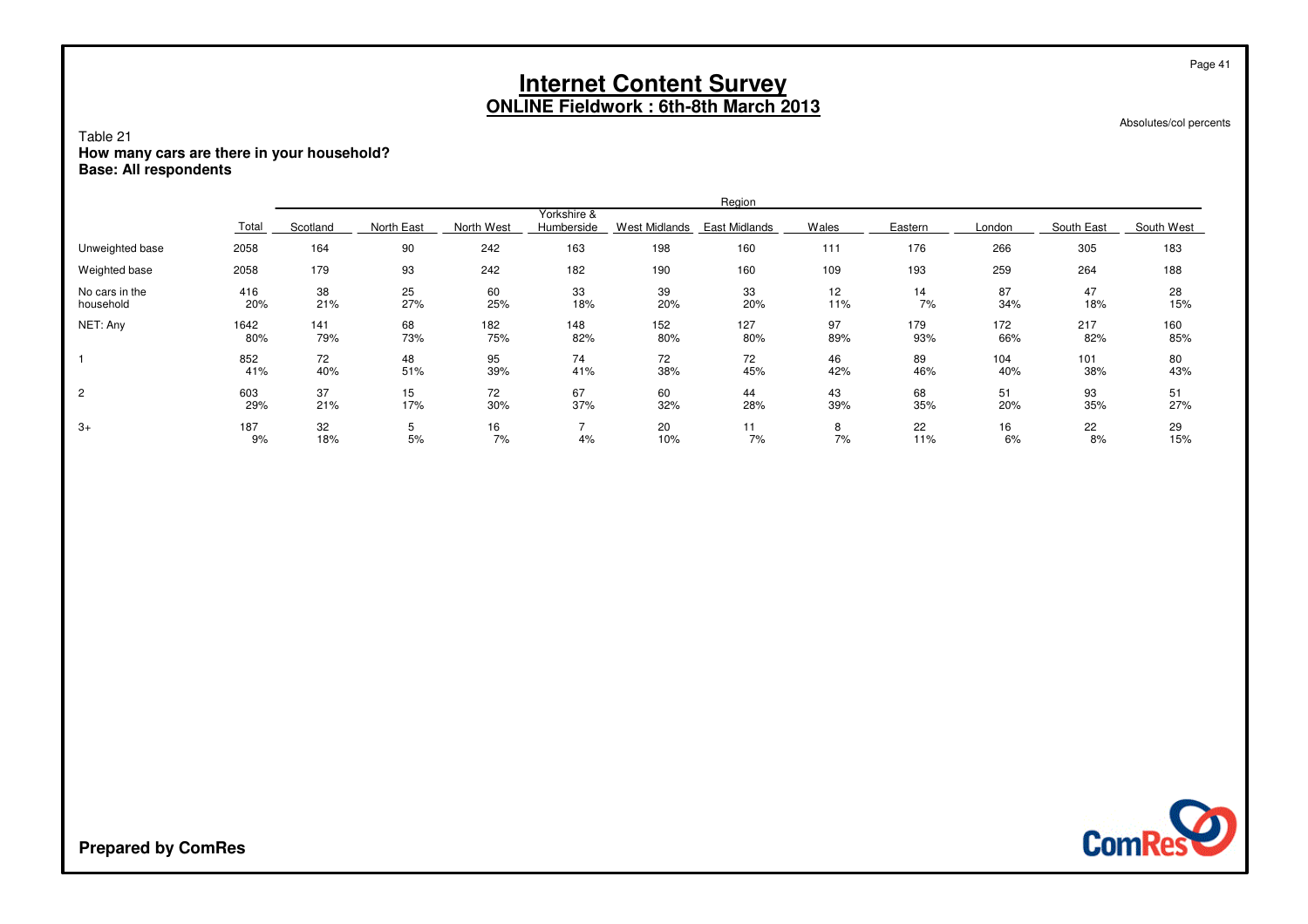# Internet Content Survey

## ONLINE Fieldwork : 6th-8th March 2013

Absolutes/col percents

Table 21
**How many cars are there in your household?**
**Base: All respondents**

| | Total | Region | | | | | | | | | | |
|---|---|---|---|---|---|---|---|---|---|---|---|---|
| | | Scotland | North East | North West | Yorkshire & Humberside | West Midlands | East Midlands | Wales | Eastern | London | South East | South West |
| Unweighted base | 2058 | 164 | 90 | 242 | 163 | 198 | 160 | 111 | 176 | 266 | 305 | 183 |
| Weighted base | 2058 | 179 | 93 | 242 | 182 | 190 | 160 | 109 | 193 | 259 | 264 | 188 |
| No cars in the household | 416 | 38 | 25 | 60 | 33 | 39 | 33 | 12 | 14 | 87 | 47 | 28 |
| | 20% | 21% | 27% | 25% | 18% | 20% | 20% | 11% | 7% | 34% | 18% | 15% |
| NET: Any | 1642 | 141 | 68 | 182 | 148 | 152 | 127 | 97 | 179 | 172 | 217 | 160 |
| | 80% | 79% | 73% | 75% | 82% | 80% | 80% | 89% | 93% | 66% | 82% | 85% |
| 1 | 852 | 72 | 48 | 95 | 74 | 72 | 72 | 46 | 89 | 104 | 101 | 80 |
| | 41% | 40% | 51% | 39% | 41% | 38% | 45% | 42% | 46% | 40% | 38% | 43% |
| 2 | 603 | 37 | 15 | 72 | 67 | 60 | 44 | 43 | 68 | 51 | 93 | 51 |
| | 29% | 21% | 17% | 30% | 37% | 32% | 28% | 39% | 35% | 20% | 35% | 27% |
| 3+ | 187 | 32 | 5 | 16 | 7 | 20 | 11 | 8 | 22 | 16 | 22 | 29 |
| | 9% | 18% | 5% | 7% | 4% | 10% | 7% | 7% | 11% | 6% | 8% | 15% |

**Prepared by ComRes**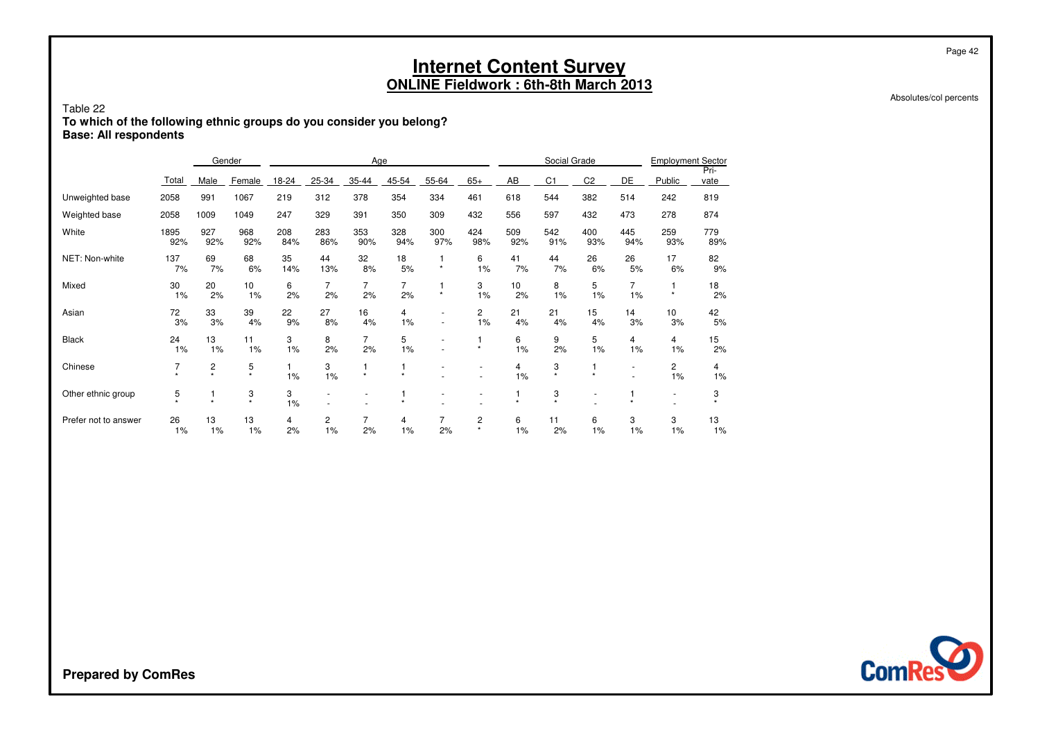# Internet Content Survey
## ONLINE Fieldwork : 6th-8th March 2013

Absolutes/col percents

Table 22
**To which of the following ethnic groups do you consider you belong?**
**Base: All respondents**

| | | Gender | | Age | | | | | | Social Grade | | | | Employment Sector | |
|---|---|---|---|---|---|---|---|---|---|---|---|---|---|---|---|
| | Total | Male | Female | 18-24 | 25-34 | 35-44 | 45-54 | 55-64 | 65+ | AB | C1 | C2 | DE | Public | Pri-vate |
| Unweighted base | 2058 | 991 | 1067 | 219 | 312 | 378 | 354 | 334 | 461 | 618 | 544 | 382 | 514 | 242 | 819 |
| Weighted base | 2058 | 1009 | 1049 | 247 | 329 | 391 | 350 | 309 | 432 | 556 | 597 | 432 | 473 | 278 | 874 |
| White | 1895 | 927 | 968 | 208 | 283 | 353 | 328 | 300 | 424 | 509 | 542 | 400 | 445 | 259 | 779 |
| | 92% | 92% | 92% | 84% | 86% | 90% | 94% | 97% | 98% | 92% | 91% | 93% | 94% | 93% | 89% |
| NET: Non-white | 137 | 69 | 68 | 35 | 44 | 32 | 18 | 1 | 6 | 41 | 44 | 26 | 26 | 17 | 82 |
| | 7% | 7% | 6% | 14% | 13% | 8% | 5% | * | 1% | 7% | 7% | 6% | 5% | 6% | 9% |
| Mixed | 30 | 20 | 10 | 6 | 7 | 7 | 7 | 1 | 3 | 10 | 8 | 5 | 7 | 1 | 18 |
| | 1% | 2% | 1% | 2% | 2% | 2% | 2% | * | 1% | 2% | 1% | 1% | 1% | * | 2% |
| Asian | 72 | 33 | 39 | 22 | 27 | 16 | 4 | - | 2 | 21 | 21 | 15 | 14 | 10 | 42 |
| | 3% | 3% | 4% | 9% | 8% | 4% | 1% | - | 1% | 4% | 4% | 4% | 3% | 3% | 5% |
| Black | 24 | 13 | 11 | 3 | 8 | 7 | 5 | - | 1 | 6 | 9 | 5 | 4 | 4 | 15 |
| | 1% | 1% | 1% | 1% | 2% | 2% | 1% | - | * | 1% | 2% | 1% | 1% | 1% | 2% |
| Chinese | 7 | 2 | 5 | 1 | 3 | 1 | 1 | - | - | 4 | 3 | 1 | - | 2 | 4 |
| | * | * | * | 1% | 1% | * | * | - | - | 1% | * | * | - | 1% | 1% |
| Other ethnic group | 5 | 1 | 3 | 3 | - | - | 1 | - | - | 1 | 3 | - | 1 | - | 3 |
| | * | * | * | 1% | - | - | * | - | - | * | * | - | * | - | * |
| Prefer not to answer | 26 | 13 | 13 | 4 | 2 | 7 | 4 | 7 | 2 | 6 | 11 | 6 | 3 | 3 | 13 |
| | 1% | 1% | 1% | 2% | 1% | 2% | 1% | 2% | * | 1% | 2% | 1% | 1% | 1% | 1% |

**Prepared by ComRes**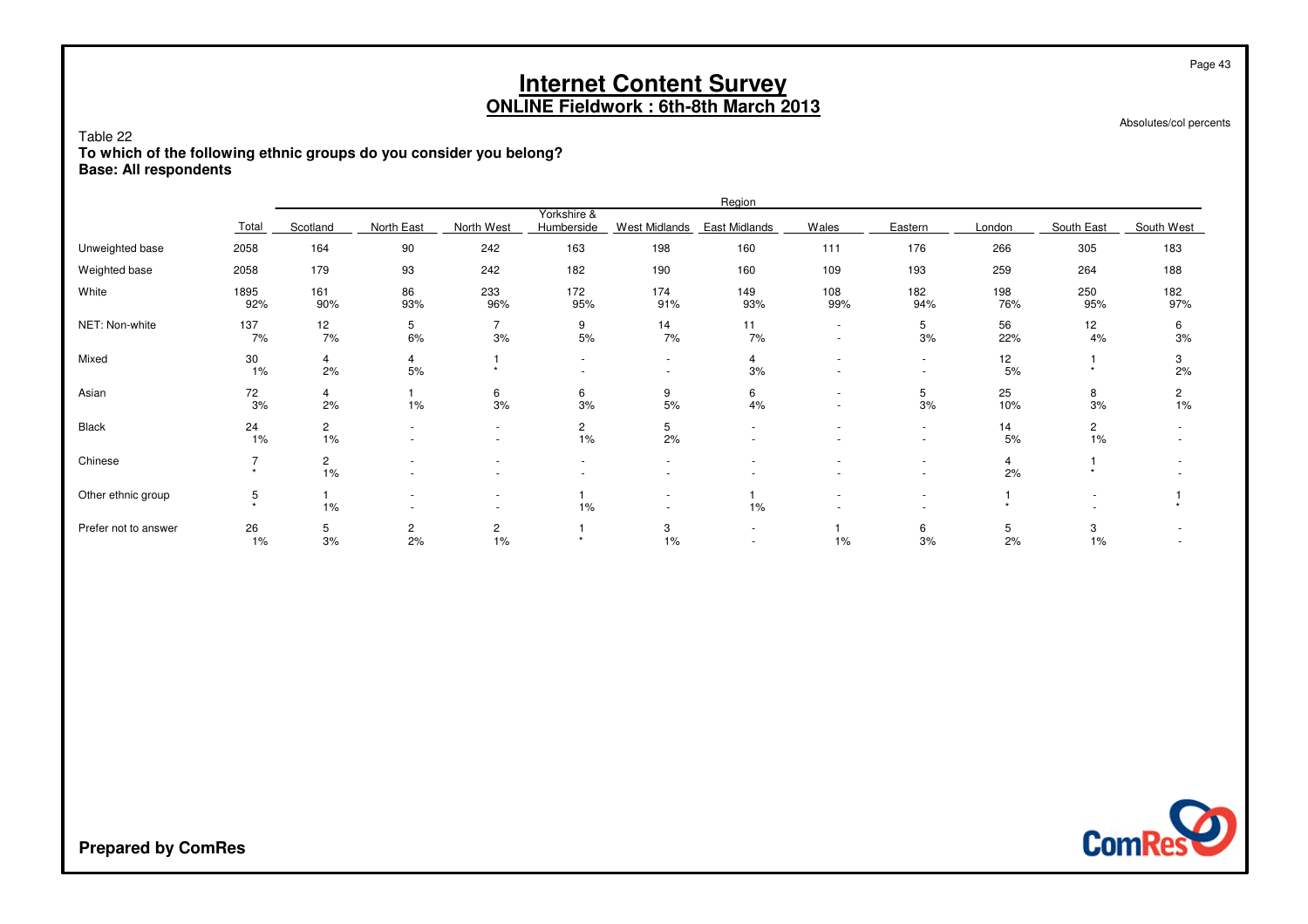# Internet Content Survey
## ONLINE Fieldwork : 6th-8th March 2013

Absolutes/col percents

Table 22
**To which of the following ethnic groups do you consider you belong?**
**Base: All respondents**

| | Total | Region | | | | | | | | | | |
|---|---|---|---|---|---|---|---|---|---|---|---|---|
| | | Scotland | North East | North West | Yorkshire & Humberside | West Midlands | East Midlands | Wales | Eastern | London | South East | South West |
| Unweighted base | 2058 | 164 | 90 | 242 | 163 | 198 | 160 | 111 | 176 | 266 | 305 | 183 |
| Weighted base | 2058 | 179 | 93 | 242 | 182 | 190 | 160 | 109 | 193 | 259 | 264 | 188 |
| White | 1895 | 161 | 86 | 233 | 172 | 174 | 149 | 108 | 182 | 198 | 250 | 182 |
| | 92% | 90% | 93% | 96% | 95% | 91% | 93% | 99% | 94% | 76% | 95% | 97% |
| NET: Non-white | 137 | 12 | 5 | 7 | 9 | 14 | 11 | - | 5 | 56 | 12 | 6 |
| | 7% | 7% | 6% | 3% | 5% | 7% | 7% | - | 3% | 22% | 4% | 3% |
| Mixed | 30 | 4 | 4 | 1 | - | - | 4 | - | - | 12 | 1 | 3 |
| | 1% | 2% | 5% | * | - | - | 3% | - | - | 5% | * | 2% |
| Asian | 72 | 4 | 1 | 6 | 6 | 9 | 6 | - | 5 | 25 | 8 | 2 |
| | 3% | 2% | 1% | 3% | 3% | 5% | 4% | - | 3% | 10% | 3% | 1% |
| Black | 24 | 2 | - | - | 2 | 5 | - | - | - | 14 | 2 | - |
| | 1% | 1% | - | - | 1% | 2% | - | - | - | 5% | 1% | - |
| Chinese | 7 | 2 | - | - | - | - | - | - | - | 4 | 1 | - |
| | * | 1% | - | - | - | - | - | - | - | 2% | * | - |
| Other ethnic group | 5 | 1 | - | - | 1 | - | 1 | - | - | 1 | - | 1 |
| | * | 1% | - | - | 1% | - | 1% | - | - | * | - | * |
| Prefer not to answer | 26 | 5 | 2 | 2 | 1 | 3 | - | 1 | 6 | 5 | 3 | - |
| | 1% | 3% | 2% | 1% | * | 1% | - | 1% | 3% | 2% | 1% | - |

**Prepared by ComRes**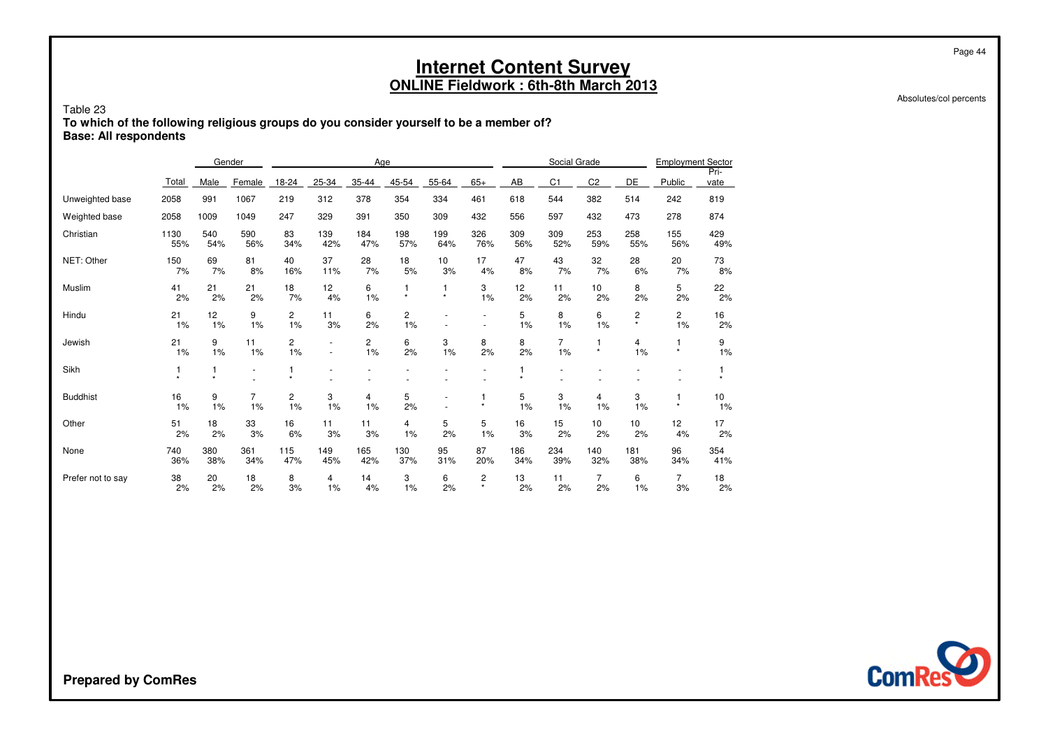# Internet Content Survey

## ONLINE Fieldwork : 6th-8th March 2013

Absolutes/col percents

Table 23

**To which of the following religious groups do you consider yourself to be a member of?**
**Base: All respondents**

| | | Gender | | Age | | | | | | Social Grade | | | | Employment Sector | |
|---|---|---|---|---|---|---|---|---|---|---|---|---|---|---|---|
| | Total | Male | Female | 18-24 | 25-34 | 35-44 | 45-54 | 55-64 | 65+ | AB | C1 | C2 | DE | Public | Pri-vate |
| Unweighted base | 2058 | 991 | 1067 | 219 | 312 | 378 | 354 | 334 | 461 | 618 | 544 | 382 | 514 | 242 | 819 |
| Weighted base | 2058 | 1009 | 1049 | 247 | 329 | 391 | 350 | 309 | 432 | 556 | 597 | 432 | 473 | 278 | 874 |
| Christian | 1130 | 540 | 590 | 83 | 139 | 184 | 198 | 199 | 326 | 309 | 309 | 253 | 258 | 155 | 429 |
| | 55% | 54% | 56% | 34% | 42% | 47% | 57% | 64% | 76% | 56% | 52% | 59% | 55% | 56% | 49% |
| NET: Other | 150 | 69 | 81 | 40 | 37 | 28 | 18 | 10 | 17 | 47 | 43 | 32 | 28 | 20 | 73 |
| | 7% | 7% | 8% | 16% | 11% | 7% | 5% | 3% | 4% | 8% | 7% | 7% | 6% | 7% | 8% |
| Muslim | 41 | 21 | 21 | 18 | 12 | 6 | 1 | 1 | 3 | 12 | 11 | 10 | 8 | 5 | 22 |
| | 2% | 2% | 2% | 7% | 4% | 1% | * | * | 1% | 2% | 2% | 2% | 2% | 2% | 2% |
| Hindu | 21 | 12 | 9 | 2 | 11 | 6 | 2 | - | - | 5 | 8 | 6 | 2 | 2 | 16 |
| | 1% | 1% | 1% | 1% | 3% | 2% | 1% | - | - | 1% | 1% | 1% | * | 1% | 2% |
| Jewish | 21 | 9 | 11 | 2 | - | 2 | 6 | 3 | 8 | 8 | 7 | 1 | 4 | 1 | 9 |
| | 1% | 1% | 1% | 1% | - | 1% | 2% | 1% | 2% | 2% | 1% | * | 1% | * | 1% |
| Sikh | 1 | 1 | - | 1 | - | - | - | - | - | 1 | - | - | - | - | 1 |
| | * | * | - | * | - | - | - | - | - | * | - | - | - | - | * |
| Buddhist | 16 | 9 | 7 | 2 | 3 | 4 | 5 | - | 1 | 5 | 3 | 4 | 3 | 1 | 10 |
| | 1% | 1% | 1% | 1% | 1% | 1% | 2% | - | * | 1% | 1% | 1% | 1% | * | 1% |
| Other | 51 | 18 | 33 | 16 | 11 | 11 | 4 | 5 | 5 | 16 | 15 | 10 | 10 | 12 | 17 |
| | 2% | 2% | 3% | 6% | 3% | 3% | 1% | 2% | 1% | 3% | 2% | 2% | 2% | 4% | 2% |
| None | 740 | 380 | 361 | 115 | 149 | 165 | 130 | 95 | 87 | 186 | 234 | 140 | 181 | 96 | 354 |
| | 36% | 38% | 34% | 47% | 45% | 42% | 37% | 31% | 20% | 34% | 39% | 32% | 38% | 34% | 41% |
| Prefer not to say | 38 | 20 | 18 | 8 | 4 | 14 | 3 | 6 | 2 | 13 | 11 | 7 | 6 | 7 | 18 |
| | 2% | 2% | 2% | 3% | 1% | 4% | 1% | 2% | * | 2% | 2% | 2% | 1% | 3% | 2% |

**Prepared by ComRes**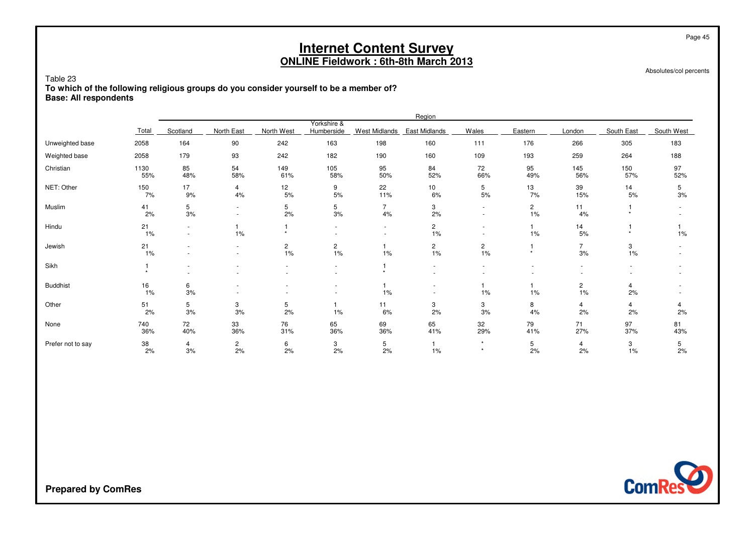# Internet Content Survey

## ONLINE Fieldwork : 6th-8th March 2013

Absolutes/col percents

Table 23

**To which of the following religious groups do you consider yourself to be a member of?**
**Base: All respondents**

| | | Region | | | | | | | | | | |
|---|---|---|---|---|---|---|---|---|---|---|---|---|
| | Total | Scotland | North East | North West | Yorkshire & Humberside | West Midlands | East Midlands | Wales | Eastern | London | South East | South West |
| Unweighted base | 2058 | 164 | 90 | 242 | 163 | 198 | 160 | 111 | 176 | 266 | 305 | 183 |
| Weighted base | 2058 | 179 | 93 | 242 | 182 | 190 | 160 | 109 | 193 | 259 | 264 | 188 |
| Christian | 1130<br>55% | 85<br>48% | 54<br>58% | 149<br>61% | 105<br>58% | 95<br>50% | 84<br>52% | 72<br>66% | 95<br>49% | 145<br>56% | 150<br>57% | 97<br>52% |
| NET: Other | 150<br>7% | 17<br>9% | 4<br>4% | 12<br>5% | 9<br>5% | 22<br>11% | 10<br>6% | 5<br>5% | 13<br>7% | 39<br>15% | 14<br>5% | 5<br>3% |
| Muslim | 41<br>2% | 5<br>3% | -<br>- | 5<br>2% | 5<br>3% | 7<br>4% | 3<br>2% | -<br>- | 2<br>1% | 11<br>4% | 1<br>* | -<br>- |
| Hindu | 21<br>1% | -<br>- | 1<br>1% | 1<br>* | -<br>- | -<br>- | 2<br>1% | -<br>- | 1<br>1% | 14<br>5% | 1<br>* | 1<br>1% |
| Jewish | 21<br>1% | -<br>- | -<br>- | 2<br>1% | 2<br>1% | 1<br>1% | 2<br>1% | 2<br>1% | 1<br>* | 7<br>3% | 3<br>1% | -<br>- |
| Sikh | 1<br>* | -<br>- | -<br>- | -<br>- | -<br>- | 1<br>* | -<br>- | -<br>- | -<br>- | -<br>- | -<br>- | -<br>- |
| Buddhist | 16<br>1% | 6<br>3% | -<br>- | -<br>- | -<br>- | 1<br>1% | -<br>- | 1<br>1% | 1<br>1% | 2<br>1% | 4<br>2% | -<br>- |
| Other | 51<br>2% | 5<br>3% | 3<br>3% | 5<br>2% | 1<br>1% | 11<br>6% | 3<br>2% | 3<br>3% | 8<br>4% | 4<br>2% | 4<br>2% | 4<br>2% |
| None | 740<br>36% | 72<br>40% | 33<br>36% | 76<br>31% | 65<br>36% | 69<br>36% | 65<br>41% | 32<br>29% | 79<br>41% | 71<br>27% | 97<br>37% | 81<br>43% |
| Prefer not to say | 38<br>2% | 4<br>3% | 2<br>2% | 6<br>2% | 3<br>2% | 5<br>2% | 1<br>1% | *<br>* | 5<br>2% | 4<br>2% | 3<br>1% | 5<br>2% |

**Prepared by ComRes**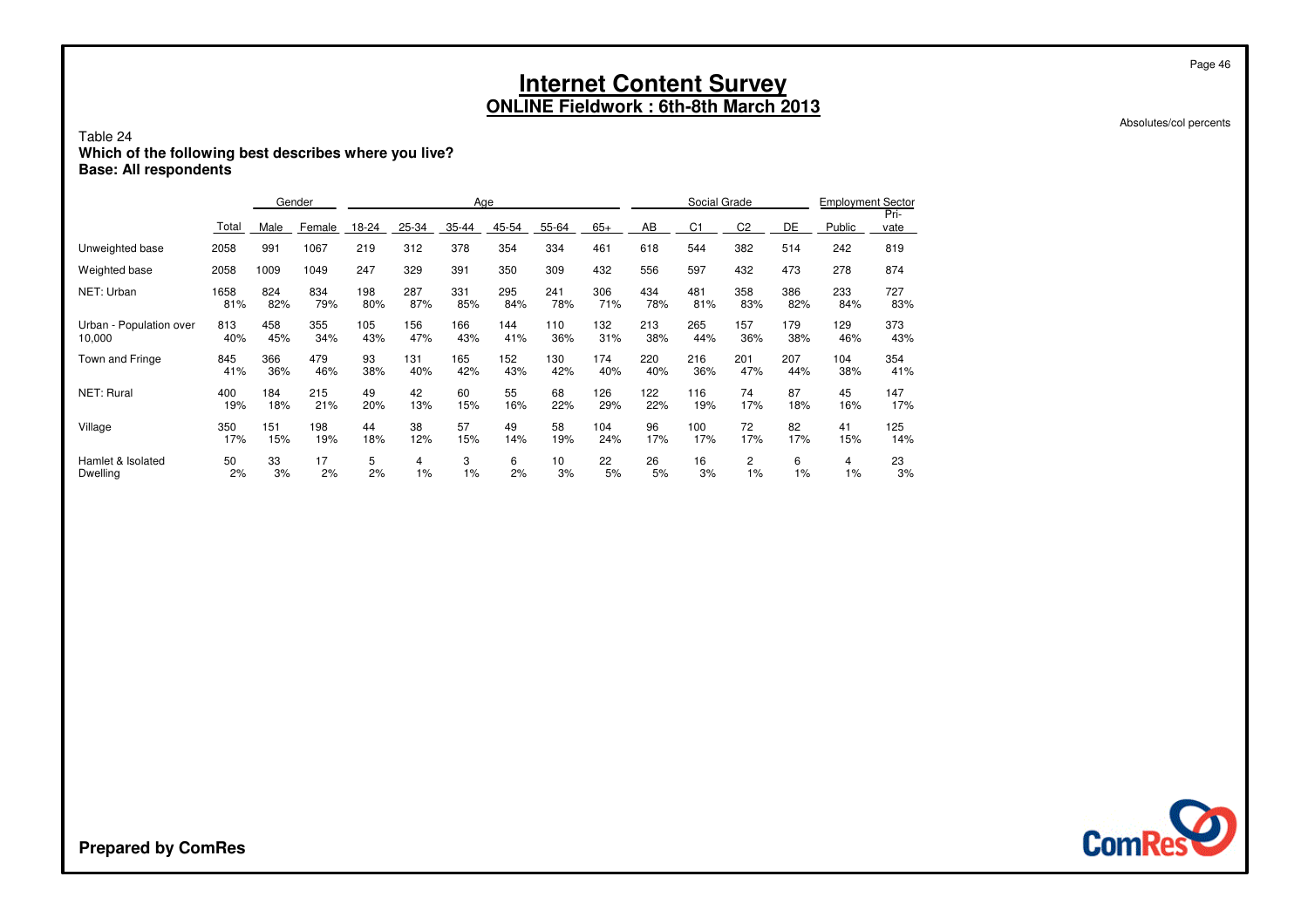# Internet Content Survey
## ONLINE Fieldwork : 6th-8th March 2013

Absolutes/col percents

Table 24
**Which of the following best describes where you live?**
**Base: All respondents**

| | | Gender | | Age | | | | | | Social Grade | | | | Employment Sector | |
|---|---|---|---|---|---|---|---|---|---|---|---|---|---|---|---|
| | Total | Male | Female | 18-24 | 25-34 | 35-44 | 45-54 | 55-64 | 65+ | AB | C1 | C2 | DE | Public | Pri-vate |
| Unweighted base | 2058 | 991 | 1067 | 219 | 312 | 378 | 354 | 334 | 461 | 618 | 544 | 382 | 514 | 242 | 819 |
| Weighted base | 2058 | 1009 | 1049 | 247 | 329 | 391 | 350 | 309 | 432 | 556 | 597 | 432 | 473 | 278 | 874 |
| NET: Urban | 1658<br>81% | 824<br>82% | 834<br>79% | 198<br>80% | 287<br>87% | 331<br>85% | 295<br>84% | 241<br>78% | 306<br>71% | 434<br>78% | 481<br>81% | 358<br>83% | 386<br>82% | 233<br>84% | 727<br>83% |
| Urban - Population over 10,000 | 813<br>40% | 458<br>45% | 355<br>34% | 105<br>43% | 156<br>47% | 166<br>43% | 144<br>41% | 110<br>36% | 132<br>31% | 213<br>38% | 265<br>44% | 157<br>36% | 179<br>38% | 129<br>46% | 373<br>43% |
| Town and Fringe | 845<br>41% | 366<br>36% | 479<br>46% | 93<br>38% | 131<br>40% | 165<br>42% | 152<br>43% | 130<br>42% | 174<br>40% | 220<br>40% | 216<br>36% | 201<br>47% | 207<br>44% | 104<br>38% | 354<br>41% |
| NET: Rural | 400<br>19% | 184<br>18% | 215<br>21% | 49<br>20% | 42<br>13% | 60<br>15% | 55<br>16% | 68<br>22% | 126<br>29% | 122<br>22% | 116<br>19% | 74<br>17% | 87<br>18% | 45<br>16% | 147<br>17% |
| Village | 350<br>17% | 151<br>15% | 198<br>19% | 44<br>18% | 38<br>12% | 57<br>15% | 49<br>14% | 58<br>19% | 104<br>24% | 96<br>17% | 100<br>17% | 72<br>17% | 82<br>17% | 41<br>15% | 125<br>14% |
| Hamlet & Isolated Dwelling | 50<br>2% | 33<br>3% | 17<br>2% | 5<br>2% | 4<br>1% | 3<br>1% | 6<br>2% | 10<br>3% | 22<br>5% | 26<br>5% | 16<br>3% | 2<br>1% | 6<br>1% | 4<br>1% | 23<br>3% |

**Prepared by ComRes**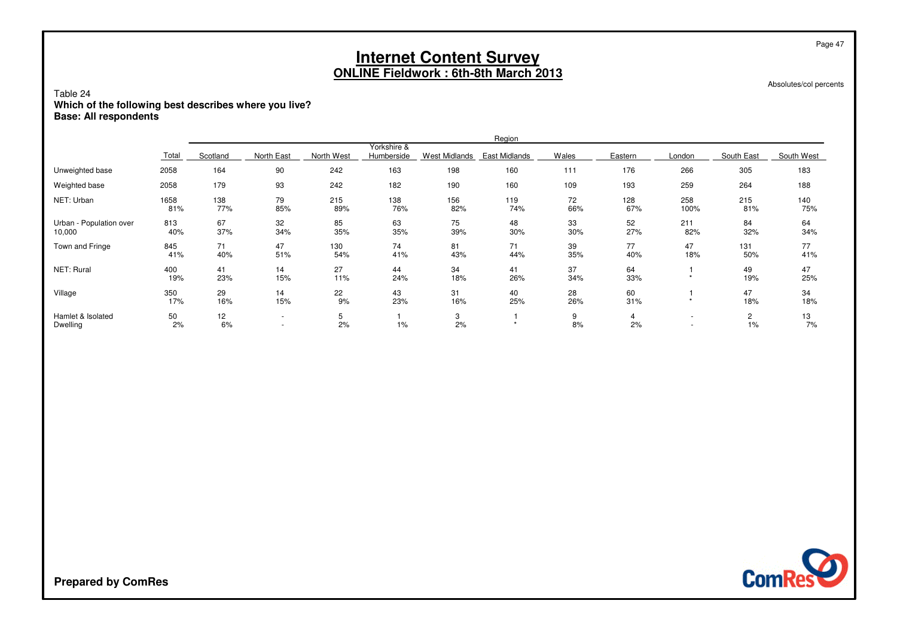# Internet Content Survey

## ONLINE Fieldwork : 6th-8th March 2013

Absolutes/col percents

Table 24

**Which of the following best describes where you live?**

**Base: All respondents**

| | Total | Region | | | | | | | | | | |
|---|---|---|---|---|---|---|---|---|---|---|---|---|
| | | Scotland | North East | North West | Yorkshire & Humberside | West Midlands | East Midlands | Wales | Eastern | London | South East | South West |
| Unweighted base | 2058 | 164 | 90 | 242 | 163 | 198 | 160 | 111 | 176 | 266 | 305 | 183 |
| Weighted base | 2058 | 179 | 93 | 242 | 182 | 190 | 160 | 109 | 193 | 259 | 264 | 188 |
| NET: Urban | 1658 | 138 | 79 | 215 | 138 | 156 | 119 | 72 | 128 | 258 | 215 | 140 |
| | 81% | 77% | 85% | 89% | 76% | 82% | 74% | 66% | 67% | 100% | 81% | 75% |
| Urban - Population over 10,000 | 813 | 67 | 32 | 85 | 63 | 75 | 48 | 33 | 52 | 211 | 84 | 64 |
| | 40% | 37% | 34% | 35% | 35% | 39% | 30% | 30% | 27% | 82% | 32% | 34% |
| Town and Fringe | 845 | 71 | 47 | 130 | 74 | 81 | 71 | 39 | 77 | 47 | 131 | 77 |
| | 41% | 40% | 51% | 54% | 41% | 43% | 44% | 35% | 40% | 18% | 50% | 41% |
| NET: Rural | 400 | 41 | 14 | 27 | 44 | 34 | 41 | 37 | 64 | 1 | 49 | 47 |
| | 19% | 23% | 15% | 11% | 24% | 18% | 26% | 34% | 33% | * | 19% | 25% |
| Village | 350 | 29 | 14 | 22 | 43 | 31 | 40 | 28 | 60 | 1 | 47 | 34 |
| | 17% | 16% | 15% | 9% | 23% | 16% | 25% | 26% | 31% | * | 18% | 18% |
| Hamlet & Isolated Dwelling | 50 | 12 | - | 5 | 1 | 3 | 1 | 9 | 4 | - | 2 | 13 |
| | 2% | 6% | - | 2% | 1% | 2% | * | 8% | 2% | - | 1% | 7% |

**Prepared by ComRes**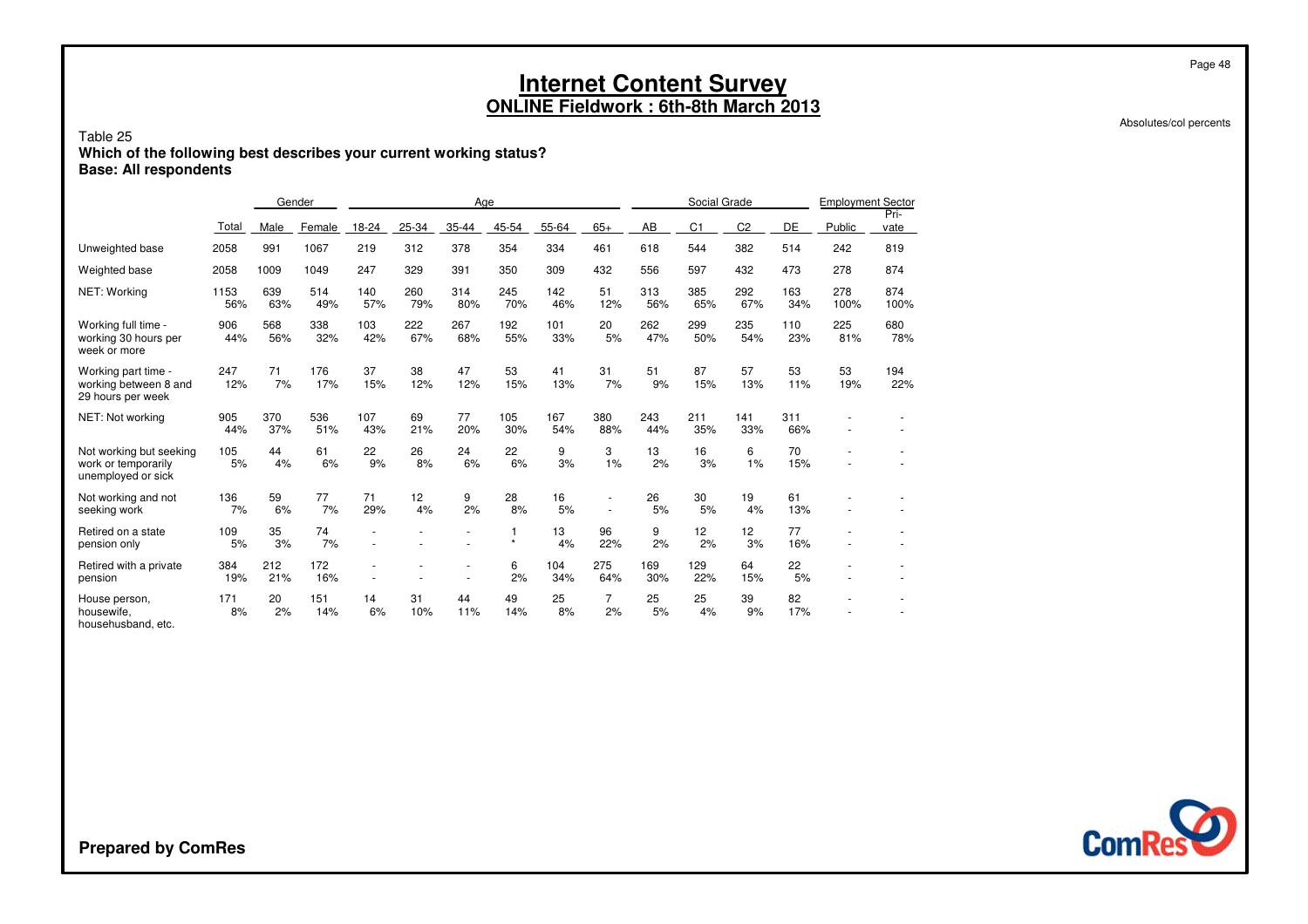# Internet Content Survey

## ONLINE Fieldwork : 6th-8th March 2013

Absolutes/col percents

Table 25

**Which of the following best describes your current working status?**

**Base: All respondents**

| | | Gender | | Age | | | | | | Social Grade | | | | Employment Sector | |
|---|---|---|---|---|---|---|---|---|---|---|---|---|---|---|---|
| | Total | Male | Female | 18-24 | 25-34 | 35-44 | 45-54 | 55-64 | 65+ | AB | C1 | C2 | DE | Public | Pri-vate |
| Unweighted base | 2058 | 991 | 1067 | 219 | 312 | 378 | 354 | 334 | 461 | 618 | 544 | 382 | 514 | 242 | 819 |
| Weighted base | 2058 | 1009 | 1049 | 247 | 329 | 391 | 350 | 309 | 432 | 556 | 597 | 432 | 473 | 278 | 874 |
| NET: Working | 1153 | 639 | 514 | 140 | 260 | 314 | 245 | 142 | 51 | 313 | 385 | 292 | 163 | 278 | 874 |
| | 56% | 63% | 49% | 57% | 79% | 80% | 70% | 46% | 12% | 56% | 65% | 67% | 34% | 100% | 100% |
| Working full time - working 30 hours per week or more | 906 | 568 | 338 | 103 | 222 | 267 | 192 | 101 | 20 | 262 | 299 | 235 | 110 | 225 | 680 |
| | 44% | 56% | 32% | 42% | 67% | 68% | 55% | 33% | 5% | 47% | 50% | 54% | 23% | 81% | 78% |
| Working part time - working between 8 and 29 hours per week | 247 | 71 | 176 | 37 | 38 | 47 | 53 | 41 | 31 | 51 | 87 | 57 | 53 | 53 | 194 |
| | 12% | 7% | 17% | 15% | 12% | 12% | 15% | 13% | 7% | 9% | 15% | 13% | 11% | 19% | 22% |
| NET: Not working | 905 | 370 | 536 | 107 | 69 | 77 | 105 | 167 | 380 | 243 | 211 | 141 | 311 | - | - |
| | 44% | 37% | 51% | 43% | 21% | 20% | 30% | 54% | 88% | 44% | 35% | 33% | 66% | - | - |
| Not working but seeking work or temporarily unemployed or sick | 105 | 44 | 61 | 22 | 26 | 24 | 22 | 9 | 3 | 13 | 16 | 6 | 70 | - | - |
| | 5% | 4% | 6% | 9% | 8% | 6% | 6% | 3% | 1% | 2% | 3% | 1% | 15% | - | - |
| Not working and not seeking work | 136 | 59 | 77 | 71 | 12 | 9 | 28 | 16 | - | 26 | 30 | 19 | 61 | - | - |
| | 7% | 6% | 7% | 29% | 4% | 2% | 8% | 5% | - | 5% | 5% | 4% | 13% | - | - |
| Retired on a state pension only | 109 | 35 | 74 | - | - | - | 1 | 13 | 96 | 9 | 12 | 12 | 77 | - | - |
| | 5% | 3% | 7% | - | - | - | * | 4% | 22% | 2% | 2% | 3% | 16% | - | - |
| Retired with a private pension | 384 | 212 | 172 | - | - | - | 6 | 104 | 275 | 169 | 129 | 64 | 22 | - | - |
| | 19% | 21% | 16% | - | - | - | 2% | 34% | 64% | 30% | 22% | 15% | 5% | - | - |
| House person, housewife, househusband, etc. | 171 | 20 | 151 | 14 | 31 | 44 | 49 | 25 | 7 | 25 | 25 | 39 | 82 | - | - |
| | 8% | 2% | 14% | 6% | 10% | 11% | 14% | 8% | 2% | 5% | 4% | 9% | 17% | - | - |

**Prepared by ComRes**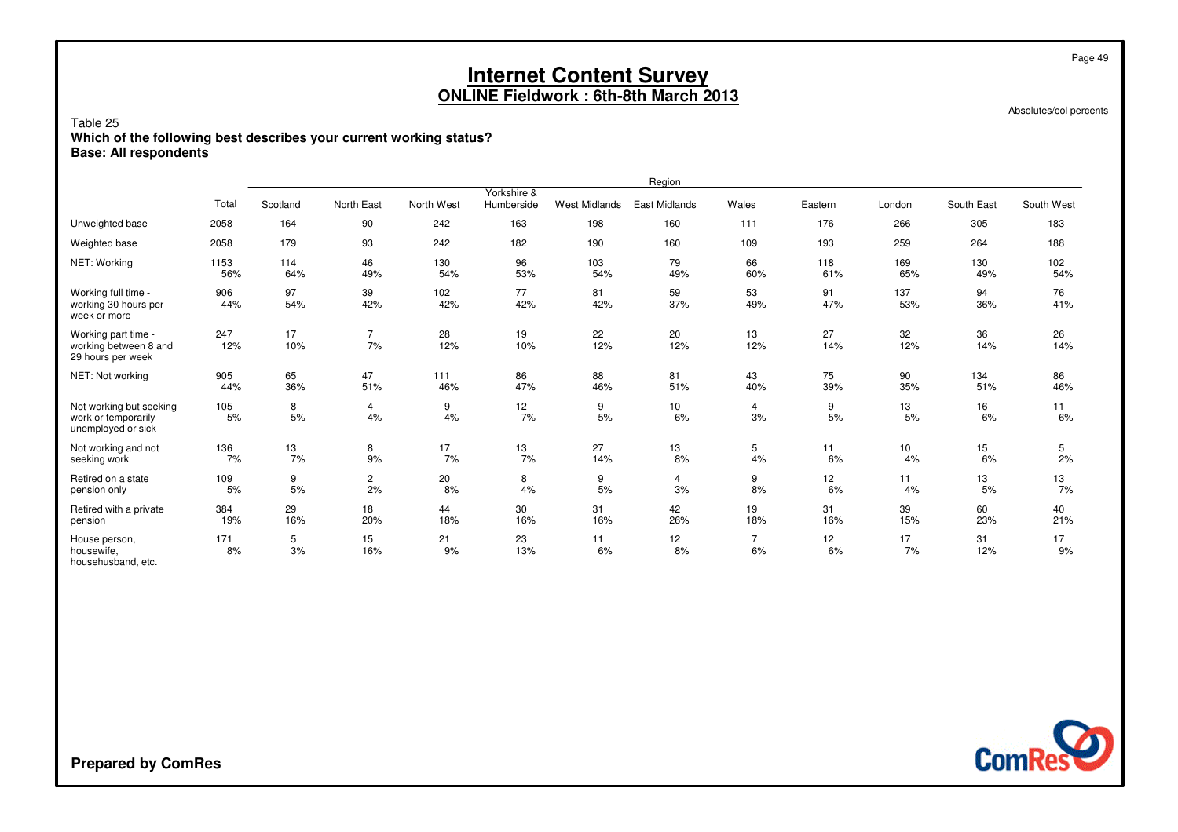# Internet Content Survey

## ONLINE Fieldwork : 6th-8th March 2013

Absolutes/col percents

Table 25

**Which of the following best describes your current working status?**
**Base: All respondents**

| | Total | Region | | | | | | | | | | |
|---|---|---|---|---|---|---|---|---|---|---|---|---|
| | | Scotland | North East | North West | Yorkshire & Humberside | West Midlands | East Midlands | Wales | Eastern | London | South East | South West |
| Unweighted base | 2058 | 164 | 90 | 242 | 163 | 198 | 160 | 111 | 176 | 266 | 305 | 183 |
| Weighted base | 2058 | 179 | 93 | 242 | 182 | 190 | 160 | 109 | 193 | 259 | 264 | 188 |
| NET: Working | 1153<br>56% | 114<br>64% | 46<br>49% | 130<br>54% | 96<br>53% | 103<br>54% | 79<br>49% | 66<br>60% | 118<br>61% | 169<br>65% | 130<br>49% | 102<br>54% |
| Working full time - working 30 hours per week or more | 906<br>44% | 97<br>54% | 39<br>42% | 102<br>42% | 77<br>42% | 81<br>42% | 59<br>37% | 53<br>49% | 91<br>47% | 137<br>53% | 94<br>36% | 76<br>41% |
| Working part time - working between 8 and 29 hours per week | 247<br>12% | 17<br>10% | 7<br>7% | 28<br>12% | 19<br>10% | 22<br>12% | 20<br>12% | 13<br>12% | 27<br>14% | 32<br>12% | 36<br>14% | 26<br>14% |
| NET: Not working | 905<br>44% | 65<br>36% | 47<br>51% | 111<br>46% | 86<br>47% | 88<br>46% | 81<br>51% | 43<br>40% | 75<br>39% | 90<br>35% | 134<br>51% | 86<br>46% |
| Not working but seeking work or temporarily unemployed or sick | 105<br>5% | 8<br>5% | 4<br>4% | 9<br>4% | 12<br>7% | 9<br>5% | 10<br>6% | 4<br>3% | 9<br>5% | 13<br>5% | 16<br>6% | 11<br>6% |
| Not working and not seeking work | 136<br>7% | 13<br>7% | 8<br>9% | 17<br>7% | 13<br>7% | 27<br>14% | 13<br>8% | 5<br>4% | 11<br>6% | 10<br>4% | 15<br>6% | 5<br>2% |
| Retired on a state pension only | 109<br>5% | 9<br>5% | 2<br>2% | 20<br>8% | 8<br>4% | 9<br>5% | 4<br>3% | 9<br>8% | 12<br>6% | 11<br>4% | 13<br>5% | 13<br>7% |
| Retired with a private pension | 384<br>19% | 29<br>16% | 18<br>20% | 44<br>18% | 30<br>16% | 31<br>16% | 42<br>26% | 19<br>18% | 31<br>16% | 39<br>15% | 60<br>23% | 40<br>21% |
| House person, housewife, househusband, etc. | 171<br>8% | 5<br>3% | 15<br>16% | 21<br>9% | 23<br>13% | 11<br>6% | 12<br>8% | 7<br>6% | 12<br>6% | 17<br>7% | 31<br>12% | 17<br>9% |

**Prepared by ComRes**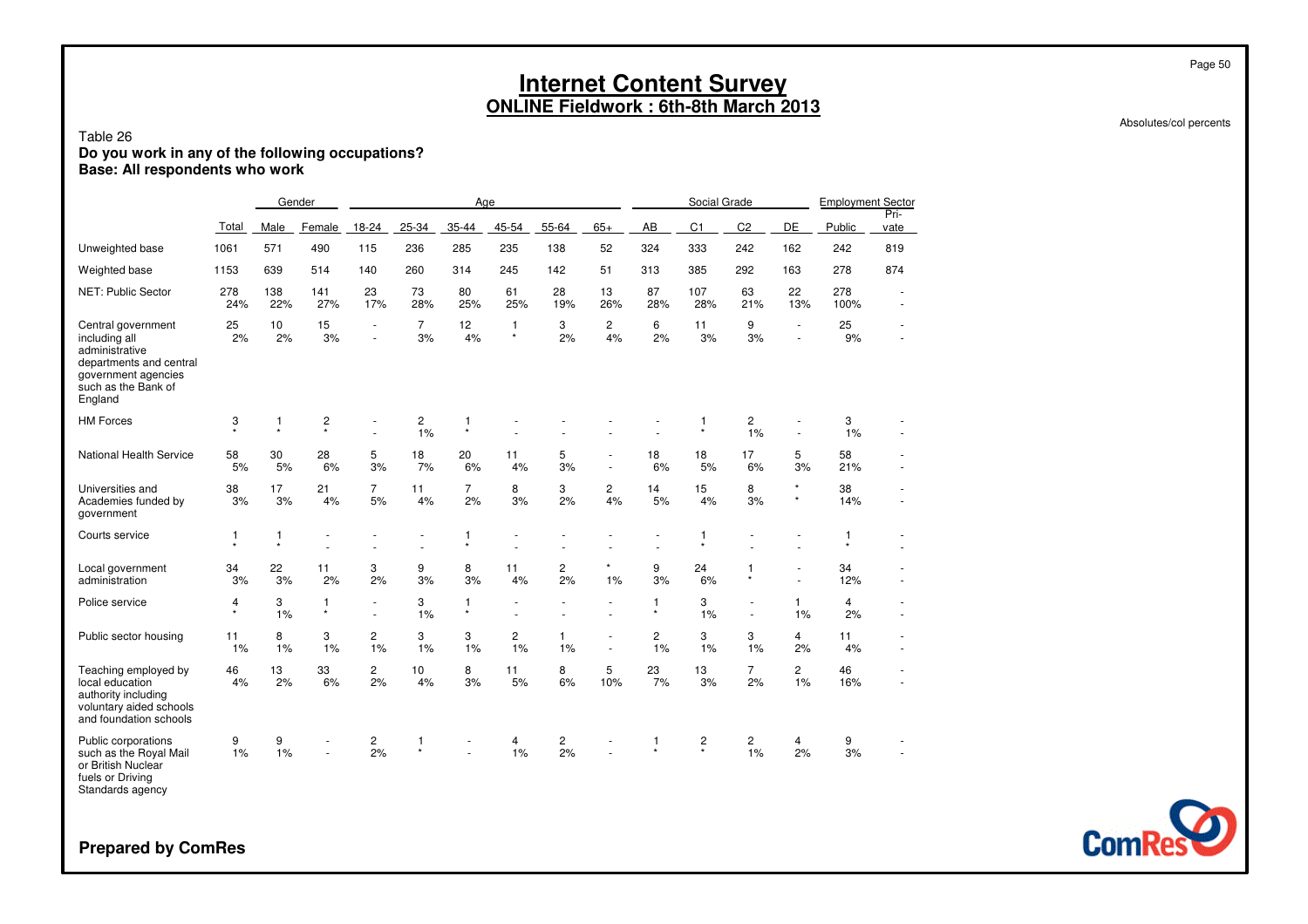# Internet Content Survey

## ONLINE Fieldwork : 6th-8th March 2013

Absolutes/col percents

Table 26

**Do you work in any of the following occupations?**
**Base: All respondents who work**

| | | Gender | | Age | | | | | | Social Grade | | | | Employment Sector | |
|---|---|---|---|---|---|---|---|---|---|---|---|---|---|---|---|
| | Total | Male | Female | 18-24 | 25-34 | 35-44 | 45-54 | 55-64 | 65+ | AB | C1 | C2 | DE | Public | Pri-vate |
| Unweighted base | 1061 | 571 | 490 | 115 | 236 | 285 | 235 | 138 | 52 | 324 | 333 | 242 | 162 | 242 | 819 |
| Weighted base | 1153 | 639 | 514 | 140 | 260 | 314 | 245 | 142 | 51 | 313 | 385 | 292 | 163 | 278 | 874 |
| NET: Public Sector | 278<br>24% | 138<br>22% | 141<br>27% | 23<br>17% | 73<br>28% | 80<br>25% | 61<br>25% | 28<br>19% | 13<br>26% | 87<br>28% | 107<br>28% | 63<br>21% | 22<br>13% | 278<br>100% | -<br>- |
| Central government including all administrative departments and central government agencies such as the Bank of England | 25<br>2% | 10<br>2% | 15<br>3% | -<br>- | 7<br>3% | 12<br>4% | 1<br>* | 3<br>2% | 2<br>4% | 6<br>2% | 11<br>3% | 9<br>3% | -<br>- | 25<br>9% | -<br>- |
| HM Forces | 3<br>* | 1<br>* | 2<br>* | -<br>- | 2<br>1% | 1<br>* | -<br>- | -<br>- | -<br>- | -<br>- | 1<br>* | 2<br>1% | -<br>- | 3<br>1% | -<br>- |
| National Health Service | 58<br>5% | 30<br>5% | 28<br>6% | 5<br>3% | 18<br>7% | 20<br>6% | 11<br>4% | 5<br>3% | -<br>- | 18<br>6% | 18<br>5% | 17<br>6% | 5<br>3% | 58<br>21% | -<br>- |
| Universities and Academies funded by government | 38<br>3% | 17<br>3% | 21<br>4% | 7<br>5% | 11<br>4% | 7<br>2% | 8<br>3% | 3<br>2% | 2<br>4% | 14<br>5% | 15<br>4% | 8<br>3% | *<br>* | 38<br>14% | -<br>- |
| Courts service | 1<br>* | 1<br>* | -<br>- | -<br>- | -<br>- | 1<br>* | -<br>- | -<br>- | -<br>- | -<br>- | 1<br>* | -<br>- | -<br>- | 1<br>* | -<br>- |
| Local government administration | 34<br>3% | 22<br>3% | 11<br>2% | 3<br>2% | 9<br>3% | 8<br>3% | 11<br>4% | 2<br>2% | *<br>1% | 9<br>3% | 24<br>6% | 1<br>* | -<br>- | 34<br>12% | -<br>- |
| Police service | 4<br>* | 3<br>1% | 1<br>* | -<br>- | 3<br>1% | 1<br>* | -<br>- | -<br>- | -<br>- | 1<br>* | 3<br>1% | -<br>- | 1<br>1% | 4<br>2% | -<br>- |
| Public sector housing | 11<br>1% | 8<br>1% | 3<br>1% | 2<br>1% | 3<br>1% | 3<br>1% | 2<br>1% | 1<br>1% | -<br>- | 2<br>1% | 3<br>1% | 3<br>1% | 4<br>2% | 11<br>4% | -<br>- |
| Teaching employed by local education authority including voluntary aided schools and foundation schools | 46<br>4% | 13<br>2% | 33<br>6% | 2<br>2% | 10<br>4% | 8<br>3% | 11<br>5% | 8<br>6% | 5<br>10% | 23<br>7% | 13<br>3% | 7<br>2% | 2<br>1% | 46<br>16% | -<br>- |
| Public corporations such as the Royal Mail or British Nuclear fuels or Driving Standards agency | 9<br>1% | 9<br>1% | -<br>- | 2<br>2% | 1<br>* | -<br>- | 4<br>1% | 2<br>2% | -<br>- | 1<br>* | 2<br>* | 2<br>1% | 4<br>2% | 9<br>3% | -<br>- |

**Prepared by ComRes**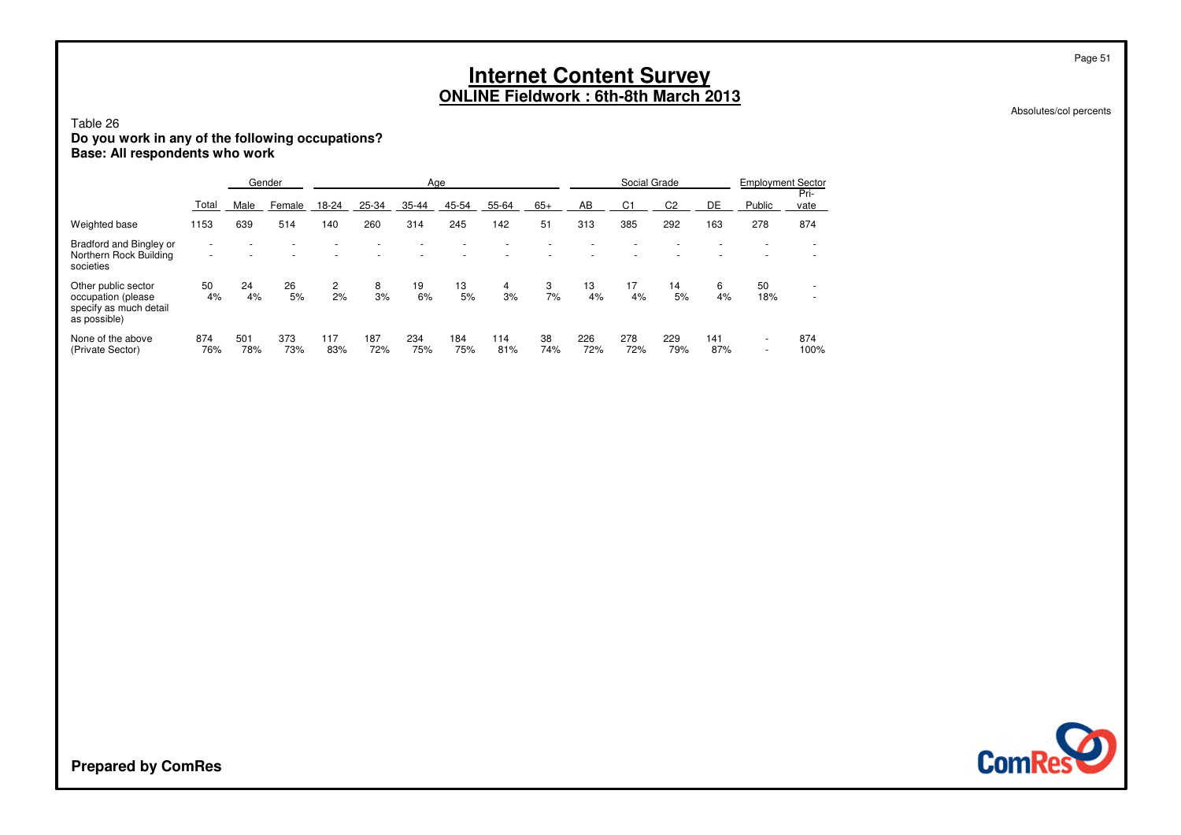# Internet Content Survey

## ONLINE Fieldwork : 6th-8th March 2013

Absolutes/col percents

Table 26

**Do you work in any of the following occupations?**
**Base: All respondents who work**

| | | Gender | | Age | | | | | | Social Grade | | | | Employment Sector | |
|---|---|---|---|---|---|---|---|---|---|---|---|---|---|---|---|
| | Total | Male | Female | 18-24 | 25-34 | 35-44 | 45-54 | 55-64 | 65+ | AB | C1 | C2 | DE | Public | Pri-vate |
| Weighted base | 1153 | 639 | 514 | 140 | 260 | 314 | 245 | 142 | 51 | 313 | 385 | 292 | 163 | 278 | 874 |
| Bradford and Bingley or Northern Rock Building societies | - | - | - | - | - | - | - | - | - | - | - | - | - | - | - |
| | - | - | - | - | - | - | - | - | - | - | - | - | - | - | - |
| Other public sector occupation (please specify as much detail as possible) | 50 | 24 | 26 | 2 | 8 | 19 | 13 | 4 | 3 | 13 | 17 | 14 | 6 | 50 | - |
| | 4% | 4% | 5% | 2% | 3% | 6% | 5% | 3% | 7% | 4% | 4% | 5% | 4% | 18% | - |
| None of the above (Private Sector) | 874 | 501 | 373 | 117 | 187 | 234 | 184 | 114 | 38 | 226 | 278 | 229 | 141 | - | 874 |
| | 76% | 78% | 73% | 83% | 72% | 75% | 75% | 81% | 74% | 72% | 72% | 79% | 87% | - | 100% |

**Prepared by ComRes**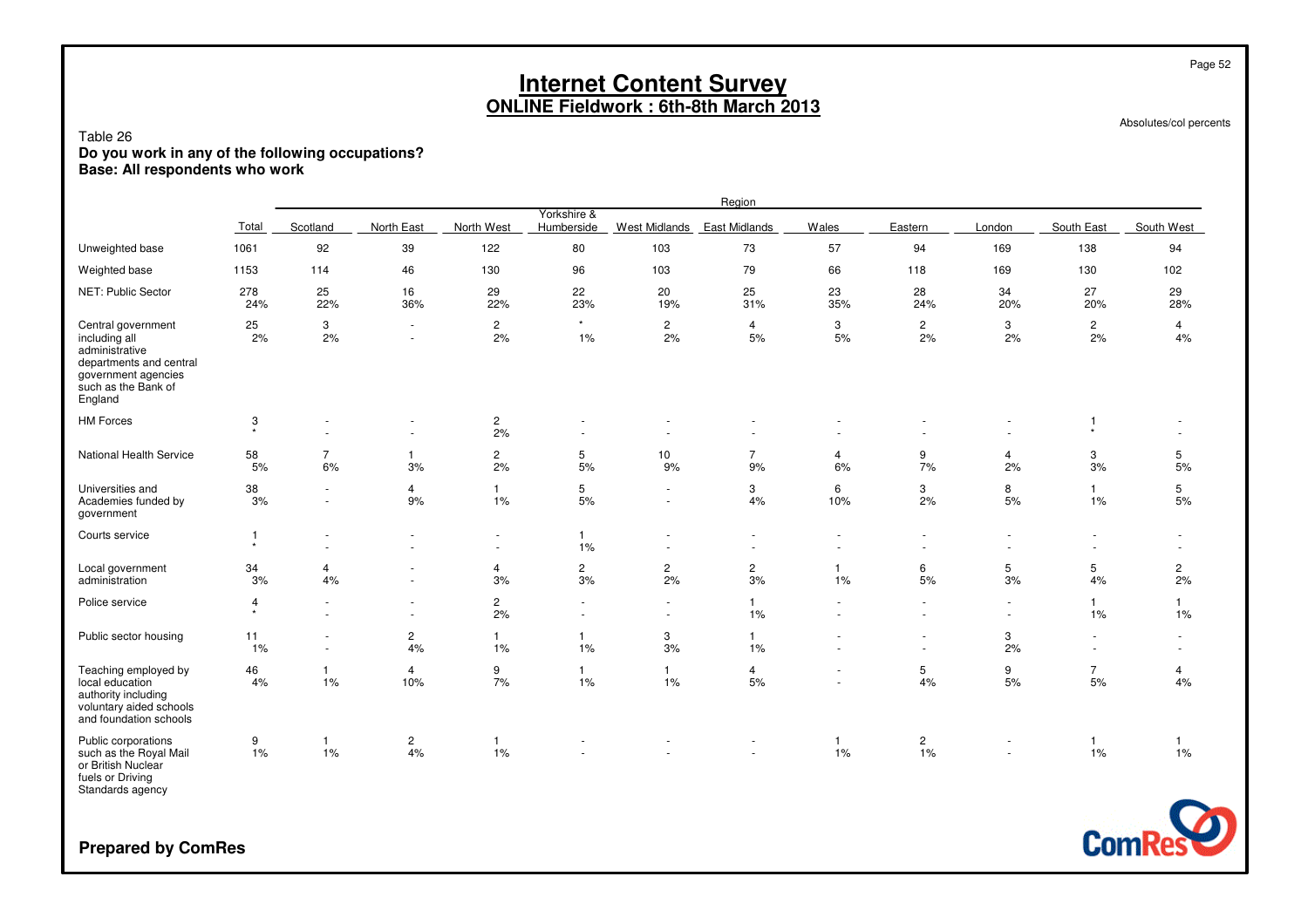# Internet Content Survey

## ONLINE Fieldwork : 6th-8th March 2013

Absolutes/col percents

Table 26

**Do you work in any of the following occupations?**
**Base: All respondents who work**

| | Total | Region | | | | | | | | | | |
|---|---|---|---|---|---|---|---|---|---|---|---|---|
| | | Scotland | North East | North West | Yorkshire & Humberside | West Midlands | East Midlands | Wales | Eastern | London | South East | South West |
| Unweighted base | 1061 | 92 | 39 | 122 | 80 | 103 | 73 | 57 | 94 | 169 | 138 | 94 |
| Weighted base | 1153 | 114 | 46 | 130 | 96 | 103 | 79 | 66 | 118 | 169 | 130 | 102 |
| NET: Public Sector | 278 | 25 | 16 | 29 | 22 | 20 | 25 | 23 | 28 | 34 | 27 | 29 |
| | 24% | 22% | 36% | 22% | 23% | 19% | 31% | 35% | 24% | 20% | 20% | 28% |
| Central government including all administrative departments and central government agencies such as the Bank of England | 25 | 3 | - | 2 | * | 2 | 4 | 3 | 2 | 3 | 2 | 4 |
| | 2% | 2% | - | 2% | 1% | 2% | 5% | 5% | 2% | 2% | 2% | 4% |
| HM Forces | 3 | - | - | 2 | - | - | - | - | - | - | 1 | - |
| | * | - | - | 2% | - | - | - | - | - | - | * | - |
| National Health Service | 58 | 7 | 1 | 2 | 5 | 10 | 7 | 4 | 9 | 4 | 3 | 5 |
| | 5% | 6% | 3% | 2% | 5% | 9% | 9% | 6% | 7% | 2% | 3% | 5% |
| Universities and Academies funded by government | 38 | - | 4 | 1 | 5 | - | 3 | 6 | 3 | 8 | 1 | 5 |
| | 3% | - | 9% | 1% | 5% | - | 4% | 10% | 2% | 5% | 1% | 5% |
| Courts service | 1 | - | - | - | 1 | - | - | - | - | - | - | - |
| | * | - | - | - | 1% | - | - | - | - | - | - | - |
| Local government administration | 34 | 4 | - | 4 | 2 | 2 | 2 | 1 | 6 | 5 | 5 | 2 |
| | 3% | 4% | - | 3% | 3% | 2% | 3% | 1% | 5% | 3% | 4% | 2% |
| Police service | 4 | - | - | 2 | - | - | 1 | - | - | - | 1 | 1 |
| | * | - | - | 2% | - | - | 1% | - | - | - | 1% | 1% |
| Public sector housing | 11 | - | 2 | 1 | 1 | 3 | 1 | - | - | 3 | - | - |
| | 1% | - | 4% | 1% | 1% | 3% | 1% | - | - | 2% | - | - |
| Teaching employed by local education authority including voluntary aided schools and foundation schools | 46 | 1 | 4 | 9 | 1 | 1 | 4 | - | 5 | 9 | 7 | 4 |
| | 4% | 1% | 10% | 7% | 1% | 1% | 5% | - | 4% | 5% | 5% | 4% |
| Public corporations such as the Royal Mail or British Nuclear fuels or Driving Standards agency | 9 | 1 | 2 | 1 | - | - | - | 1 | 2 | - | 1 | 1 |
| | 1% | 1% | 4% | 1% | - | - | - | 1% | 1% | - | 1% | 1% |

**Prepared by ComRes**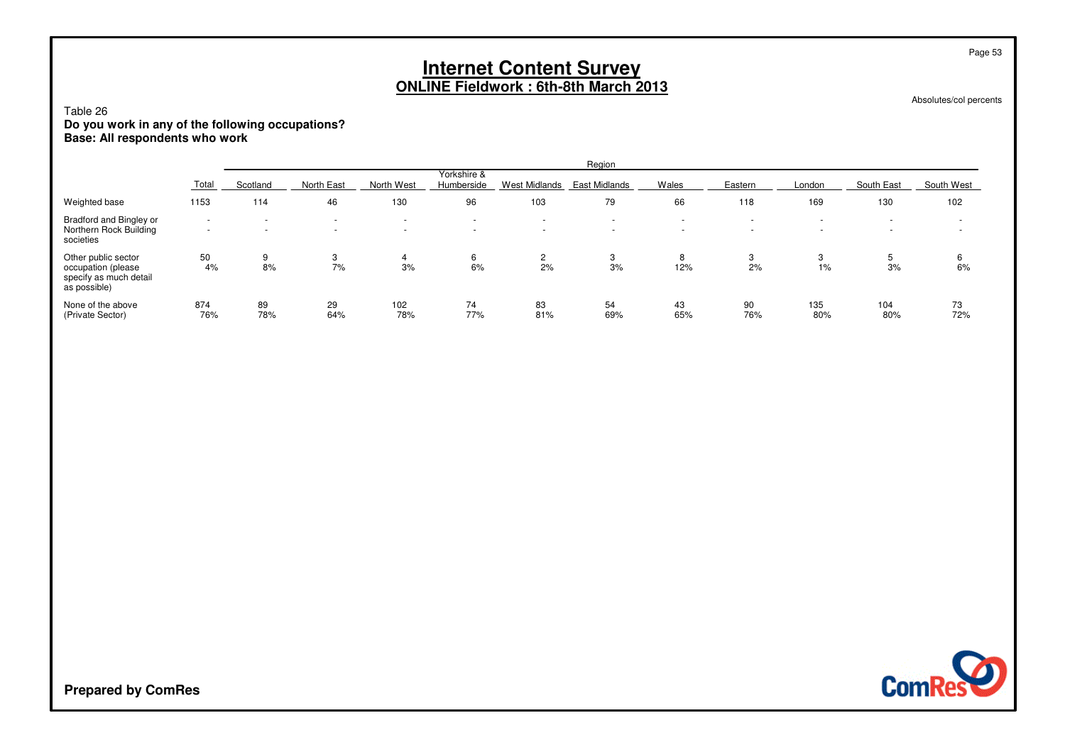# Internet Content Survey
## ONLINE Fieldwork : 6th-8th March 2013

Absolutes/col percents

Table 26
**Do you work in any of the following occupations?**
**Base: All respondents who work**

| | Total | Region | | | | | | | | | | |
|---|---|---|---|---|---|---|---|---|---|---|---|---|
| | | Scotland | North East | North West | Yorkshire & Humberside | West Midlands | East Midlands | Wales | Eastern | London | South East | South West |
| Weighted base | 1153 | 114 | 46 | 130 | 96 | 103 | 79 | 66 | 118 | 169 | 130 | 102 |
| Bradford and Bingley or Northern Rock Building societies | - | - | - | - | - | - | - | - | - | - | - | - |
| | - | - | - | - | - | - | - | - | - | - | - | - |
| Other public sector occupation (please specify as much detail as possible) | 50 | 9 | 3 | 4 | 6 | 2 | 3 | 8 | 3 | 3 | 5 | 6 |
| | 4% | 8% | 7% | 3% | 6% | 2% | 3% | 12% | 2% | 1% | 3% | 6% |
| None of the above (Private Sector) | 874 | 89 | 29 | 102 | 74 | 83 | 54 | 43 | 90 | 135 | 104 | 73 |
| | 76% | 78% | 64% | 78% | 77% | 81% | 69% | 65% | 76% | 80% | 80% | 72% |

**Prepared by ComRes**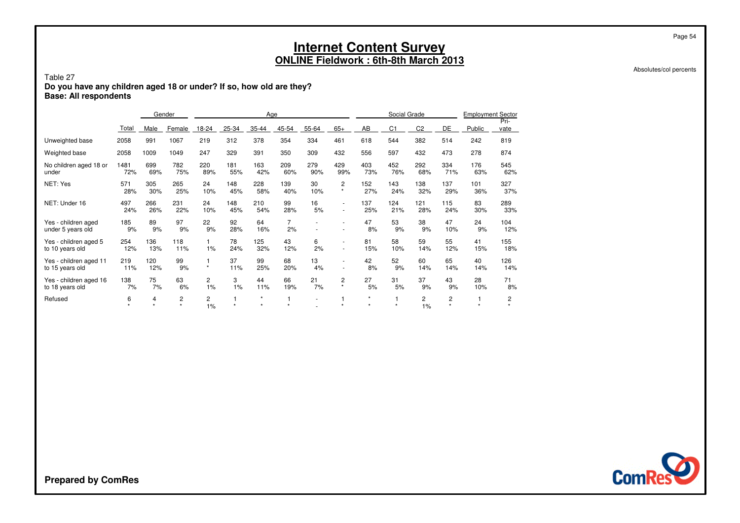# Internet Content Survey

## ONLINE Fieldwork : 6th-8th March 2013

Absolutes/col percents

Table 27

**Do you have any children aged 18 or under? If so, how old are they?**

**Base: All respondents**

| | | Gender | | Age | | | | | | Social Grade | | | | Employment Sector | |
|---|---|---|---|---|---|---|---|---|---|---|---|---|---|---|---|
| | Total | Male | Female | 18-24 | 25-34 | 35-44 | 45-54 | 55-64 | 65+ | AB | C1 | C2 | DE | Public | Pri-vate |
| Unweighted base | 2058 | 991 | 1067 | 219 | 312 | 378 | 354 | 334 | 461 | 618 | 544 | 382 | 514 | 242 | 819 |
| Weighted base | 2058 | 1009 | 1049 | 247 | 329 | 391 | 350 | 309 | 432 | 556 | 597 | 432 | 473 | 278 | 874 |
| No children aged 18 or under | 1481 | 699 | 782 | 220 | 181 | 163 | 209 | 279 | 429 | 403 | 452 | 292 | 334 | 176 | 545 |
| | 72% | 69% | 75% | 89% | 55% | 42% | 60% | 90% | 99% | 73% | 76% | 68% | 71% | 63% | 62% |
| NET: Yes | 571 | 305 | 265 | 24 | 148 | 228 | 139 | 30 | 2 | 152 | 143 | 138 | 137 | 101 | 327 |
| | 28% | 30% | 25% | 10% | 45% | 58% | 40% | 10% | * | 27% | 24% | 32% | 29% | 36% | 37% |
| NET: Under 16 | 497 | 266 | 231 | 24 | 148 | 210 | 99 | 16 | - | 137 | 124 | 121 | 115 | 83 | 289 |
| | 24% | 26% | 22% | 10% | 45% | 54% | 28% | 5% | - | 25% | 21% | 28% | 24% | 30% | 33% |
| Yes - children aged under 5 years old | 185 | 89 | 97 | 22 | 92 | 64 | 7 | - | - | 47 | 53 | 38 | 47 | 24 | 104 |
| | 9% | 9% | 9% | 9% | 28% | 16% | 2% | - | - | 8% | 9% | 9% | 10% | 9% | 12% |
| Yes - children aged 5 to 10 years old | 254 | 136 | 118 | 1 | 78 | 125 | 43 | 6 | - | 81 | 58 | 59 | 55 | 41 | 155 |
| | 12% | 13% | 11% | 1% | 24% | 32% | 12% | 2% | - | 15% | 10% | 14% | 12% | 15% | 18% |
| Yes - children aged 11 to 15 years old | 219 | 120 | 99 | 1 | 37 | 99 | 68 | 13 | - | 42 | 52 | 60 | 65 | 40 | 126 |
| | 11% | 12% | 9% | * | 11% | 25% | 20% | 4% | - | 8% | 9% | 14% | 14% | 14% | 14% |
| Yes - children aged 16 to 18 years old | 138 | 75 | 63 | 2 | 3 | 44 | 66 | 21 | 2 | 27 | 31 | 37 | 43 | 28 | 71 |
| | 7% | 7% | 6% | 1% | 1% | 11% | 19% | 7% | * | 5% | 5% | 9% | 9% | 10% | 8% |
| Refused | 6 | 4 | 2 | 2 | 1 | * | 1 | - | 1 | * | 1 | 2 | 2 | 1 | 2 |
| | * | * | * | 1% | * | * | * | - | * | * | * | 1% | * | * | * |

**Prepared by ComRes**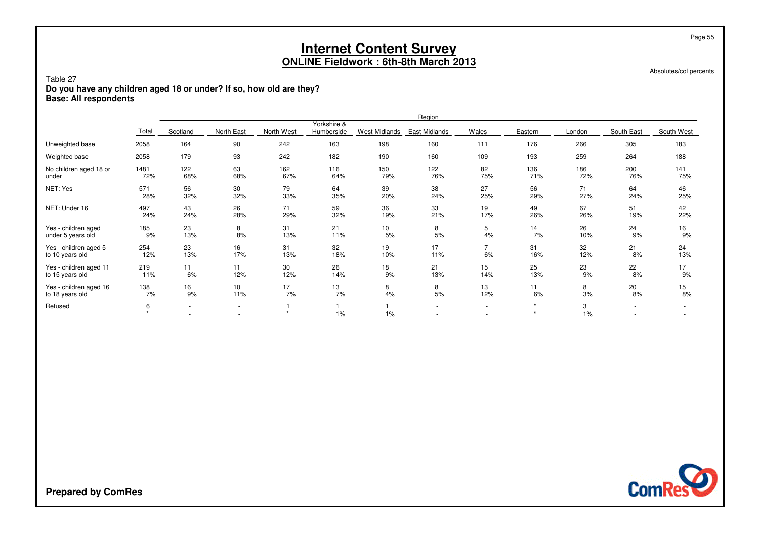# Internet Content Survey

## ONLINE Fieldwork : 6th-8th March 2013

Absolutes/col percents

Table 27

**Do you have any children aged 18 or under? If so, how old are they?**
**Base: All respondents**

| | Total | Region | | | | | | | | | | |
|---|---|---|---|---|---|---|---|---|---|---|---|---|
| | | Scotland | North East | North West | Yorkshire & Humberside | West Midlands | East Midlands | Wales | Eastern | London | South East | South West |
| Unweighted base | 2058 | 164 | 90 | 242 | 163 | 198 | 160 | 111 | 176 | 266 | 305 | 183 |
| Weighted base | 2058 | 179 | 93 | 242 | 182 | 190 | 160 | 109 | 193 | 259 | 264 | 188 |
| No children aged 18 or under | 1481<br>72% | 122<br>68% | 63<br>68% | 162<br>67% | 116<br>64% | 150<br>79% | 122<br>76% | 82<br>75% | 136<br>71% | 186<br>72% | 200<br>76% | 141<br>75% |
| NET: Yes | 571<br>28% | 56<br>32% | 30<br>32% | 79<br>33% | 64<br>35% | 39<br>20% | 38<br>24% | 27<br>25% | 56<br>29% | 71<br>27% | 64<br>24% | 46<br>25% |
| NET: Under 16 | 497<br>24% | 43<br>24% | 26<br>28% | 71<br>29% | 59<br>32% | 36<br>19% | 33<br>21% | 19<br>17% | 49<br>26% | 67<br>26% | 51<br>19% | 42<br>22% |
| Yes - children aged under 5 years old | 185<br>9% | 23<br>13% | 8<br>8% | 31<br>13% | 21<br>11% | 10<br>5% | 8<br>5% | 5<br>4% | 14<br>7% | 26<br>10% | 24<br>9% | 16<br>9% |
| Yes - children aged 5 to 10 years old | 254<br>12% | 23<br>13% | 16<br>17% | 31<br>13% | 32<br>18% | 19<br>10% | 17<br>11% | 7<br>6% | 31<br>16% | 32<br>12% | 21<br>8% | 24<br>13% |
| Yes - children aged 11 to 15 years old | 219<br>11% | 11<br>6% | 11<br>12% | 30<br>12% | 26<br>14% | 18<br>9% | 21<br>13% | 15<br>14% | 25<br>13% | 23<br>9% | 22<br>8% | 17<br>9% |
| Yes - children aged 16 to 18 years old | 138<br>7% | 16<br>9% | 10<br>11% | 17<br>7% | 13<br>7% | 8<br>4% | 8<br>5% | 13<br>12% | 11<br>6% | 8<br>3% | 20<br>8% | 15<br>8% |
| Refused | 6<br>* | -<br>- | -<br>- | 1<br>* | 1<br>1% | 1<br>1% | -<br>- | -<br>- | *<br>* | 3<br>1% | -<br>- | -<br>- |

**Prepared by ComRes**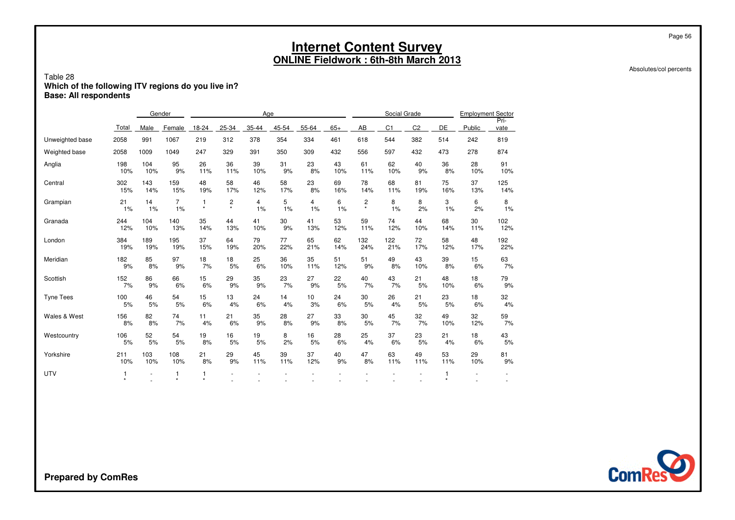# Internet Content Survey
## ONLINE Fieldwork : 6th-8th March 2013

Absolutes/col percents

Table 28
**Which of the following ITV regions do you live in?**
**Base: All respondents**

| | | Gender | | Age | | | | | | Social Grade | | | | Employment Sector | |
|---|---|---|---|---|---|---|---|---|---|---|---|---|---|---|---|
| | Total | Male | Female | 18-24 | 25-34 | 35-44 | 45-54 | 55-64 | 65+ | AB | C1 | C2 | DE | Public | Pri-vate |
| Unweighted base | 2058 | 991 | 1067 | 219 | 312 | 378 | 354 | 334 | 461 | 618 | 544 | 382 | 514 | 242 | 819 |
| Weighted base | 2058 | 1009 | 1049 | 247 | 329 | 391 | 350 | 309 | 432 | 556 | 597 | 432 | 473 | 278 | 874 |
| Anglia | 198 | 104 | 95 | 26 | 36 | 39 | 31 | 23 | 43 | 61 | 62 | 40 | 36 | 28 | 91 |
| | 10% | 10% | 9% | 11% | 11% | 10% | 9% | 8% | 10% | 11% | 10% | 9% | 8% | 10% | 10% |
| Central | 302 | 143 | 159 | 48 | 58 | 46 | 58 | 23 | 69 | 78 | 68 | 81 | 75 | 37 | 125 |
| | 15% | 14% | 15% | 19% | 17% | 12% | 17% | 8% | 16% | 14% | 11% | 19% | 16% | 13% | 14% |
| Grampian | 21 | 14 | 7 | 1 | 2 | 4 | 5 | 4 | 6 | 2 | 8 | 8 | 3 | 6 | 8 |
| | 1% | 1% | 1% | * | * | 1% | 1% | 1% | 1% | * | 1% | 2% | 1% | 2% | 1% |
| Granada | 244 | 104 | 140 | 35 | 44 | 41 | 30 | 41 | 53 | 59 | 74 | 44 | 68 | 30 | 102 |
| | 12% | 10% | 13% | 14% | 13% | 10% | 9% | 13% | 12% | 11% | 12% | 10% | 14% | 11% | 12% |
| London | 384 | 189 | 195 | 37 | 64 | 79 | 77 | 65 | 62 | 132 | 122 | 72 | 58 | 48 | 192 |
| | 19% | 19% | 19% | 15% | 19% | 20% | 22% | 21% | 14% | 24% | 21% | 17% | 12% | 17% | 22% |
| Meridian | 182 | 85 | 97 | 18 | 18 | 25 | 36 | 35 | 51 | 51 | 49 | 43 | 39 | 15 | 63 |
| | 9% | 8% | 9% | 7% | 5% | 6% | 10% | 11% | 12% | 9% | 8% | 10% | 8% | 6% | 7% |
| Scottish | 152 | 86 | 66 | 15 | 29 | 35 | 23 | 27 | 22 | 40 | 43 | 21 | 48 | 18 | 79 |
| | 7% | 9% | 6% | 6% | 9% | 9% | 7% | 9% | 5% | 7% | 7% | 5% | 10% | 6% | 9% |
| Tyne Tees | 100 | 46 | 54 | 15 | 13 | 24 | 14 | 10 | 24 | 30 | 26 | 21 | 23 | 18 | 32 |
| | 5% | 5% | 5% | 6% | 4% | 6% | 4% | 3% | 6% | 5% | 4% | 5% | 5% | 6% | 4% |
| Wales & West | 156 | 82 | 74 | 11 | 21 | 35 | 28 | 27 | 33 | 30 | 45 | 32 | 49 | 32 | 59 |
| | 8% | 8% | 7% | 4% | 6% | 9% | 8% | 9% | 8% | 5% | 7% | 7% | 10% | 12% | 7% |
| Westcountry | 106 | 52 | 54 | 19 | 16 | 19 | 8 | 16 | 28 | 25 | 37 | 23 | 21 | 18 | 43 |
| | 5% | 5% | 5% | 8% | 5% | 5% | 2% | 5% | 6% | 4% | 6% | 5% | 4% | 6% | 5% |
| Yorkshire | 211 | 103 | 108 | 21 | 29 | 45 | 39 | 37 | 40 | 47 | 63 | 49 | 53 | 29 | 81 |
| | 10% | 10% | 10% | 8% | 9% | 11% | 11% | 12% | 9% | 8% | 11% | 11% | 11% | 10% | 9% |
| UTV | 1 | - | 1 | 1 | - | - | - | - | - | - | - | - | 1 | - | - |
| | * | - | * | * | - | - | - | - | - | - | - | - | * | - | - |

**Prepared by ComRes**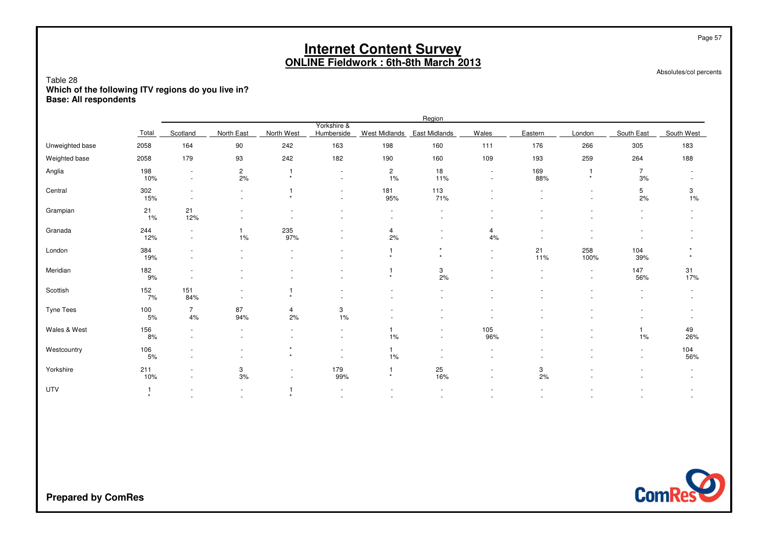# Internet Content Survey
## ONLINE Fieldwork : 6th-8th March 2013

Absolutes/col percents

Table 28
**Which of the following ITV regions do you live in?**
**Base: All respondents**

| | Total | Region | | | | | | | | | | |
|---|---|---|---|---|---|---|---|---|---|---|---|---|
| | | Scotland | North East | North West | Yorkshire & Humberside | West Midlands | East Midlands | Wales | Eastern | London | South East | South West |
| Unweighted base | 2058 | 164 | 90 | 242 | 163 | 198 | 160 | 111 | 176 | 266 | 305 | 183 |
| Weighted base | 2058 | 179 | 93 | 242 | 182 | 190 | 160 | 109 | 193 | 259 | 264 | 188 |
| Anglia | 198 | - | 2 | 1 | - | 2 | 18 | - | 169 | 1 | 7 | - |
| | 10% | - | 2% | * | - | 1% | 11% | - | 88% | * | 3% | - |
| Central | 302 | - | - | 1 | - | 181 | 113 | - | - | - | 5 | 3 |
| | 15% | - | - | * | - | 95% | 71% | - | - | - | 2% | 1% |
| Grampian | 21 | 21 | - | - | - | - | - | - | - | - | - | - |
| | 1% | 12% | - | - | - | - | - | - | - | - | - | - |
| Granada | 244 | - | 1 | 235 | - | 4 | - | 4 | - | - | - | - |
| | 12% | - | 1% | 97% | - | 2% | - | 4% | - | - | - | - |
| London | 384 | - | - | - | - | 1 | * | - | 21 | 258 | 104 | * |
| | 19% | - | - | - | - | * | * | - | 11% | 100% | 39% | * |
| Meridian | 182 | - | - | - | - | 1 | 3 | - | - | - | 147 | 31 |
| | 9% | - | - | - | - | * | 2% | - | - | - | 56% | 17% |
| Scottish | 152 | 151 | - | 1 | - | - | - | - | - | - | - | - |
| | 7% | 84% | - | * | - | - | - | - | - | - | - | - |
| Tyne Tees | 100 | 7 | 87 | 4 | 3 | - | - | - | - | - | - | - |
| | 5% | 4% | 94% | 2% | 1% | - | - | - | - | - | - | - |
| Wales & West | 156 | - | - | - | - | 1 | - | 105 | - | - | 1 | 49 |
| | 8% | - | - | - | - | 1% | - | 96% | - | - | 1% | 26% |
| Westcountry | 106 | - | - | * | - | 1 | - | - | - | - | - | 104 |
| | 5% | - | - | * | - | 1% | - | - | - | - | - | 56% |
| Yorkshire | 211 | - | 3 | - | 179 | 1 | 25 | - | 3 | - | - | - |
| | 10% | - | 3% | - | 99% | * | 16% | - | 2% | - | - | - |
| UTV | 1 | - | - | 1 | - | - | - | - | - | - | - | - |
| | * | - | - | * | - | - | - | - | - | - | - | - |

**Prepared by ComRes**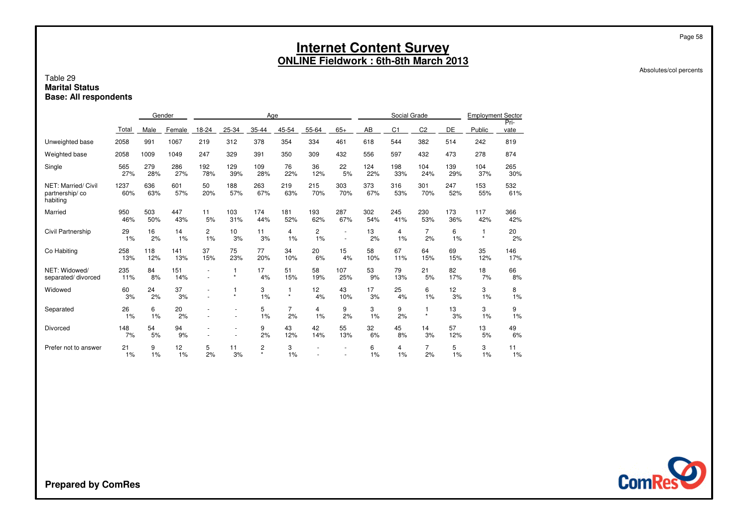# Internet Content Survey

## ONLINE Fieldwork : 6th-8th March 2013

Absolutes/col percents

Table 29
**Marital Status**
**Base: All respondents**

| | | Gender | | Age | | | | | | Social Grade | | | | Employment Sector | |
|---|---|---|---|---|---|---|---|---|---|---|---|---|---|---|---|
| | Total | Male | Female | 18-24 | 25-34 | 35-44 | 45-54 | 55-64 | 65+ | AB | C1 | C2 | DE | Public | Pri-vate |
| Unweighted base | 2058 | 991 | 1067 | 219 | 312 | 378 | 354 | 334 | 461 | 618 | 544 | 382 | 514 | 242 | 819 |
| Weighted base | 2058 | 1009 | 1049 | 247 | 329 | 391 | 350 | 309 | 432 | 556 | 597 | 432 | 473 | 278 | 874 |
| Single | 565 | 279 | 286 | 192 | 129 | 109 | 76 | 36 | 22 | 124 | 198 | 104 | 139 | 104 | 265 |
| | 27% | 28% | 27% | 78% | 39% | 28% | 22% | 12% | 5% | 22% | 33% | 24% | 29% | 37% | 30% |
| NET: Married/ Civil partnership/ co habiting | 1237 | 636 | 601 | 50 | 188 | 263 | 219 | 215 | 303 | 373 | 316 | 301 | 247 | 153 | 532 |
| | 60% | 63% | 57% | 20% | 57% | 67% | 63% | 70% | 70% | 67% | 53% | 70% | 52% | 55% | 61% |
| Married | 950 | 503 | 447 | 11 | 103 | 174 | 181 | 193 | 287 | 302 | 245 | 230 | 173 | 117 | 366 |
| | 46% | 50% | 43% | 5% | 31% | 44% | 52% | 62% | 67% | 54% | 41% | 53% | 36% | 42% | 42% |
| Civil Partnership | 29 | 16 | 14 | 2 | 10 | 11 | 4 | 2 | - | 13 | 4 | 7 | 6 | 1 | 20 |
| | 1% | 2% | 1% | 1% | 3% | 3% | 1% | 1% | - | 2% | 1% | 2% | 1% | * | 2% |
| Co Habiting | 258 | 118 | 141 | 37 | 75 | 77 | 34 | 20 | 15 | 58 | 67 | 64 | 69 | 35 | 146 |
| | 13% | 12% | 13% | 15% | 23% | 20% | 10% | 6% | 4% | 10% | 11% | 15% | 15% | 12% | 17% |
| NET: Widowed/ separated/ divorced | 235 | 84 | 151 | - | 1 | 17 | 51 | 58 | 107 | 53 | 79 | 21 | 82 | 18 | 66 |
| | 11% | 8% | 14% | - | * | 4% | 15% | 19% | 25% | 9% | 13% | 5% | 17% | 7% | 8% |
| Widowed | 60 | 24 | 37 | - | 1 | 3 | 1 | 12 | 43 | 17 | 25 | 6 | 12 | 3 | 8 |
| | 3% | 2% | 3% | - | * | 1% | * | 4% | 10% | 3% | 4% | 1% | 3% | 1% | 1% |
| Separated | 26 | 6 | 20 | - | - | 5 | 7 | 4 | 9 | 3 | 9 | 1 | 13 | 3 | 9 |
| | 1% | 1% | 2% | - | - | 1% | 2% | 1% | 2% | 1% | 2% | * | 3% | 1% | 1% |
| Divorced | 148 | 54 | 94 | - | - | 9 | 43 | 42 | 55 | 32 | 45 | 14 | 57 | 13 | 49 |
| | 7% | 5% | 9% | - | - | 2% | 12% | 14% | 13% | 6% | 8% | 3% | 12% | 5% | 6% |
| Prefer not to answer | 21 | 9 | 12 | 5 | 11 | 2 | 3 | - | - | 6 | 4 | 7 | 5 | 3 | 11 |
| | 1% | 1% | 1% | 2% | 3% | * | 1% | - | - | 1% | 1% | 2% | 1% | 1% | 1% |

**Prepared by ComRes**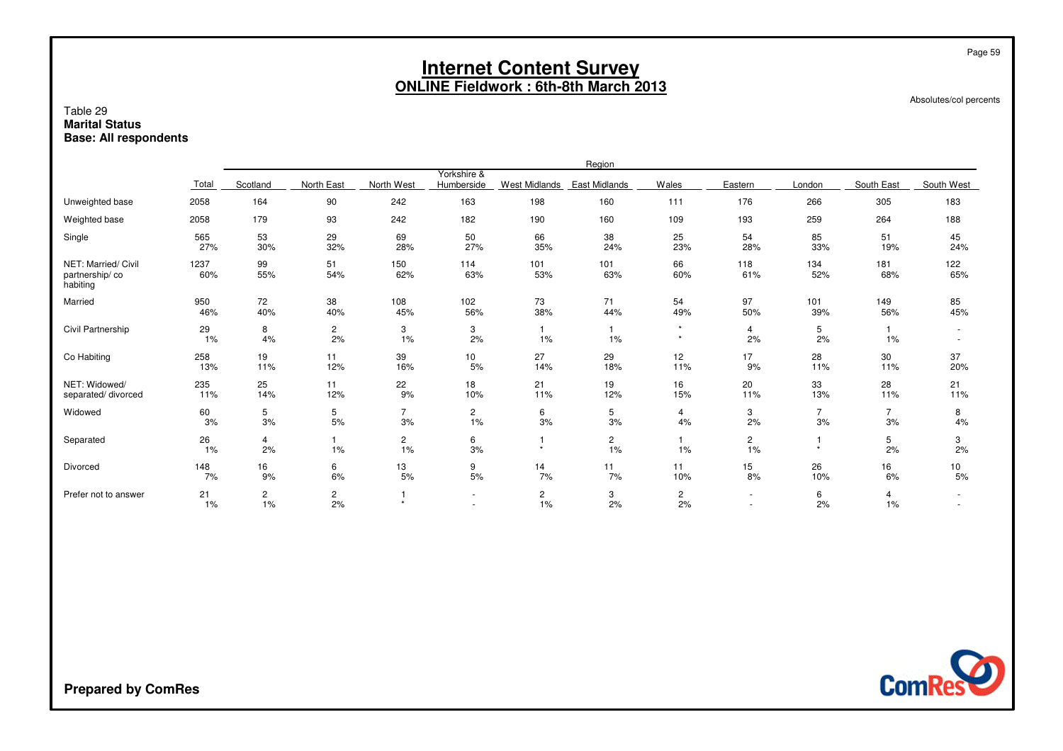# Internet Content Survey

## ONLINE Fieldwork : 6th-8th March 2013

Absolutes/col percents

Table 29
**Marital Status**
**Base: All respondents**

| | Total | Region | | | | | | | | | | |
|---|---|---|---|---|---|---|---|---|---|---|---|---|
| | | Scotland | North East | North West | Yorkshire & Humberside | West Midlands | East Midlands | Wales | Eastern | London | South East | South West |
| Unweighted base | 2058 | 164 | 90 | 242 | 163 | 198 | 160 | 111 | 176 | 266 | 305 | 183 |
| Weighted base | 2058 | 179 | 93 | 242 | 182 | 190 | 160 | 109 | 193 | 259 | 264 | 188 |
| Single | 565<br>27% | 53<br>30% | 29<br>32% | 69<br>28% | 50<br>27% | 66<br>35% | 38<br>24% | 25<br>23% | 54<br>28% | 85<br>33% | 51<br>19% | 45<br>24% |
| NET: Married/ Civil partnership/ co habiting | 1237<br>60% | 99<br>55% | 51<br>54% | 150<br>62% | 114<br>63% | 101<br>53% | 101<br>63% | 66<br>60% | 118<br>61% | 134<br>52% | 181<br>68% | 122<br>65% |
| Married | 950<br>46% | 72<br>40% | 38<br>40% | 108<br>45% | 102<br>56% | 73<br>38% | 71<br>44% | 54<br>49% | 97<br>50% | 101<br>39% | 149<br>56% | 85<br>45% |
| Civil Partnership | 29<br>1% | 8<br>4% | 2<br>2% | 3<br>1% | 3<br>2% | 1<br>1% | 1<br>1% | *<br>* | 4<br>2% | 5<br>2% | 1<br>1% | -<br>- |
| Co Habiting | 258<br>13% | 19<br>11% | 11<br>12% | 39<br>16% | 10<br>5% | 27<br>14% | 29<br>18% | 12<br>11% | 17<br>9% | 28<br>11% | 30<br>11% | 37<br>20% |
| NET: Widowed/ separated/ divorced | 235<br>11% | 25<br>14% | 11<br>12% | 22<br>9% | 18<br>10% | 21<br>11% | 19<br>12% | 16<br>15% | 20<br>11% | 33<br>13% | 28<br>11% | 21<br>11% |
| Widowed | 60<br>3% | 5<br>3% | 5<br>5% | 7<br>3% | 2<br>1% | 6<br>3% | 5<br>3% | 4<br>4% | 3<br>2% | 7<br>3% | 7<br>3% | 8<br>4% |
| Separated | 26<br>1% | 4<br>2% | 1<br>1% | 2<br>1% | 6<br>3% | 1<br>* | 2<br>1% | 1<br>1% | 2<br>1% | 1<br>* | 5<br>2% | 3<br>2% |
| Divorced | 148<br>7% | 16<br>9% | 6<br>6% | 13<br>5% | 9<br>5% | 14<br>7% | 11<br>7% | 11<br>10% | 15<br>8% | 26<br>10% | 16<br>6% | 10<br>5% |
| Prefer not to answer | 21<br>1% | 2<br>1% | 2<br>2% | 1<br>* | -<br>- | 2<br>1% | 3<br>2% | 2<br>2% | -<br>- | 6<br>2% | 4<br>1% | -<br>- |

**Prepared by ComRes**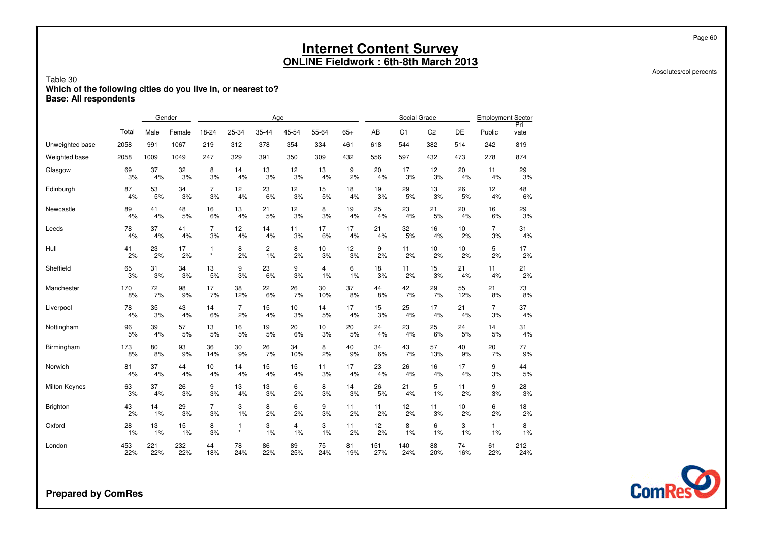# Internet Content Survey

## ONLINE Fieldwork : 6th-8th March 2013

Absolutes/col percents

Table 30
**Which of the following cities do you live in, or nearest to?**
**Base: All respondents**

| | | Gender | | Age | | | | | | Social Grade | | | | Employment Sector | |
|---|---|---|---|---|---|---|---|---|---|---|---|---|---|---|---|
| | Total | Male | Female | 18-24 | 25-34 | 35-44 | 45-54 | 55-64 | 65+ | AB | C1 | C2 | DE | Public | Pri-vate |
| Unweighted base | 2058 | 991 | 1067 | 219 | 312 | 378 | 354 | 334 | 461 | 618 | 544 | 382 | 514 | 242 | 819 |
| Weighted base | 2058 | 1009 | 1049 | 247 | 329 | 391 | 350 | 309 | 432 | 556 | 597 | 432 | 473 | 278 | 874 |
| Glasgow | 69 | 37 | 32 | 8 | 14 | 13 | 12 | 13 | 9 | 20 | 17 | 12 | 20 | 11 | 29 |
| | 3% | 4% | 3% | 3% | 4% | 3% | 3% | 4% | 2% | 4% | 3% | 3% | 4% | 4% | 3% |
| Edinburgh | 87 | 53 | 34 | 7 | 12 | 23 | 12 | 15 | 18 | 19 | 29 | 13 | 26 | 12 | 48 |
| | 4% | 5% | 3% | 3% | 4% | 6% | 3% | 5% | 4% | 3% | 5% | 3% | 5% | 4% | 6% |
| Newcastle | 89 | 41 | 48 | 16 | 13 | 21 | 12 | 8 | 19 | 25 | 23 | 21 | 20 | 16 | 29 |
| | 4% | 4% | 5% | 6% | 4% | 5% | 3% | 3% | 4% | 4% | 4% | 5% | 4% | 6% | 3% |
| Leeds | 78 | 37 | 41 | 7 | 12 | 14 | 11 | 17 | 17 | 21 | 32 | 16 | 10 | 7 | 31 |
| | 4% | 4% | 4% | 3% | 4% | 4% | 3% | 6% | 4% | 4% | 5% | 4% | 2% | 3% | 4% |
| Hull | 41 | 23 | 17 | 1 | 8 | 2 | 8 | 10 | 12 | 9 | 11 | 10 | 10 | 5 | 17 |
| | 2% | 2% | 2% | * | 2% | 1% | 2% | 3% | 3% | 2% | 2% | 2% | 2% | 2% | 2% |
| Sheffield | 65 | 31 | 34 | 13 | 9 | 23 | 9 | 4 | 6 | 18 | 11 | 15 | 21 | 11 | 21 |
| | 3% | 3% | 3% | 5% | 3% | 6% | 3% | 1% | 1% | 3% | 2% | 3% | 4% | 4% | 2% |
| Manchester | 170 | 72 | 98 | 17 | 38 | 22 | 26 | 30 | 37 | 44 | 42 | 29 | 55 | 21 | 73 |
| | 8% | 7% | 9% | 7% | 12% | 6% | 7% | 10% | 8% | 8% | 7% | 7% | 12% | 8% | 8% |
| Liverpool | 78 | 35 | 43 | 14 | 7 | 15 | 10 | 14 | 17 | 15 | 25 | 17 | 21 | 7 | 37 |
| | 4% | 3% | 4% | 6% | 2% | 4% | 3% | 5% | 4% | 3% | 4% | 4% | 4% | 3% | 4% |
| Nottingham | 96 | 39 | 57 | 13 | 16 | 19 | 20 | 10 | 20 | 24 | 23 | 25 | 24 | 14 | 31 |
| | 5% | 4% | 5% | 5% | 5% | 5% | 6% | 3% | 5% | 4% | 4% | 6% | 5% | 5% | 4% |
| Birmingham | 173 | 80 | 93 | 36 | 30 | 26 | 34 | 8 | 40 | 34 | 43 | 57 | 40 | 20 | 77 |
| | 8% | 8% | 9% | 14% | 9% | 7% | 10% | 2% | 9% | 6% | 7% | 13% | 9% | 7% | 9% |
| Norwich | 81 | 37 | 44 | 10 | 14 | 15 | 15 | 11 | 17 | 23 | 26 | 16 | 17 | 9 | 44 |
| | 4% | 4% | 4% | 4% | 4% | 4% | 4% | 3% | 4% | 4% | 4% | 4% | 4% | 3% | 5% |
| Milton Keynes | 63 | 37 | 26 | 9 | 13 | 13 | 6 | 8 | 14 | 26 | 21 | 5 | 11 | 9 | 28 |
| | 3% | 4% | 3% | 3% | 4% | 3% | 2% | 3% | 3% | 5% | 4% | 1% | 2% | 3% | 3% |
| Brighton | 43 | 14 | 29 | 7 | 3 | 8 | 6 | 9 | 11 | 11 | 12 | 11 | 10 | 6 | 18 |
| | 2% | 1% | 3% | 3% | 1% | 2% | 2% | 3% | 2% | 2% | 2% | 3% | 2% | 2% | 2% |
| Oxford | 28 | 13 | 15 | 8 | 1 | 3 | 4 | 3 | 11 | 12 | 8 | 6 | 3 | 1 | 8 |
| | 1% | 1% | 1% | 3% | * | 1% | 1% | 1% | 2% | 2% | 1% | 1% | 1% | 1% | 1% |
| London | 453 | 221 | 232 | 44 | 78 | 86 | 89 | 75 | 81 | 151 | 140 | 88 | 74 | 61 | 212 |
| | 22% | 22% | 22% | 18% | 24% | 22% | 25% | 24% | 19% | 27% | 24% | 20% | 16% | 22% | 24% |

**Prepared by ComRes**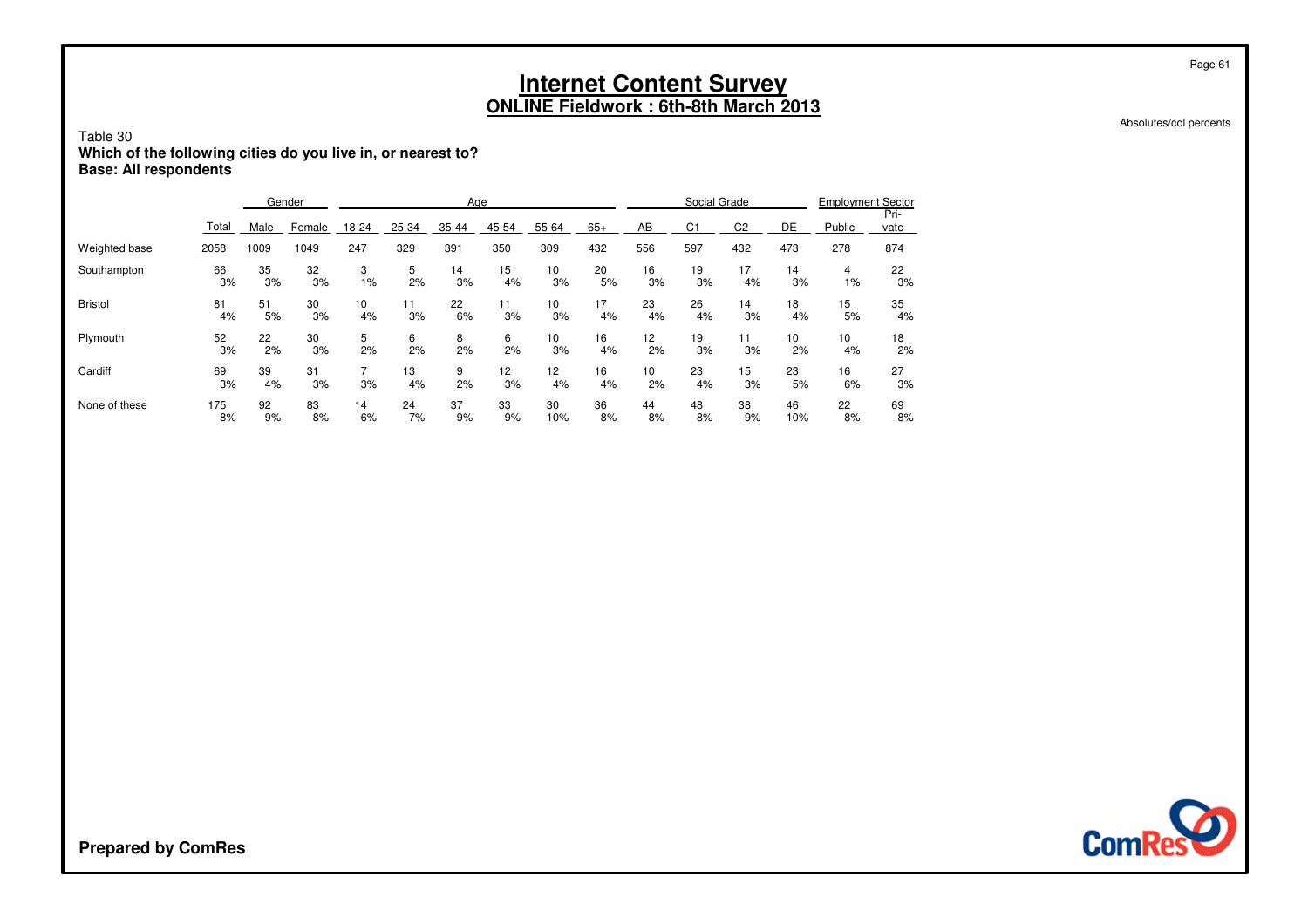# Internet Content Survey

## ONLINE Fieldwork : 6th-8th March 2013

Absolutes/col percents

Table 30

**Which of the following cities do you live in, or nearest to?**

**Base: All respondents**

| | Total | Gender | | Age | | | | | | Social Grade | | | | Employment Sector | |
|---|---|---|---|---|---|---|---|---|---|---|---|---|---|---|---|
| | | Male | Female | 18-24 | 25-34 | 35-44 | 45-54 | 55-64 | 65+ | AB | C1 | C2 | DE | Public | Private |
| Weighted base | 2058 | 1009 | 1049 | 247 | 329 | 391 | 350 | 309 | 432 | 556 | 597 | 432 | 473 | 278 | 874 |
| Southampton | 66 | 35 | 32 | 3 | 5 | 14 | 15 | 10 | 20 | 16 | 19 | 17 | 14 | 4 | 22 |
| | 3% | 3% | 3% | 1% | 2% | 3% | 4% | 3% | 5% | 3% | 3% | 4% | 3% | 1% | 3% |
| Bristol | 81 | 51 | 30 | 10 | 11 | 22 | 11 | 10 | 17 | 23 | 26 | 14 | 18 | 15 | 35 |
| | 4% | 5% | 3% | 4% | 3% | 6% | 3% | 3% | 4% | 4% | 4% | 3% | 4% | 5% | 4% |
| Plymouth | 52 | 22 | 30 | 5 | 6 | 8 | 6 | 10 | 16 | 12 | 19 | 11 | 10 | 10 | 18 |
| | 3% | 2% | 3% | 2% | 2% | 2% | 2% | 3% | 4% | 2% | 3% | 3% | 2% | 4% | 2% |
| Cardiff | 69 | 39 | 31 | 7 | 13 | 9 | 12 | 12 | 16 | 10 | 23 | 15 | 23 | 16 | 27 |
| | 3% | 4% | 3% | 3% | 4% | 2% | 3% | 4% | 4% | 2% | 4% | 3% | 5% | 6% | 3% |
| None of these | 175 | 92 | 83 | 14 | 24 | 37 | 33 | 30 | 36 | 44 | 48 | 38 | 46 | 22 | 69 |
| | 8% | 9% | 8% | 6% | 7% | 9% | 9% | 10% | 8% | 8% | 8% | 9% | 10% | 8% | 8% |

**Prepared by ComRes**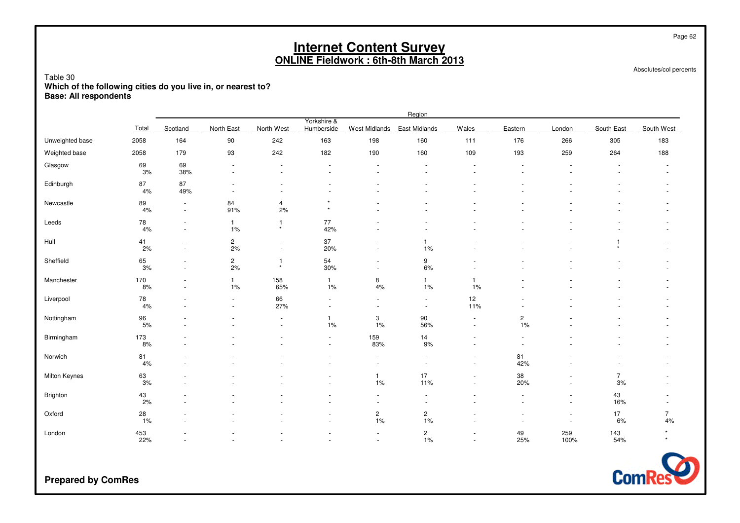# Internet Content Survey

## ONLINE Fieldwork : 6th-8th March 2013

Absolutes/col percents

Table 30
**Which of the following cities do you live in, or nearest to?**
**Base: All respondents**

| | Total | Region | | | | | | | | | | |
|---|---|---|---|---|---|---|---|---|---|---|---|---|
| | | Scotland | North East | North West | Yorkshire & Humberside | West Midlands | East Midlands | Wales | Eastern | London | South East | South West |
| Unweighted base | 2058 | 164 | 90 | 242 | 163 | 198 | 160 | 111 | 176 | 266 | 305 | 183 |
| Weighted base | 2058 | 179 | 93 | 242 | 182 | 190 | 160 | 109 | 193 | 259 | 264 | 188 |
| Glasgow | 69 | 69 | - | - | - | - | - | - | - | - | - | - |
| | 3% | 38% | - | - | - | - | - | - | - | - | - | - |
| Edinburgh | 87 | 87 | - | - | - | - | - | - | - | - | - | - |
| | 4% | 49% | - | - | - | - | - | - | - | - | - | - |
| Newcastle | 89 | - | 84 | 4 | * | - | - | - | - | - | - | - |
| | 4% | - | 91% | 2% | * | - | - | - | - | - | - | - |
| Leeds | 78 | - | 1 | 1 | 77 | - | - | - | - | - | - | - |
| | 4% | - | 1% | * | 42% | - | - | - | - | - | - | - |
| Hull | 41 | - | 2 | - | 37 | - | 1 | - | - | - | 1 | - |
| | 2% | - | 2% | - | 20% | - | 1% | - | - | - | * | - |
| Sheffield | 65 | - | 2 | 1 | 54 | - | 9 | - | - | - | - | - |
| | 3% | - | 2% | * | 30% | - | 6% | - | - | - | - | - |
| Manchester | 170 | - | 1 | 158 | 1 | 8 | 1 | 1 | - | - | - | - |
| | 8% | - | 1% | 65% | 1% | 4% | 1% | 1% | - | - | - | - |
| Liverpool | 78 | - | - | 66 | - | - | - | 12 | - | - | - | - |
| | 4% | - | - | 27% | - | - | - | 11% | - | - | - | - |
| Nottingham | 96 | - | - | - | 1 | 3 | 90 | - | 2 | - | - | - |
| | 5% | - | - | - | 1% | 1% | 56% | - | 1% | - | - | - |
| Birmingham | 173 | - | - | - | - | 159 | 14 | - | - | - | - | - |
| | 8% | - | - | - | - | 83% | 9% | - | - | - | - | - |
| Norwich | 81 | - | - | - | - | - | - | - | 81 | - | - | - |
| | 4% | - | - | - | - | - | - | - | 42% | - | - | - |
| Milton Keynes | 63 | - | - | - | - | 1 | 17 | - | 38 | - | 7 | - |
| | 3% | - | - | - | - | 1% | 11% | - | 20% | - | 3% | - |
| Brighton | 43 | - | - | - | - | - | - | - | - | - | 43 | - |
| | 2% | - | - | - | - | - | - | - | - | - | 16% | - |
| Oxford | 28 | - | - | - | - | 2 | 2 | - | - | - | 17 | 7 |
| | 1% | - | - | - | - | 1% | 1% | - | - | - | 6% | 4% |
| London | 453 | - | - | - | - | - | 2 | - | 49 | 259 | 143 | * |
| | 22% | - | - | - | - | - | 1% | - | 25% | 100% | 54% | * |

**Prepared by ComRes**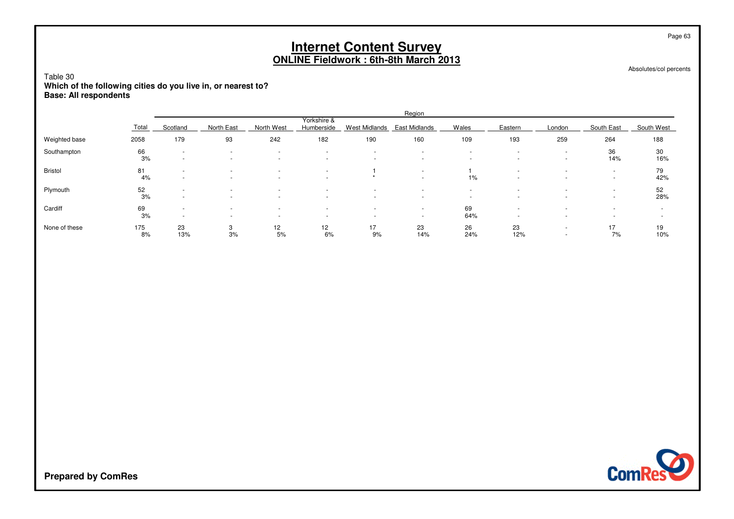# Internet Content Survey
## ONLINE Fieldwork : 6th-8th March 2013

Absolutes/col percents

Table 30
**Which of the following cities do you live in, or nearest to?**
**Base: All respondents**

| | Total | Region | | | | | | | | | | |
|---|---|---|---|---|---|---|---|---|---|---|---|---|
| | | Scotland | North East | North West | Yorkshire & Humberside | West Midlands | East Midlands | Wales | Eastern | London | South East | South West |
| Weighted base | 2058 | 179 | 93 | 242 | 182 | 190 | 160 | 109 | 193 | 259 | 264 | 188 |
| Southampton | 66 | - | - | - | - | - | - | - | - | - | 36 | 30 |
| | 3% | - | - | - | - | - | - | - | - | - | 14% | 16% |
| Bristol | 81 | - | - | - | - | 1 | - | 1 | - | - | - | 79 |
| | 4% | - | - | - | - | * | - | 1% | - | - | - | 42% |
| Plymouth | 52 | - | - | - | - | - | - | - | - | - | - | 52 |
| | 3% | - | - | - | - | - | - | - | - | - | - | 28% |
| Cardiff | 69 | - | - | - | - | - | - | 69 | - | - | - | - |
| | 3% | - | - | - | - | - | - | 64% | - | - | - | - |
| None of these | 175 | 23 | 3 | 12 | 12 | 17 | 23 | 26 | 23 | - | 17 | 19 |
| | 8% | 13% | 3% | 5% | 6% | 9% | 14% | 24% | 12% | - | 7% | 10% |

**Prepared by ComRes**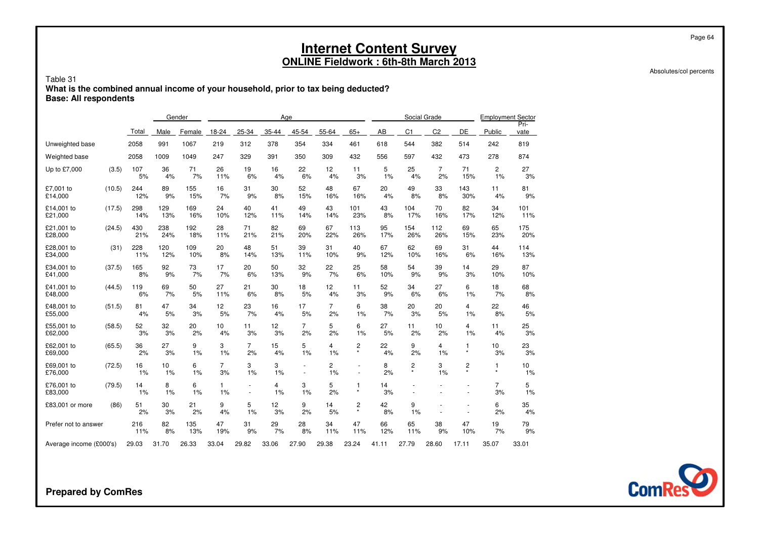# Internet Content Survey

## ONLINE Fieldwork : 6th-8th March 2013

Absolutes/col percents

Table 31

**What is the combined annual income of your household, prior to tax being deducted?**

**Base: All respondents**

| | | | Gender | | Age | | | | | | Social Grade | | | | Employment Sector | |
|---|---|---|---|---|---|---|---|---|---|---|---|---|---|---|---|---|
| | | Total | Male | Female | 18-24 | 25-34 | 35-44 | 45-54 | 55-64 | 65+ | AB | C1 | C2 | DE | Public | Pri-vate |
| Unweighted base | | 2058 | 991 | 1067 | 219 | 312 | 378 | 354 | 334 | 461 | 618 | 544 | 382 | 514 | 242 | 819 |
| Weighted base | | 2058 | 1009 | 1049 | 247 | 329 | 391 | 350 | 309 | 432 | 556 | 597 | 432 | 473 | 278 | 874 |
| Up to £7,000 | (3.5) | 107 | 36 | 71 | 26 | 19 | 16 | 22 | 12 | 11 | 5 | 25 | 7 | 71 | 2 | 27 |
| | | 5% | 4% | 7% | 11% | 6% | 4% | 6% | 4% | 3% | 1% | 4% | 2% | 15% | 1% | 3% |
| £7,001 to £14,000 | (10.5) | 244 | 89 | 155 | 16 | 31 | 30 | 52 | 48 | 67 | 20 | 49 | 33 | 143 | 11 | 81 |
| | | 12% | 9% | 15% | 7% | 9% | 8% | 15% | 16% | 16% | 4% | 8% | 8% | 30% | 4% | 9% |
| £14,001 to £21,000 | (17.5) | 298 | 129 | 169 | 24 | 40 | 41 | 49 | 43 | 101 | 43 | 104 | 70 | 82 | 34 | 101 |
| | | 14% | 13% | 16% | 10% | 12% | 11% | 14% | 14% | 23% | 8% | 17% | 16% | 17% | 12% | 11% |
| £21,001 to £28,000 | (24.5) | 430 | 238 | 192 | 28 | 71 | 82 | 69 | 67 | 113 | 95 | 154 | 112 | 69 | 65 | 175 |
| | | 21% | 24% | 18% | 11% | 21% | 21% | 20% | 22% | 26% | 17% | 26% | 26% | 15% | 23% | 20% |
| £28,001 to £34,000 | (31) | 228 | 120 | 109 | 20 | 48 | 51 | 39 | 31 | 40 | 67 | 62 | 69 | 31 | 44 | 114 |
| | | 11% | 12% | 10% | 8% | 14% | 13% | 11% | 10% | 9% | 12% | 10% | 16% | 6% | 16% | 13% |
| £34,001 to £41,000 | (37.5) | 165 | 92 | 73 | 17 | 20 | 50 | 32 | 22 | 25 | 58 | 54 | 39 | 14 | 29 | 87 |
| | | 8% | 9% | 7% | 7% | 6% | 13% | 9% | 7% | 6% | 10% | 9% | 9% | 3% | 10% | 10% |
| £41,001 to £48,000 | (44.5) | 119 | 69 | 50 | 27 | 21 | 30 | 18 | 12 | 11 | 52 | 34 | 27 | 6 | 18 | 68 |
| | | 6% | 7% | 5% | 11% | 6% | 8% | 5% | 4% | 3% | 9% | 6% | 6% | 1% | 7% | 8% |
| £48,001 to £55,000 | (51.5) | 81 | 47 | 34 | 12 | 23 | 16 | 17 | 7 | 6 | 38 | 20 | 20 | 4 | 22 | 46 |
| | | 4% | 5% | 3% | 5% | 7% | 4% | 5% | 2% | 1% | 7% | 3% | 5% | 1% | 8% | 5% |
| £55,001 to £62,000 | (58.5) | 52 | 32 | 20 | 10 | 11 | 12 | 7 | 5 | 6 | 27 | 11 | 10 | 4 | 11 | 25 |
| | | 3% | 3% | 2% | 4% | 3% | 3% | 2% | 2% | 1% | 5% | 2% | 2% | 1% | 4% | 3% |
| £62,001 to £69,000 | (65.5) | 36 | 27 | 9 | 3 | 7 | 15 | 5 | 4 | 2 | 22 | 9 | 4 | 1 | 10 | 23 |
| | | 2% | 3% | 1% | 1% | 2% | 4% | 1% | 1% | * | 4% | 2% | 1% | * | 3% | 3% |
| £69,001 to £76,000 | (72.5) | 16 | 10 | 6 | 7 | 3 | 3 | - | 2 | - | 8 | 2 | 3 | 2 | 1 | 10 |
| | | 1% | 1% | 1% | 3% | 1% | 1% | - | 1% | - | 2% | * | 1% | * | * | 1% |
| £76,001 to £83,000 | (79.5) | 14 | 8 | 6 | 1 | - | 4 | 3 | 5 | 1 | 14 | - | - | - | 7 | 5 |
| | | 1% | 1% | 1% | 1% | - | 1% | 1% | 2% | * | 3% | - | - | - | 3% | 1% |
| £83,001 or more | (86) | 51 | 30 | 21 | 9 | 5 | 12 | 9 | 14 | 2 | 42 | 9 | - | - | 6 | 35 |
| | | 2% | 3% | 2% | 4% | 1% | 3% | 2% | 5% | * | 8% | 1% | - | - | 2% | 4% |
| Prefer not to answer | | 216 | 82 | 135 | 47 | 31 | 29 | 28 | 34 | 47 | 66 | 65 | 38 | 47 | 19 | 79 |
| | | 11% | 8% | 13% | 19% | 9% | 7% | 8% | 11% | 11% | 12% | 11% | 9% | 10% | 7% | 9% |
| Average income (£000's) | | 29.03 | 31.70 | 26.33 | 33.04 | 29.82 | 33.06 | 27.90 | 29.38 | 23.24 | 41.11 | 27.79 | 28.60 | 17.11 | 35.07 | 33.01 |

**Prepared by ComRes**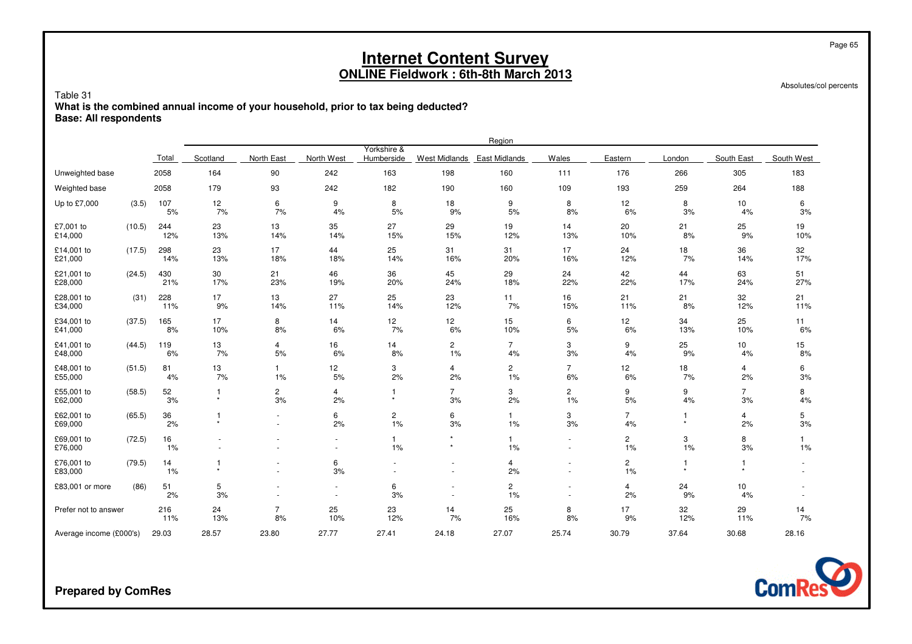# Internet Content Survey
## ONLINE Fieldwork : 6th-8th March 2013

Absolutes/col percents

Table 31
**What is the combined annual income of your household, prior to tax being deducted?**
**Base: All respondents**

| | | | Region | | | | | | | | | | |
|---|---|---|---|---|---|---|---|---|---|---|---|---|---|
| | | Total | Scotland | North East | North West | Yorkshire & Humberside | West Midlands | East Midlands | Wales | Eastern | London | South East | South West |
| Unweighted base | | 2058 | 164 | 90 | 242 | 163 | 198 | 160 | 111 | 176 | 266 | 305 | 183 |
| Weighted base | | 2058 | 179 | 93 | 242 | 182 | 190 | 160 | 109 | 193 | 259 | 264 | 188 |
| Up to £7,000 | (3.5) | 107<br>5% | 12<br>7% | 6<br>7% | 9<br>4% | 8<br>5% | 18<br>9% | 9<br>5% | 8<br>8% | 12<br>6% | 8<br>3% | 10<br>4% | 6<br>3% |
| £7,001 to £14,000 | (10.5) | 244<br>12% | 23<br>13% | 13<br>14% | 35<br>14% | 27<br>15% | 29<br>15% | 19<br>12% | 14<br>13% | 20<br>10% | 21<br>8% | 25<br>9% | 19<br>10% |
| £14,001 to £21,000 | (17.5) | 298<br>14% | 23<br>13% | 17<br>18% | 44<br>18% | 25<br>14% | 31<br>16% | 31<br>20% | 17<br>16% | 24<br>12% | 18<br>7% | 36<br>14% | 32<br>17% |
| £21,001 to £28,000 | (24.5) | 430<br>21% | 30<br>17% | 21<br>23% | 46<br>19% | 36<br>20% | 45<br>24% | 29<br>18% | 24<br>22% | 42<br>22% | 44<br>17% | 63<br>24% | 51<br>27% |
| £28,001 to £34,000 | (31) | 228<br>11% | 17<br>9% | 13<br>14% | 27<br>11% | 25<br>14% | 23<br>12% | 11<br>7% | 16<br>15% | 21<br>11% | 21<br>8% | 32<br>12% | 21<br>11% |
| £34,001 to £41,000 | (37.5) | 165<br>8% | 17<br>10% | 8<br>8% | 14<br>6% | 12<br>7% | 12<br>6% | 15<br>10% | 6<br>5% | 12<br>6% | 34<br>13% | 25<br>10% | 11<br>6% |
| £41,001 to £48,000 | (44.5) | 119<br>6% | 13<br>7% | 4<br>5% | 16<br>6% | 14<br>8% | 2<br>1% | 7<br>4% | 3<br>3% | 9<br>4% | 25<br>9% | 10<br>4% | 15<br>8% |
| £48,001 to £55,000 | (51.5) | 81<br>4% | 13<br>7% | 1<br>1% | 12<br>5% | 3<br>2% | 4<br>2% | 2<br>1% | 7<br>6% | 12<br>6% | 18<br>7% | 4<br>2% | 6<br>3% |
| £55,001 to £62,000 | (58.5) | 52<br>3% | 1<br>* | 2<br>3% | 4<br>2% | 1<br>* | 7<br>3% | 3<br>2% | 2<br>1% | 9<br>5% | 9<br>4% | 7<br>3% | 8<br>4% |
| £62,001 to £69,000 | (65.5) | 36<br>2% | 1<br>* | -<br>- | 6<br>2% | 2<br>1% | 6<br>3% | 1<br>1% | 3<br>3% | 7<br>4% | 1<br>* | 4<br>2% | 5<br>3% |
| £69,001 to £76,000 | (72.5) | 16<br>1% | -<br>- | -<br>- | -<br>- | 1<br>1% | *<br>* | 1<br>1% | -<br>- | 2<br>1% | 3<br>1% | 8<br>3% | 1<br>1% |
| £76,001 to £83,000 | (79.5) | 14<br>1% | 1<br>* | -<br>- | 6<br>3% | -<br>- | -<br>- | 4<br>2% | -<br>- | 2<br>1% | 1<br>* | 1<br>* | -<br>- |
| £83,001 or more | (86) | 51<br>2% | 5<br>3% | -<br>- | -<br>- | 6<br>3% | -<br>- | 2<br>1% | -<br>- | 4<br>2% | 24<br>9% | 10<br>4% | -<br>- |
| Prefer not to answer | | 216<br>11% | 24<br>13% | 7<br>8% | 25<br>10% | 23<br>12% | 14<br>7% | 25<br>16% | 8<br>8% | 17<br>9% | 32<br>12% | 29<br>11% | 14<br>7% |
| Average income (£000's) | | 29.03 | 28.57 | 23.80 | 27.77 | 27.41 | 24.18 | 27.07 | 25.74 | 30.79 | 37.64 | 30.68 | 28.16 |

**Prepared by ComRes**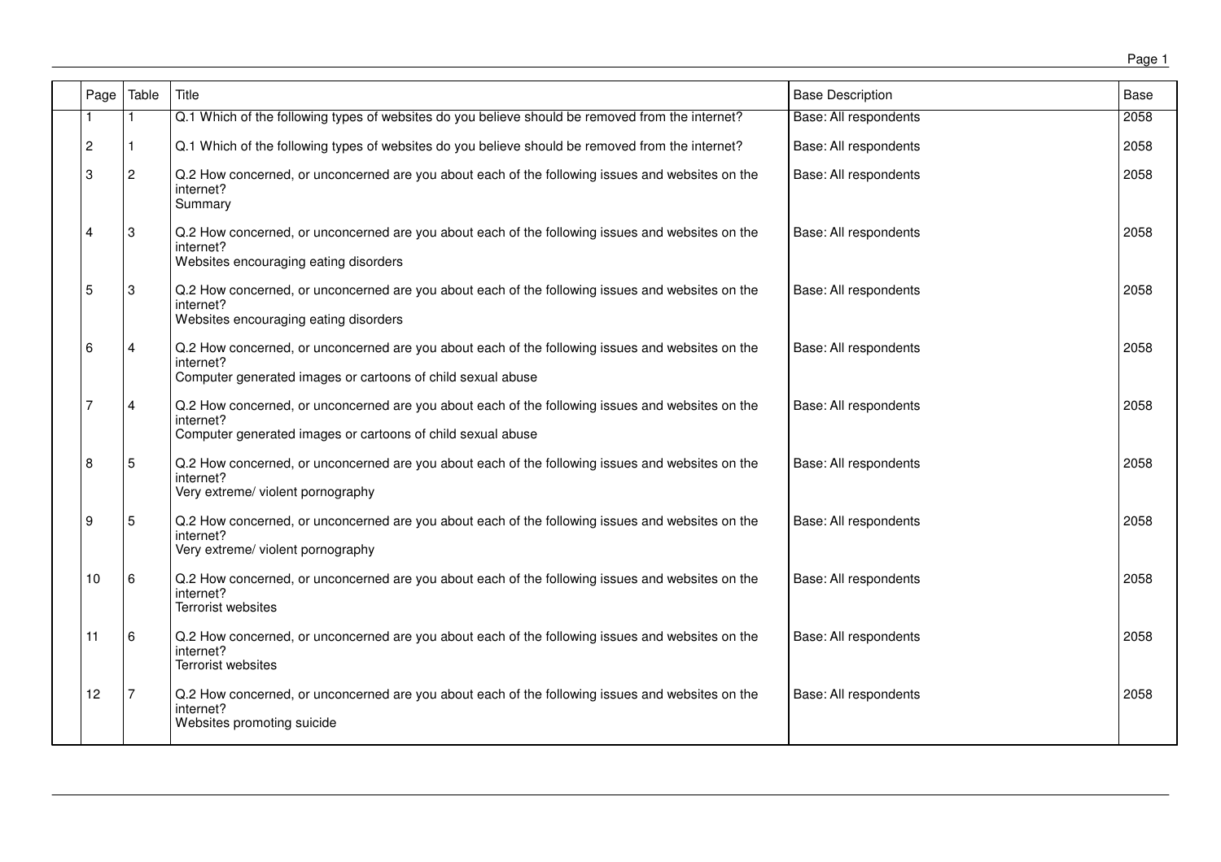| Page | Table | Title | Base Description | Base |
|---|---|---|---|---|
| 1 | 1 | Q.1 Which of the following types of websites do you believe should be removed from the internet? | Base: All respondents | 2058 |
| 2 | 1 | Q.1 Which of the following types of websites do you believe should be removed from the internet? | Base: All respondents | 2058 |
| 3 | 2 | Q.2 How concerned, or unconcerned are you about each of the following issues and websites on the internet? Summary | Base: All respondents | 2058 |
| 4 | 3 | Q.2 How concerned, or unconcerned are you about each of the following issues and websites on the internet? Websites encouraging eating disorders | Base: All respondents | 2058 |
| 5 | 3 | Q.2 How concerned, or unconcerned are you about each of the following issues and websites on the internet? Websites encouraging eating disorders | Base: All respondents | 2058 |
| 6 | 4 | Q.2 How concerned, or unconcerned are you about each of the following issues and websites on the internet? Computer generated images or cartoons of child sexual abuse | Base: All respondents | 2058 |
| 7 | 4 | Q.2 How concerned, or unconcerned are you about each of the following issues and websites on the internet? Computer generated images or cartoons of child sexual abuse | Base: All respondents | 2058 |
| 8 | 5 | Q.2 How concerned, or unconcerned are you about each of the following issues and websites on the internet? Very extreme/ violent pornography | Base: All respondents | 2058 |
| 9 | 5 | Q.2 How concerned, or unconcerned are you about each of the following issues and websites on the internet? Very extreme/ violent pornography | Base: All respondents | 2058 |
| 10 | 6 | Q.2 How concerned, or unconcerned are you about each of the following issues and websites on the internet? Terrorist websites | Base: All respondents | 2058 |
| 11 | 6 | Q.2 How concerned, or unconcerned are you about each of the following issues and websites on the internet? Terrorist websites | Base: All respondents | 2058 |
| 12 | 7 | Q.2 How concerned, or unconcerned are you about each of the following issues and websites on the internet? Websites promoting suicide | Base: All respondents | 2058 |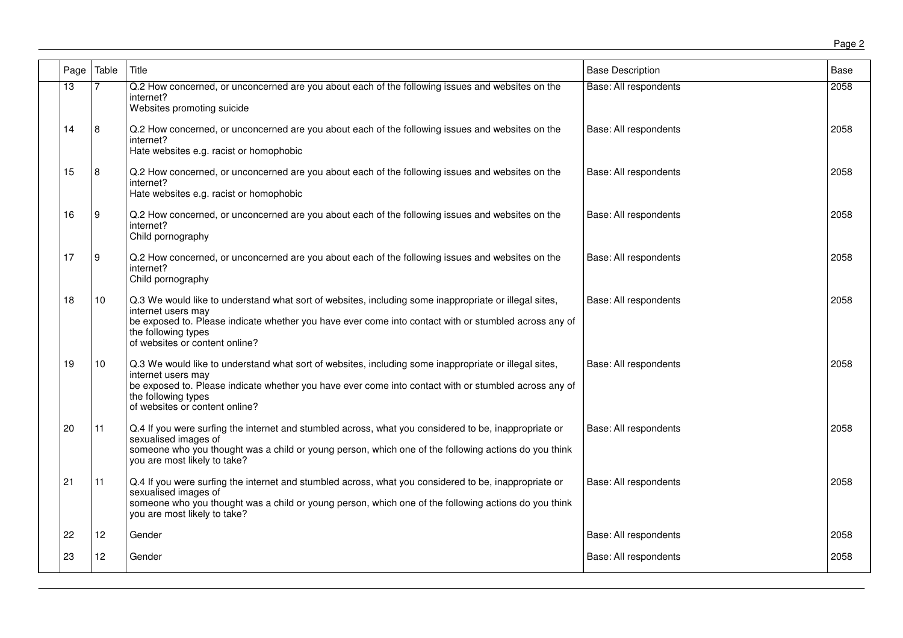| Page | Table | Title | Base Description | Base |
|---|---|---|---|---|
| 13 | 7 | Q.2 How concerned, or unconcerned are you about each of the following issues and websites on the internet?<br>Websites promoting suicide | Base: All respondents | 2058 |
| 14 | 8 | Q.2 How concerned, or unconcerned are you about each of the following issues and websites on the internet?<br>Hate websites e.g. racist or homophobic | Base: All respondents | 2058 |
| 15 | 8 | Q.2 How concerned, or unconcerned are you about each of the following issues and websites on the internet?<br>Hate websites e.g. racist or homophobic | Base: All respondents | 2058 |
| 16 | 9 | Q.2 How concerned, or unconcerned are you about each of the following issues and websites on the internet?<br>Child pornography | Base: All respondents | 2058 |
| 17 | 9 | Q.2 How concerned, or unconcerned are you about each of the following issues and websites on the internet?<br>Child pornography | Base: All respondents | 2058 |
| 18 | 10 | Q.3 We would like to understand what sort of websites, including some inappropriate or illegal sites, internet users may<br>be exposed to. Please indicate whether you have ever come into contact with or stumbled across any of the following types<br>of websites or content online? | Base: All respondents | 2058 |
| 19 | 10 | Q.3 We would like to understand what sort of websites, including some inappropriate or illegal sites, internet users may<br>be exposed to. Please indicate whether you have ever come into contact with or stumbled across any of the following types<br>of websites or content online? | Base: All respondents | 2058 |
| 20 | 11 | Q.4 If you were surfing the internet and stumbled across, what you considered to be, inappropriate or sexualised images of<br>someone who you thought was a child or young person, which one of the following actions do you think you are most likely to take? | Base: All respondents | 2058 |
| 21 | 11 | Q.4 If you were surfing the internet and stumbled across, what you considered to be, inappropriate or sexualised images of<br>someone who you thought was a child or young person, which one of the following actions do you think you are most likely to take? | Base: All respondents | 2058 |
| 22 | 12 | Gender | Base: All respondents | 2058 |
| 23 | 12 | Gender | Base: All respondents | 2058 |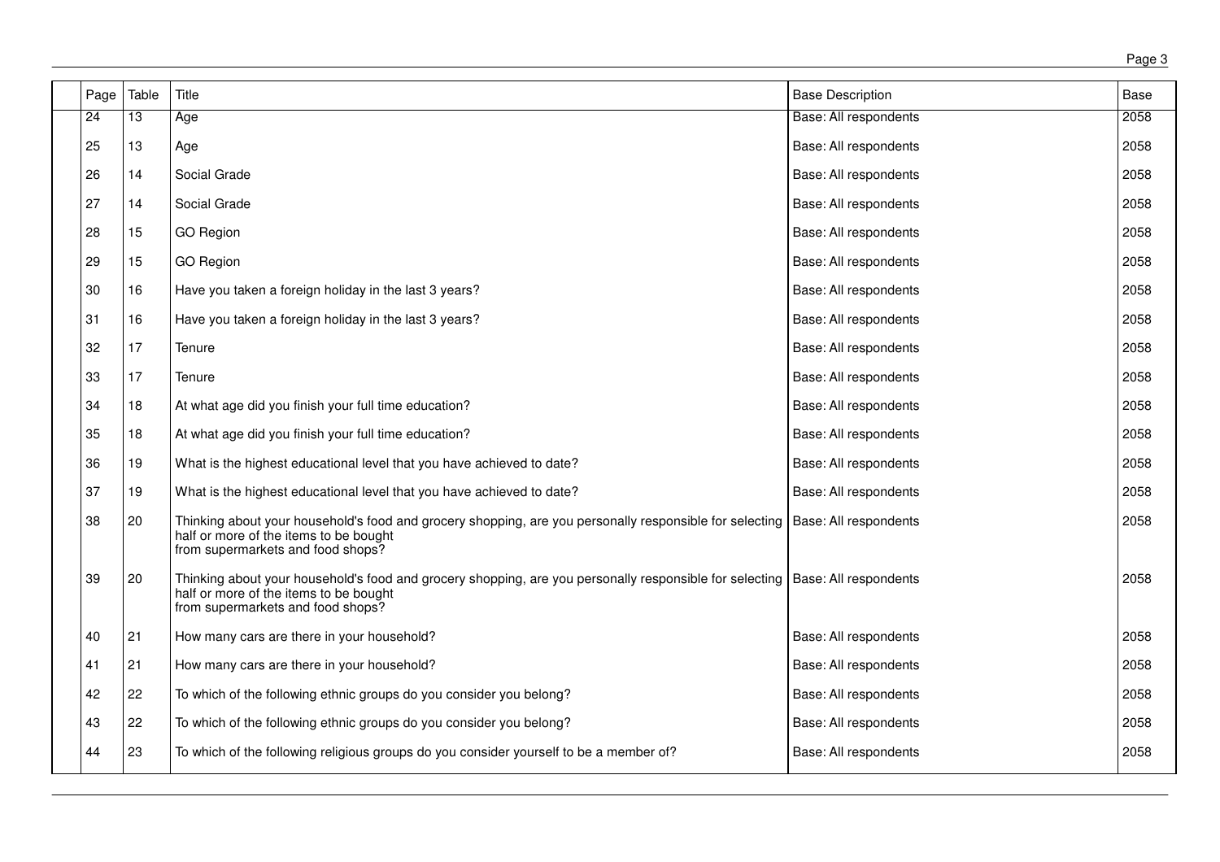| Page | Table | Title | Base Description | Base |
|---|---|---|---|---|
| 24 | 13 | Age | Base: All respondents | 2058 |
| 25 | 13 | Age | Base: All respondents | 2058 |
| 26 | 14 | Social Grade | Base: All respondents | 2058 |
| 27 | 14 | Social Grade | Base: All respondents | 2058 |
| 28 | 15 | GO Region | Base: All respondents | 2058 |
| 29 | 15 | GO Region | Base: All respondents | 2058 |
| 30 | 16 | Have you taken a foreign holiday in the last 3 years? | Base: All respondents | 2058 |
| 31 | 16 | Have you taken a foreign holiday in the last 3 years? | Base: All respondents | 2058 |
| 32 | 17 | Tenure | Base: All respondents | 2058 |
| 33 | 17 | Tenure | Base: All respondents | 2058 |
| 34 | 18 | At what age did you finish your full time education? | Base: All respondents | 2058 |
| 35 | 18 | At what age did you finish your full time education? | Base: All respondents | 2058 |
| 36 | 19 | What is the highest educational level that you have achieved to date? | Base: All respondents | 2058 |
| 37 | 19 | What is the highest educational level that you have achieved to date? | Base: All respondents | 2058 |
| 38 | 20 | Thinking about your household's food and grocery shopping, are you personally responsible for selecting half or more of the items to be bought from supermarkets and food shops? | Base: All respondents | 2058 |
| 39 | 20 | Thinking about your household's food and grocery shopping, are you personally responsible for selecting half or more of the items to be bought from supermarkets and food shops? | Base: All respondents | 2058 |
| 40 | 21 | How many cars are there in your household? | Base: All respondents | 2058 |
| 41 | 21 | How many cars are there in your household? | Base: All respondents | 2058 |
| 42 | 22 | To which of the following ethnic groups do you consider you belong? | Base: All respondents | 2058 |
| 43 | 22 | To which of the following ethnic groups do you consider you belong? | Base: All respondents | 2058 |
| 44 | 23 | To which of the following religious groups do you consider yourself to be a member of? | Base: All respondents | 2058 |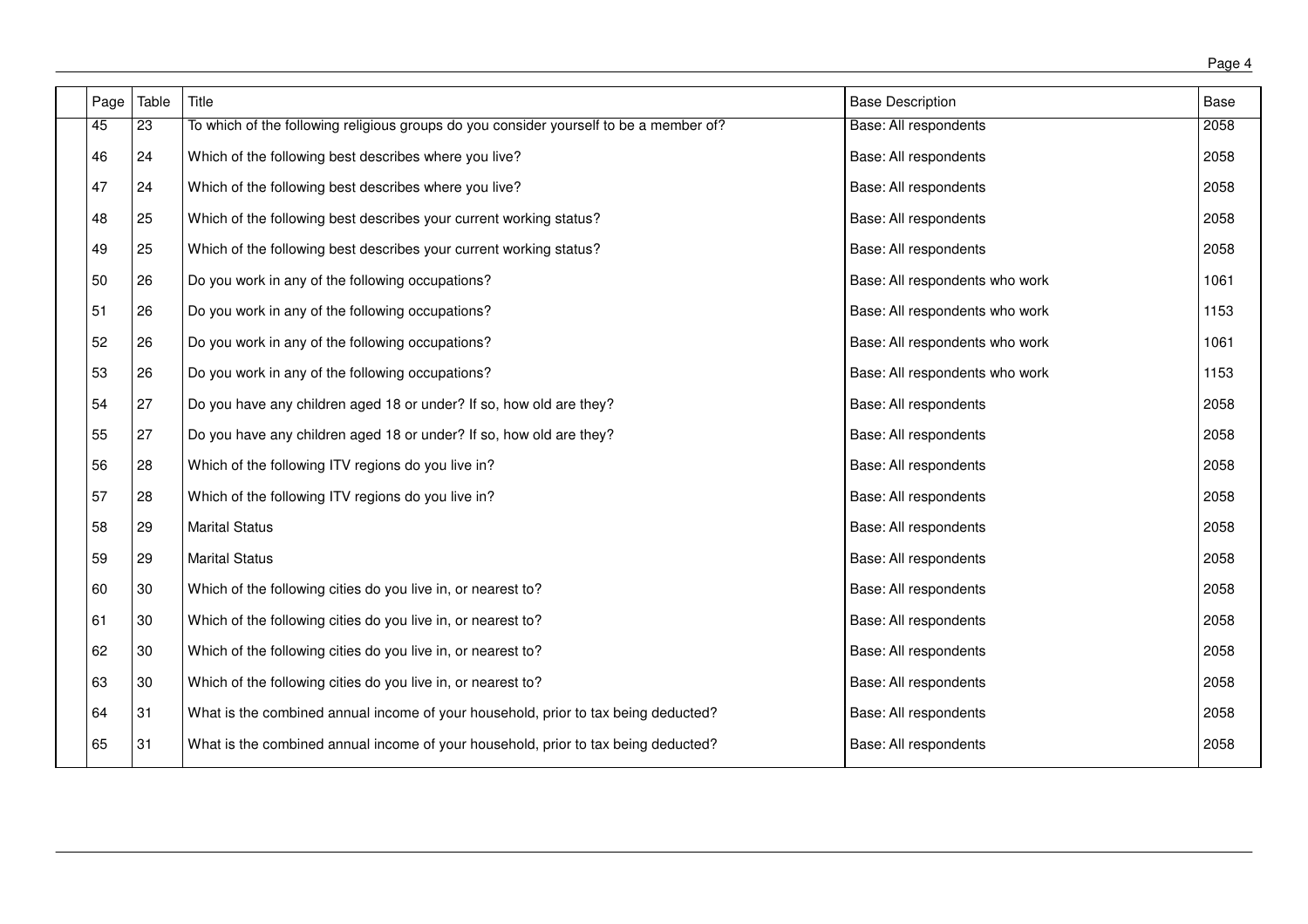| Page | Table | Title | Base Description | Base |
|---|---|---|---|---|
| 45 | 23 | To which of the following religious groups do you consider yourself to be a member of? | Base: All respondents | 2058 |
| 46 | 24 | Which of the following best describes where you live? | Base: All respondents | 2058 |
| 47 | 24 | Which of the following best describes where you live? | Base: All respondents | 2058 |
| 48 | 25 | Which of the following best describes your current working status? | Base: All respondents | 2058 |
| 49 | 25 | Which of the following best describes your current working status? | Base: All respondents | 2058 |
| 50 | 26 | Do you work in any of the following occupations? | Base: All respondents who work | 1061 |
| 51 | 26 | Do you work in any of the following occupations? | Base: All respondents who work | 1153 |
| 52 | 26 | Do you work in any of the following occupations? | Base: All respondents who work | 1061 |
| 53 | 26 | Do you work in any of the following occupations? | Base: All respondents who work | 1153 |
| 54 | 27 | Do you have any children aged 18 or under? If so, how old are they? | Base: All respondents | 2058 |
| 55 | 27 | Do you have any children aged 18 or under? If so, how old are they? | Base: All respondents | 2058 |
| 56 | 28 | Which of the following ITV regions do you live in? | Base: All respondents | 2058 |
| 57 | 28 | Which of the following ITV regions do you live in? | Base: All respondents | 2058 |
| 58 | 29 | Marital Status | Base: All respondents | 2058 |
| 59 | 29 | Marital Status | Base: All respondents | 2058 |
| 60 | 30 | Which of the following cities do you live in, or nearest to? | Base: All respondents | 2058 |
| 61 | 30 | Which of the following cities do you live in, or nearest to? | Base: All respondents | 2058 |
| 62 | 30 | Which of the following cities do you live in, or nearest to? | Base: All respondents | 2058 |
| 63 | 30 | Which of the following cities do you live in, or nearest to? | Base: All respondents | 2058 |
| 64 | 31 | What is the combined annual income of your household, prior to tax being deducted? | Base: All respondents | 2058 |
| 65 | 31 | What is the combined annual income of your household, prior to tax being deducted? | Base: All respondents | 2058 |